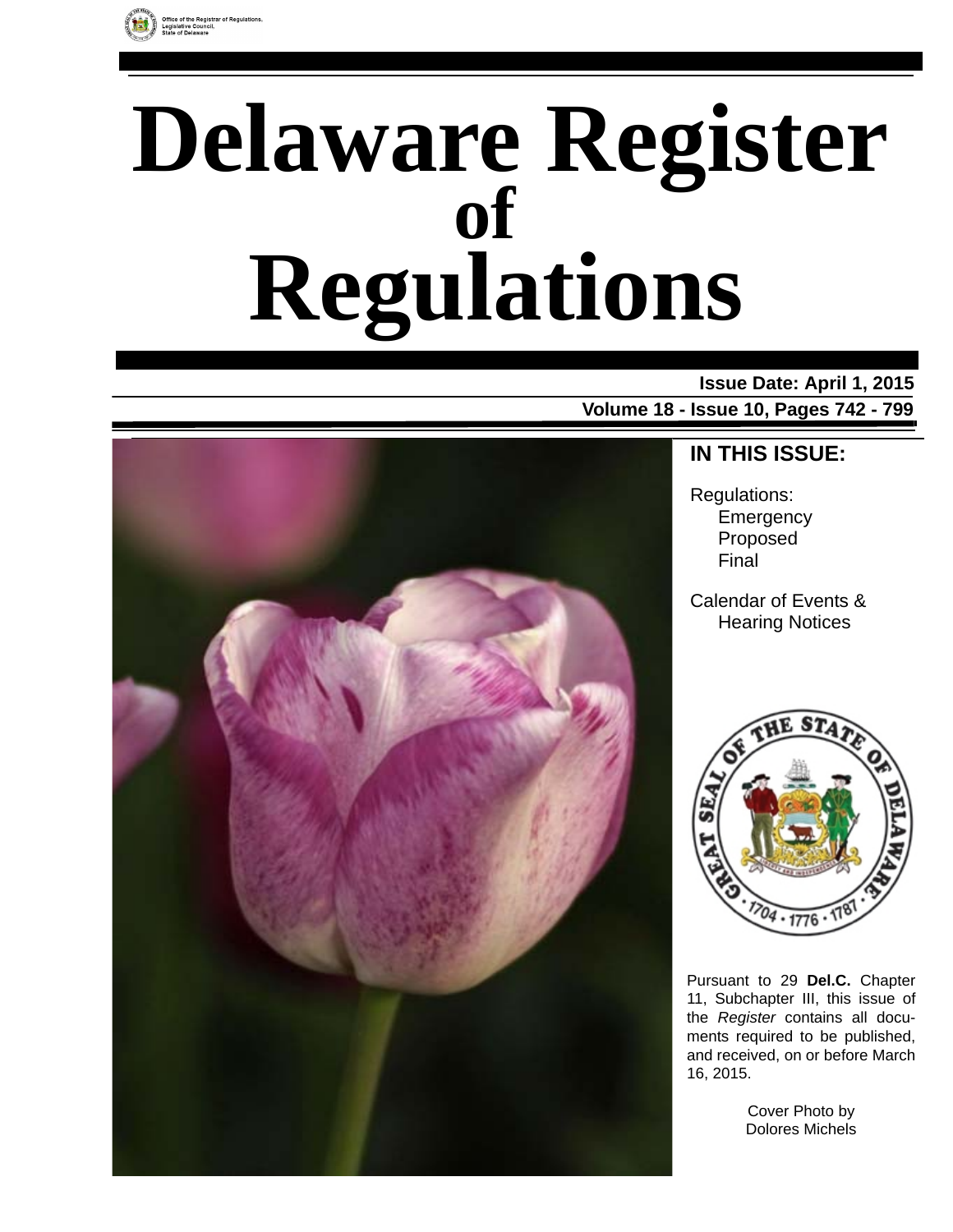Office of the Registrar of Regulations,
Legislative Council,
State of Delaware

# Delaware Register of Regulations

**Issue Date: April 1, 2015**

**Volume 18 - Issue 10, Pages 742 - 799**

## IN THIS ISSUE:

Regulations:
- Emergency
- Proposed
- Final

Calendar of Events & Hearing Notices

Pursuant to 29 **Del.C.** Chapter 11, Subchapter III, this issue of the *Register* contains all documents required to be published, and received, on or before March 16, 2015.

Cover Photo by
Dolores Michels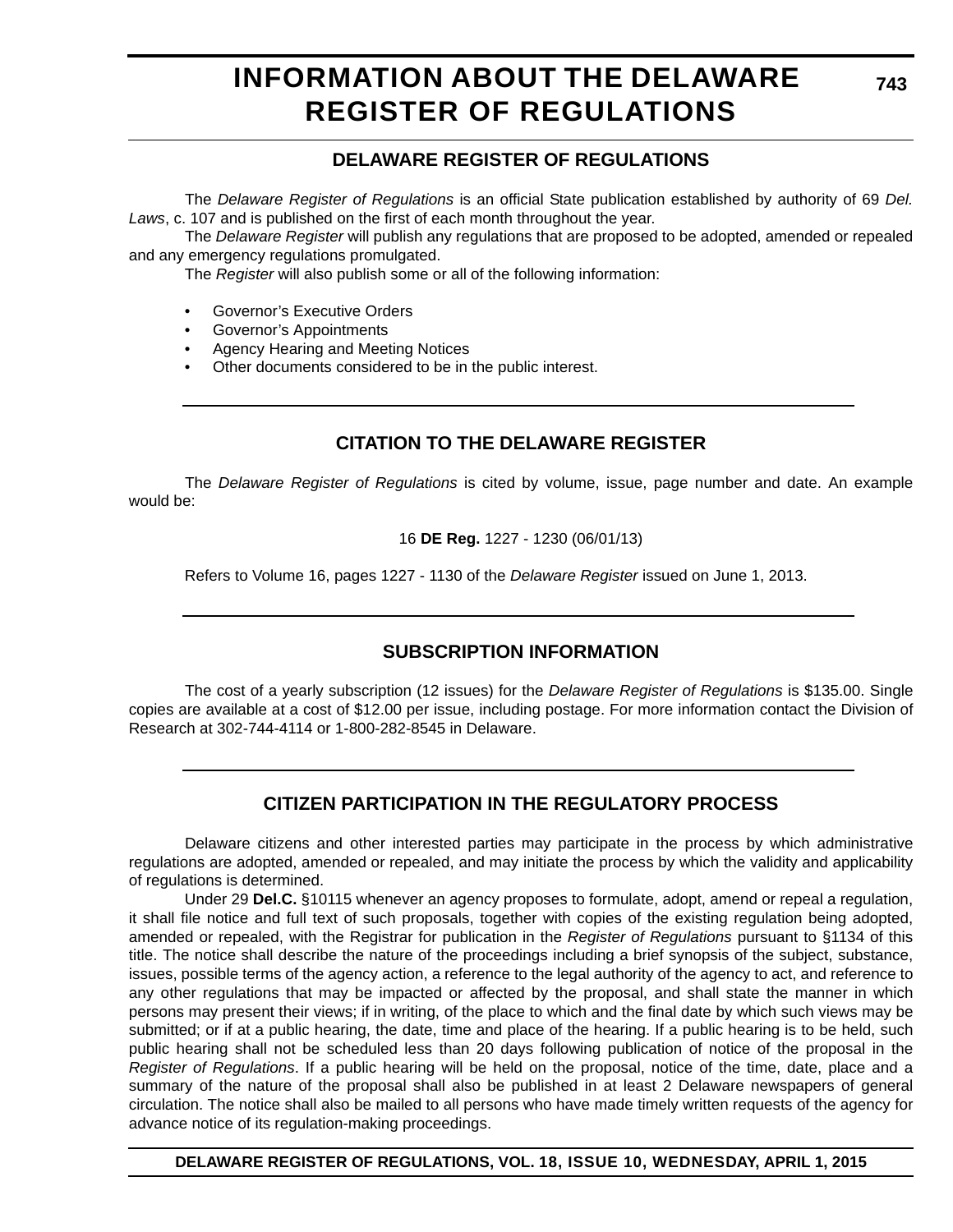# INFORMATION ABOUT THE DELAWARE REGISTER OF REGULATIONS

## DELAWARE REGISTER OF REGULATIONS

The *Delaware Register of Regulations* is an official State publication established by authority of 69 *Del. Laws*, c. 107 and is published on the first of each month throughout the year.

The *Delaware Register* will publish any regulations that are proposed to be adopted, amended or repealed and any emergency regulations promulgated.

The *Register* will also publish some or all of the following information:

- Governor's Executive Orders
- Governor's Appointments
- Agency Hearing and Meeting Notices
- Other documents considered to be in the public interest.

## CITATION TO THE DELAWARE REGISTER

The *Delaware Register of Regulations* is cited by volume, issue, page number and date. An example would be:

16 **DE Reg.** 1227 - 1230 (06/01/13)

Refers to Volume 16, pages 1227 - 1130 of the *Delaware Register* issued on June 1, 2013.

## SUBSCRIPTION INFORMATION

The cost of a yearly subscription (12 issues) for the *Delaware Register of Regulations* is $135.00. Single copies are available at a cost of $12.00 per issue, including postage. For more information contact the Division of Research at 302-744-4114 or 1-800-282-8545 in Delaware.

## CITIZEN PARTICIPATION IN THE REGULATORY PROCESS

Delaware citizens and other interested parties may participate in the process by which administrative regulations are adopted, amended or repealed, and may initiate the process by which the validity and applicability of regulations is determined.

Under 29 **Del.C.** §10115 whenever an agency proposes to formulate, adopt, amend or repeal a regulation, it shall file notice and full text of such proposals, together with copies of the existing regulation being adopted, amended or repealed, with the Registrar for publication in the *Register of Regulations* pursuant to §1134 of this title. The notice shall describe the nature of the proceedings including a brief synopsis of the subject, substance, issues, possible terms of the agency action, a reference to the legal authority of the agency to act, and reference to any other regulations that may be impacted or affected by the proposal, and shall state the manner in which persons may present their views; if in writing, of the place to which and the final date by which such views may be submitted; or if at a public hearing, the date, time and place of the hearing. If a public hearing is to be held, such public hearing shall not be scheduled less than 20 days following publication of notice of the proposal in the *Register of Regulations*. If a public hearing will be held on the proposal, notice of the time, date, place and a summary of the nature of the proposal shall also be published in at least 2 Delaware newspapers of general circulation. The notice shall also be mailed to all persons who have made timely written requests of the agency for advance notice of its regulation-making proceedings.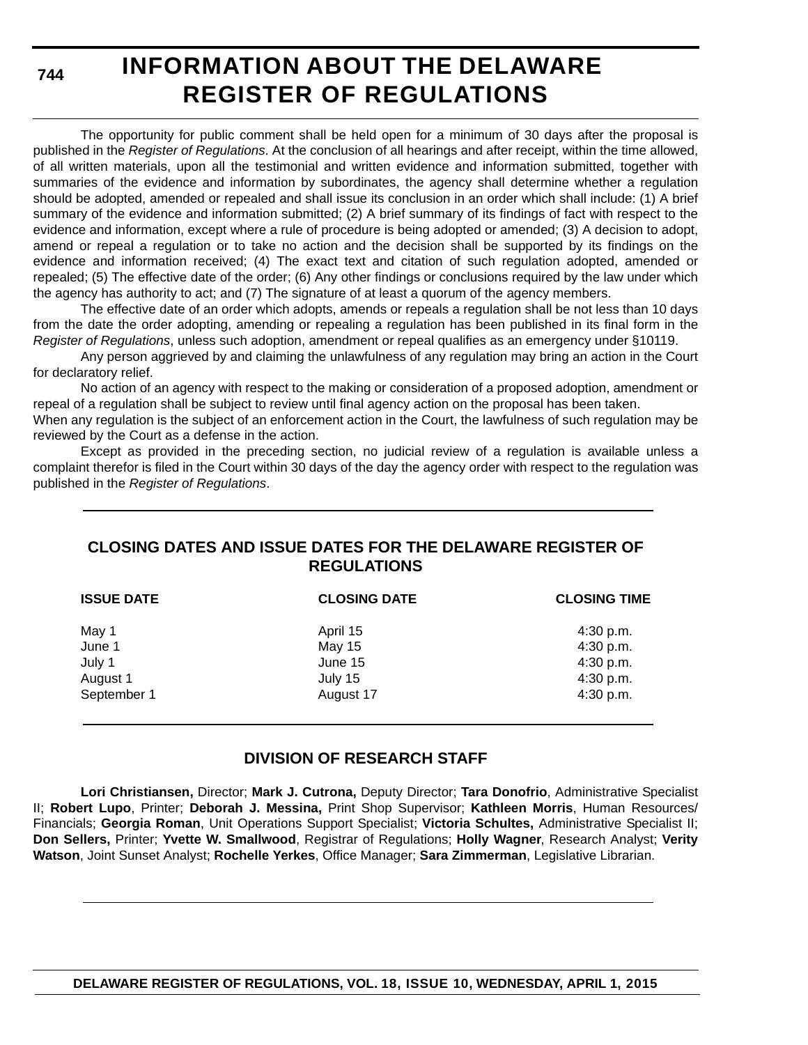# INFORMATION ABOUT THE DELAWARE REGISTER OF REGULATIONS

The opportunity for public comment shall be held open for a minimum of 30 days after the proposal is published in the *Register of Regulations*. At the conclusion of all hearings and after receipt, within the time allowed, of all written materials, upon all the testimonial and written evidence and information submitted, together with summaries of the evidence and information by subordinates, the agency shall determine whether a regulation should be adopted, amended or repealed and shall issue its conclusion in an order which shall include: (1) A brief summary of the evidence and information submitted; (2) A brief summary of its findings of fact with respect to the evidence and information, except where a rule of procedure is being adopted or amended; (3) A decision to adopt, amend or repeal a regulation or to take no action and the decision shall be supported by its findings on the evidence and information received; (4) The exact text and citation of such regulation adopted, amended or repealed; (5) The effective date of the order; (6) Any other findings or conclusions required by the law under which the agency has authority to act; and (7) The signature of at least a quorum of the agency members.

The effective date of an order which adopts, amends or repeals a regulation shall be not less than 10 days from the date the order adopting, amending or repealing a regulation has been published in its final form in the *Register of Regulations*, unless such adoption, amendment or repeal qualifies as an emergency under §10119.

Any person aggrieved by and claiming the unlawfulness of any regulation may bring an action in the Court for declaratory relief.

No action of an agency with respect to the making or consideration of a proposed adoption, amendment or repeal of a regulation shall be subject to review until final agency action on the proposal has been taken. When any regulation is the subject of an enforcement action in the Court, the lawfulness of such regulation may be reviewed by the Court as a defense in the action.

Except as provided in the preceding section, no judicial review of a regulation is available unless a complaint therefor is filed in the Court within 30 days of the day the agency order with respect to the regulation was published in the *Register of Regulations*.

## CLOSING DATES AND ISSUE DATES FOR THE DELAWARE REGISTER OF REGULATIONS

| ISSUE DATE | CLOSING DATE | CLOSING TIME |
|---|---|---|
| May 1 | April 15 | 4:30 p.m. |
| June 1 | May 15 | 4:30 p.m. |
| July 1 | June 15 | 4:30 p.m. |
| August 1 | July 15 | 4:30 p.m. |
| September 1 | August 17 | 4:30 p.m. |

## DIVISION OF RESEARCH STAFF

**Lori Christiansen,** Director; **Mark J. Cutrona,** Deputy Director; **Tara Donofrio**, Administrative Specialist II; **Robert Lupo**, Printer; **Deborah J. Messina,** Print Shop Supervisor; **Kathleen Morris**, Human Resources/ Financials; **Georgia Roman**, Unit Operations Support Specialist; **Victoria Schultes,** Administrative Specialist II; **Don Sellers,** Printer; **Yvette W. Smallwood**, Registrar of Regulations; **Holly Wagner**, Research Analyst; **Verity Watson**, Joint Sunset Analyst; **Rochelle Yerkes**, Office Manager; **Sara Zimmerman**, Legislative Librarian.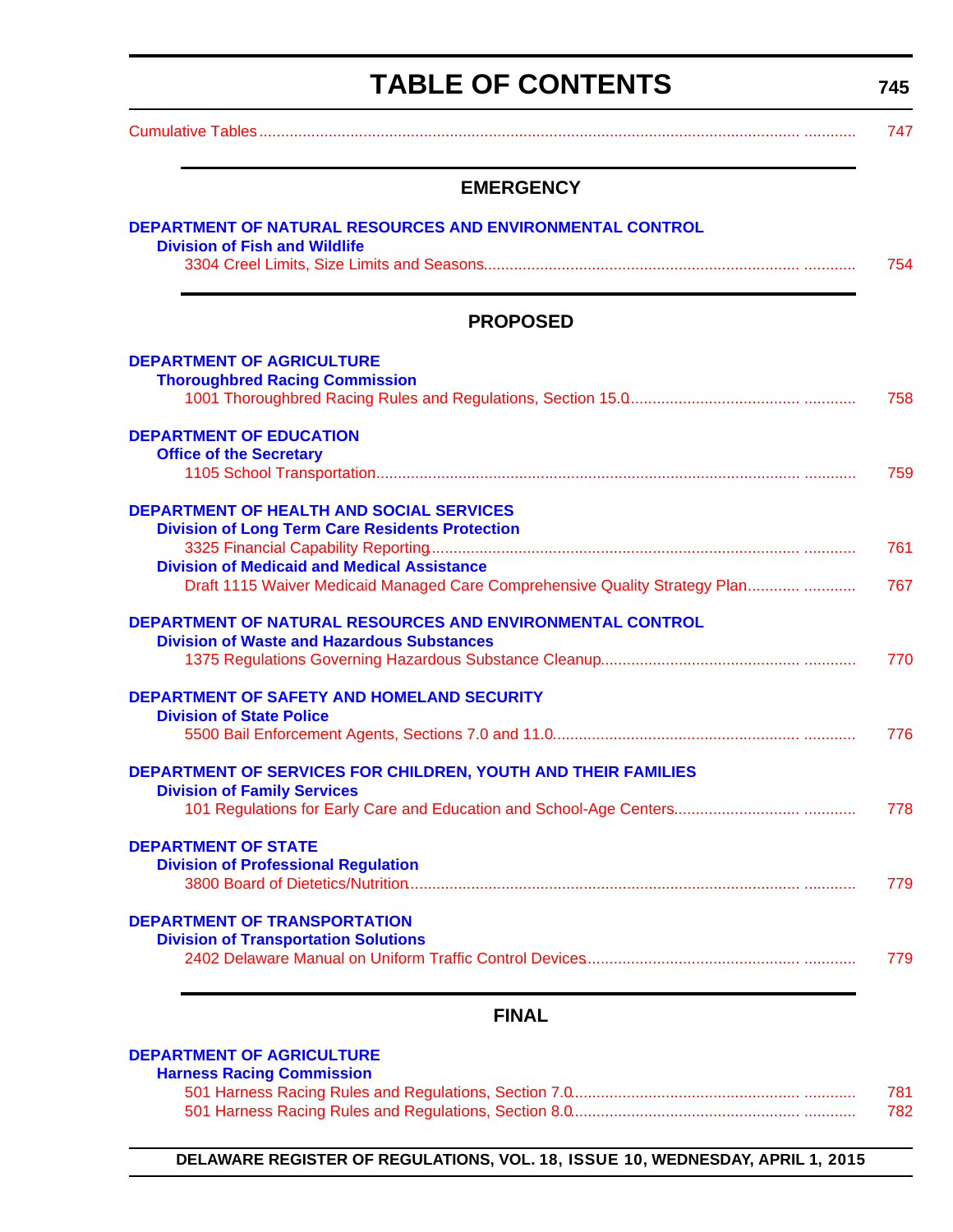# TABLE OF CONTENTS

Cumulative Tables ........................................................ 747

## EMERGENCY

**DEPARTMENT OF NATURAL RESOURCES AND ENVIRONMENTAL CONTROL**

**Division of Fish and Wildlife**

3304 Creel Limits, Size Limits and Seasons........................................................ 754

## PROPOSED

**DEPARTMENT OF AGRICULTURE**

**Thoroughbred Racing Commission**

1001 Thoroughbred Racing Rules and Regulations, Section 15.0........................................................ 758

**DEPARTMENT OF EDUCATION**

**Office of the Secretary**

1105 School Transportation........................................................ 759

**DEPARTMENT OF HEALTH AND SOCIAL SERVICES**

**Division of Long Term Care Residents Protection**

3325 Financial Capability Reporting........................................................ 761

**Division of Medicaid and Medical Assistance**

Draft 1115 Waiver Medicaid Managed Care Comprehensive Quality Strategy Plan........................................................ 767

**DEPARTMENT OF NATURAL RESOURCES AND ENVIRONMENTAL CONTROL**

**Division of Waste and Hazardous Substances**

1375 Regulations Governing Hazardous Substance Cleanup........................................................ 770

**DEPARTMENT OF SAFETY AND HOMELAND SECURITY**

**Division of State Police**

5500 Bail Enforcement Agents, Sections 7.0 and 11.0........................................................ 776

**DEPARTMENT OF SERVICES FOR CHILDREN, YOUTH AND THEIR FAMILIES**

**Division of Family Services**

101 Regulations for Early Care and Education and School-Age Centers........................................................ 778

**DEPARTMENT OF STATE**

**Division of Professional Regulation**

3800 Board of Dietetics/Nutrition........................................................ 779

**DEPARTMENT OF TRANSPORTATION**

**Division of Transportation Solutions**

2402 Delaware Manual on Uniform Traffic Control Devices........................................................ 779

## FINAL

**DEPARTMENT OF AGRICULTURE**

**Harness Racing Commission**

501 Harness Racing Rules and Regulations, Section 7.0........................................................ 781

501 Harness Racing Rules and Regulations, Section 8.0........................................................ 782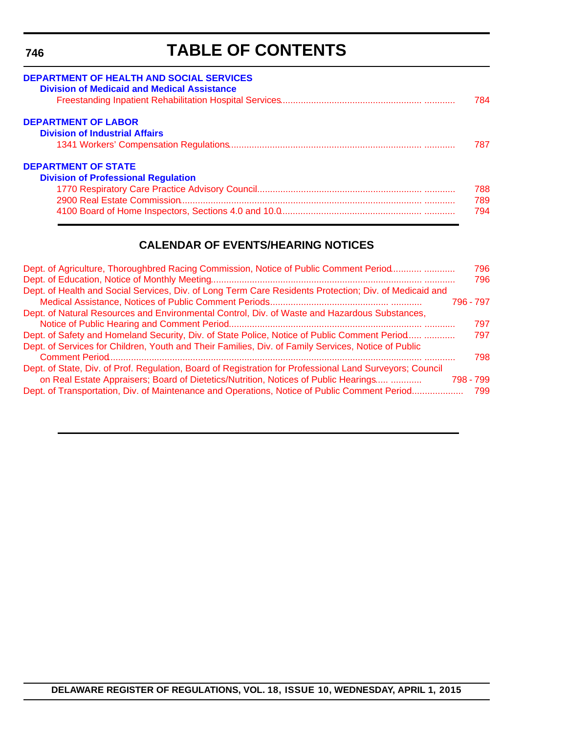# TABLE OF CONTENTS

**DEPARTMENT OF HEALTH AND SOCIAL SERVICES**

**Division of Medicaid and Medical Assistance**

Freestanding Inpatient Rehabilitation Hospital Services ........................................................ 784

**DEPARTMENT OF LABOR**

**Division of Industrial Affairs**

1341 Workers' Compensation Regulations ........................................................ 787

**DEPARTMENT OF STATE**

**Division of Professional Regulation**

1770 Respiratory Care Practice Advisory Council ........................................................ 788

2900 Real Estate Commission ........................................................ 789

4100 Board of Home Inspectors, Sections 4.0 and 10.0 ........................................................ 794

## CALENDAR OF EVENTS/HEARING NOTICES

Dept. of Agriculture, Thoroughbred Racing Commission, Notice of Public Comment Period ........................ 796

Dept. of Education, Notice of Monthly Meeting ........................................................ 796

Dept. of Health and Social Services, Div. of Long Term Care Residents Protection; Div. of Medicaid and Medical Assistance, Notices of Public Comment Periods ........................ 796 - 797

Dept. of Natural Resources and Environmental Control, Div. of Waste and Hazardous Substances, Notice of Public Hearing and Comment Period ........................ 797

Dept. of Safety and Homeland Security, Div. of State Police, Notice of Public Comment Period ........................ 797

Dept. of Services for Children, Youth and Their Families, Div. of Family Services, Notice of Public Comment Period ........................ 798

Dept. of State, Div. of Prof. Regulation, Board of Registration for Professional Land Surveyors; Council on Real Estate Appraisers; Board of Dietetics/Nutrition, Notices of Public Hearings ........................ 798 - 799

Dept. of Transportation, Div. of Maintenance and Operations, Notice of Public Comment Period ........................ 799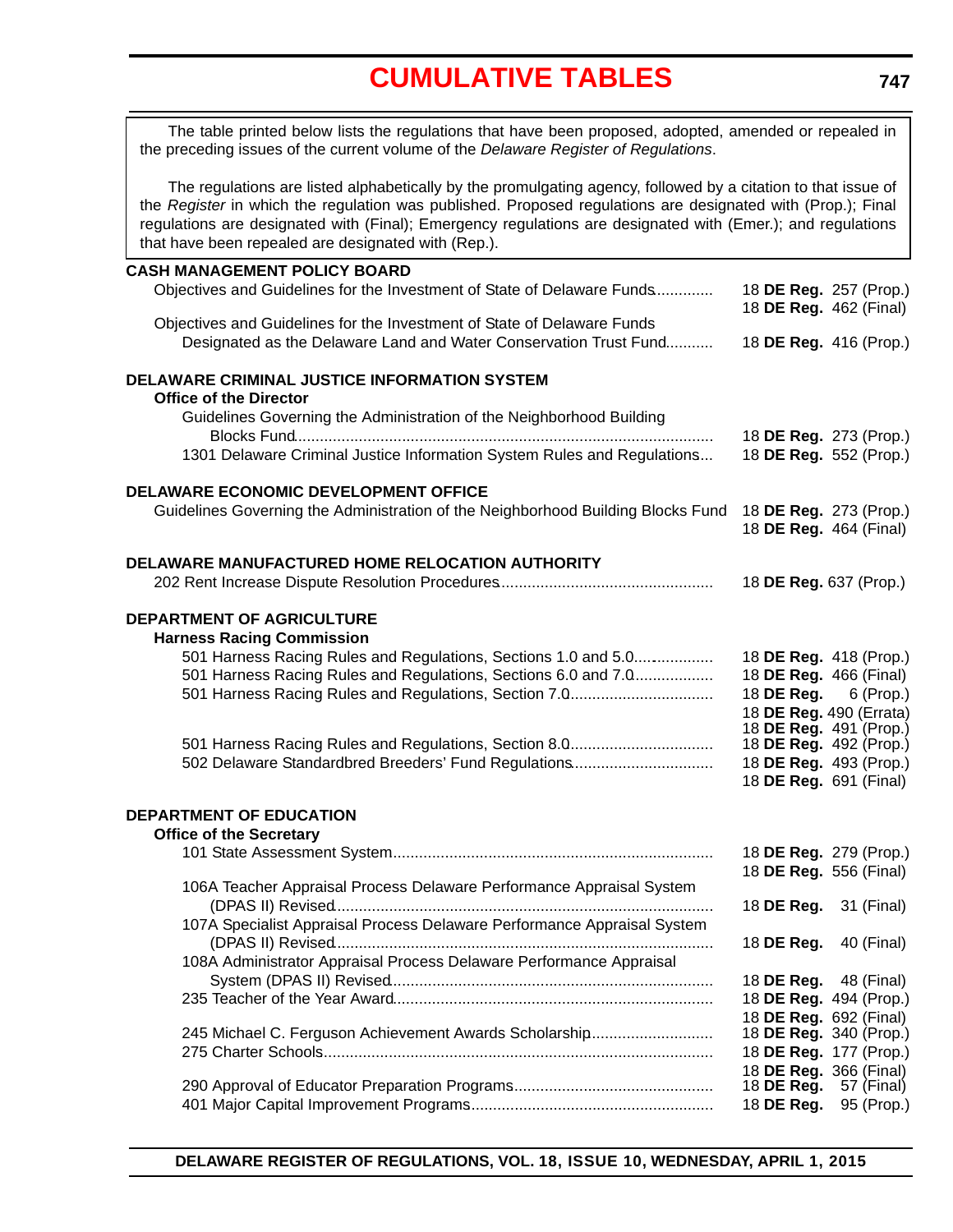# CUMULATIVE TABLES

The table printed below lists the regulations that have been proposed, adopted, amended or repealed in the preceding issues of the current volume of the *Delaware Register of Regulations*.

The regulations are listed alphabetically by the promulgating agency, followed by a citation to that issue of the *Register* in which the regulation was published. Proposed regulations are designated with (Prop.); Final regulations are designated with (Final); Emergency regulations are designated with (Emer.); and regulations that have been repealed are designated with (Rep.).

**CASH MANAGEMENT POLICY BOARD**

| Regulation | Citation |
|---|---|
| Objectives and Guidelines for the Investment of State of Delaware Funds | 18 **DE Reg.** 257 (Prop.)<br>18 **DE Reg.** 462 (Final) |
| Objectives and Guidelines for the Investment of State of Delaware Funds Designated as the Delaware Land and Water Conservation Trust Fund | 18 **DE Reg.** 416 (Prop.) |

**DELAWARE CRIMINAL JUSTICE INFORMATION SYSTEM**

**Office of the Director**

| Regulation | Citation |
|---|---|
| Guidelines Governing the Administration of the Neighborhood Building Blocks Fund | 18 **DE Reg.** 273 (Prop.) |
| 1301 Delaware Criminal Justice Information System Rules and Regulations | 18 **DE Reg.** 552 (Prop.) |

**DELAWARE ECONOMIC DEVELOPMENT OFFICE**

| Regulation | Citation |
|---|---|
| Guidelines Governing the Administration of the Neighborhood Building Blocks Fund | 18 **DE Reg.** 273 (Prop.)<br>18 **DE Reg.** 464 (Final) |

**DELAWARE MANUFACTURED HOME RELOCATION AUTHORITY**

| Regulation | Citation |
|---|---|
| 202 Rent Increase Dispute Resolution Procedures | 18 **DE Reg.** 637 (Prop.) |

**DEPARTMENT OF AGRICULTURE**

**Harness Racing Commission**

| Regulation | Citation |
|---|---|
| 501 Harness Racing Rules and Regulations, Sections 1.0 and 5.0 | 18 **DE Reg.** 418 (Prop.) |
| 501 Harness Racing Rules and Regulations, Sections 6.0 and 7.0 | 18 **DE Reg.** 466 (Final) |
| 501 Harness Racing Rules and Regulations, Section 7.0 | 18 **DE Reg.** 6 (Prop.)<br>18 **DE Reg.** 490 (Errata)<br>18 **DE Reg.** 491 (Prop.) |
| 501 Harness Racing Rules and Regulations, Section 8.0 | 18 **DE Reg.** 492 (Prop.) |
| 502 Delaware Standardbred Breeders' Fund Regulations | 18 **DE Reg.** 493 (Prop.)<br>18 **DE Reg.** 691 (Final) |

**DEPARTMENT OF EDUCATION**

**Office of the Secretary**

| Regulation | Citation |
|---|---|
| 101 State Assessment System | 18 **DE Reg.** 279 (Prop.)<br>18 **DE Reg.** 556 (Final) |
| 106A Teacher Appraisal Process Delaware Performance Appraisal System (DPAS II) Revised | 18 **DE Reg.** 31 (Final) |
| 107A Specialist Appraisal Process Delaware Performance Appraisal System (DPAS II) Revised | 18 **DE Reg.** 40 (Final) |
| 108A Administrator Appraisal Process Delaware Performance Appraisal System (DPAS II) Revised | 18 **DE Reg.** 48 (Final) |
| 235 Teacher of the Year Award | 18 **DE Reg.** 494 (Prop.)<br>18 **DE Reg.** 692 (Final) |
| 245 Michael C. Ferguson Achievement Awards Scholarship | 18 **DE Reg.** 340 (Prop.) |
| 275 Charter Schools | 18 **DE Reg.** 177 (Prop.)<br>18 **DE Reg.** 366 (Final) |
| 290 Approval of Educator Preparation Programs | 18 **DE Reg.** 57 (Final) |
| 401 Major Capital Improvement Programs | 18 **DE Reg.** 95 (Prop.) |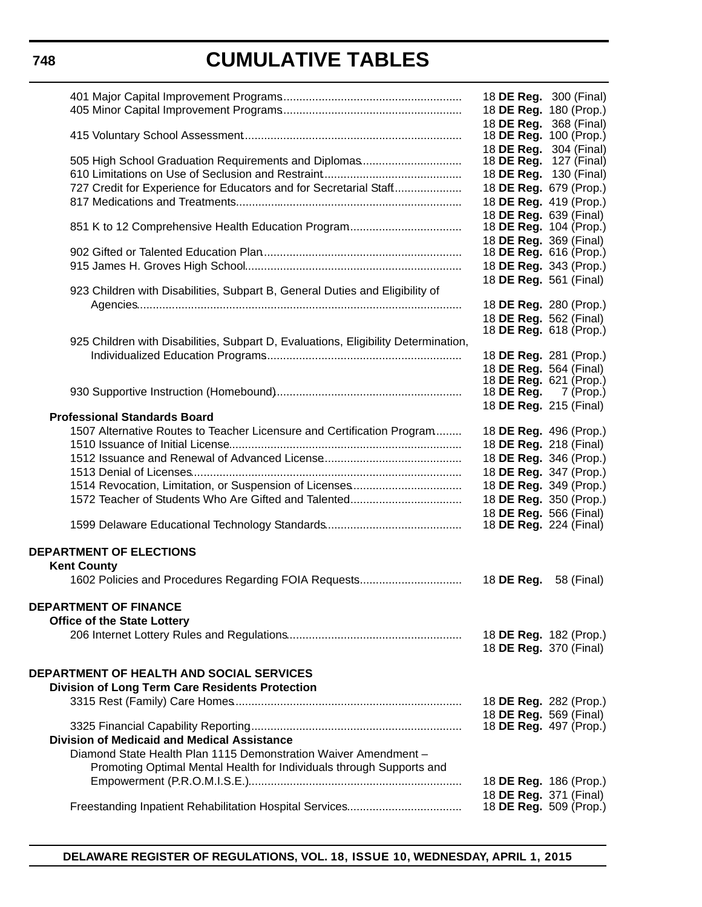| Regulation | Citation |
|---|---|
| 401 Major Capital Improvement Programs | 18 **DE Reg.** 300 (Final) |
| 405 Minor Capital Improvement Programs | 18 **DE Reg.** 180 (Prop.) |
| | 18 **DE Reg.** 368 (Final) |
| 415 Voluntary School Assessment | 18 **DE Reg.** 100 (Prop.) |
| | 18 **DE Reg.** 304 (Final) |
| 505 High School Graduation Requirements and Diplomas | 18 **DE Reg.** 127 (Final) |
| 610 Limitations on Use of Seclusion and Restraint | 18 **DE Reg.** 130 (Final) |
| 727 Credit for Experience for Educators and for Secretarial Staff | 18 **DE Reg.** 679 (Prop.) |
| 817 Medications and Treatments | 18 **DE Reg.** 419 (Prop.) |
| | 18 **DE Reg.** 639 (Final) |
| 851 K to 12 Comprehensive Health Education Program | 18 **DE Reg.** 104 (Prop.) |
| | 18 **DE Reg.** 369 (Final) |
| 902 Gifted or Talented Education Plan | 18 **DE Reg.** 616 (Prop.) |
| 915 James H. Groves High School | 18 **DE Reg.** 343 (Prop.) |
| | 18 **DE Reg.** 561 (Final) |
| 923 Children with Disabilities, Subpart B, General Duties and Eligibility of Agencies | 18 **DE Reg.** 280 (Prop.) |
| | 18 **DE Reg.** 562 (Final) |
| | 18 **DE Reg.** 618 (Prop.) |
| 925 Children with Disabilities, Subpart D, Evaluations, Eligibility Determination, Individualized Education Programs | 18 **DE Reg.** 281 (Prop.) |
| | 18 **DE Reg.** 564 (Final) |
| | 18 **DE Reg.** 621 (Prop.) |
| 930 Supportive Instruction (Homebound) | 18 **DE Reg.** 7 (Prop.) |
| | 18 **DE Reg.** 215 (Final) |
| **Professional Standards Board** | |
| 1507 Alternative Routes to Teacher Licensure and Certification Program | 18 **DE Reg.** 496 (Prop.) |
| 1510 Issuance of Initial License | 18 **DE Reg.** 218 (Final) |
| 1512 Issuance and Renewal of Advanced License | 18 **DE Reg.** 346 (Prop.) |
| 1513 Denial of Licenses | 18 **DE Reg.** 347 (Prop.) |
| 1514 Revocation, Limitation, or Suspension of Licenses | 18 **DE Reg.** 349 (Prop.) |
| 1572 Teacher of Students Who Are Gifted and Talented | 18 **DE Reg.** 350 (Prop.) |
| | 18 **DE Reg.** 566 (Final) |
| 1599 Delaware Educational Technology Standards | 18 **DE Reg.** 224 (Final) |

**DEPARTMENT OF ELECTIONS**

**Kent County**

| Regulation | Citation |
|---|---|
| 1602 Policies and Procedures Regarding FOIA Requests | 18 **DE Reg.** 58 (Final) |

**DEPARTMENT OF FINANCE**

**Office of the State Lottery**

| Regulation | Citation |
|---|---|
| 206 Internet Lottery Rules and Regulations | 18 **DE Reg.** 182 (Prop.) |
| | 18 **DE Reg.** 370 (Final) |

**DEPARTMENT OF HEALTH AND SOCIAL SERVICES**

**Division of Long Term Care Residents Protection**

| Regulation | Citation |
|---|---|
| 3315 Rest (Family) Care Homes | 18 **DE Reg.** 282 (Prop.) |
| | 18 **DE Reg.** 569 (Final) |
| 3325 Financial Capability Reporting | 18 **DE Reg.** 497 (Prop.) |

**Division of Medicaid and Medical Assistance**

| Regulation | Citation |
|---|---|
| Diamond State Health Plan 1115 Demonstration Waiver Amendment – Promoting Optimal Mental Health for Individuals through Supports and Empowerment (P.R.O.M.I.S.E.) | 18 **DE Reg.** 186 (Prop.) |
| | 18 **DE Reg.** 371 (Final) |
| Freestanding Inpatient Rehabilitation Hospital Services | 18 **DE Reg.** 509 (Prop.) |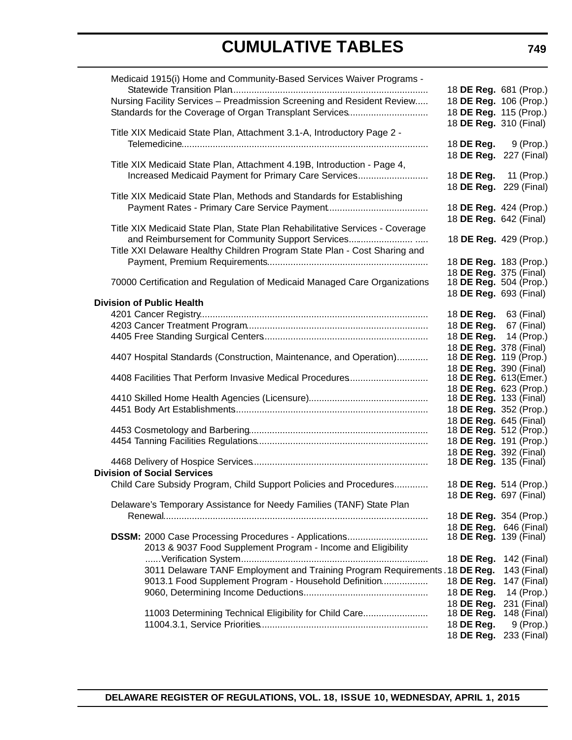# CUMULATIVE TABLES

| Regulation | Citation |
|---|---|
| Medicaid 1915(i) Home and Community-Based Services Waiver Programs - Statewide Transition Plan | 18 **DE Reg.** 681 (Prop.) |
| Nursing Facility Services – Preadmission Screening and Resident Review | 18 **DE Reg.** 106 (Prop.) |
| Standards for the Coverage of Organ Transplant Services | 18 **DE Reg.** 115 (Prop.) |
| | 18 **DE Reg.** 310 (Final) |
| Title XIX Medicaid State Plan, Attachment 3.1-A, Introductory Page 2 - Telemedicine | 18 **DE Reg.** 9 (Prop.) |
| | 18 **DE Reg.** 227 (Final) |
| Title XIX Medicaid State Plan, Attachment 4.19B, Introduction - Page 4, Increased Medicaid Payment for Primary Care Services | 18 **DE Reg.** 11 (Prop.) |
| | 18 **DE Reg.** 229 (Final) |
| Title XIX Medicaid State Plan, Methods and Standards for Establishing Payment Rates - Primary Care Service Payment | 18 **DE Reg.** 424 (Prop.) |
| | 18 **DE Reg.** 642 (Final) |
| Title XIX Medicaid State Plan, State Plan Rehabilitative Services - Coverage and Reimbursement for Community Support Services | 18 **DE Reg.** 429 (Prop.) |
| Title XXI Delaware Healthy Children Program State Plan - Cost Sharing and Payment, Premium Requirements | 18 **DE Reg.** 183 (Prop.) |
| | 18 **DE Reg.** 375 (Final) |
| 70000 Certification and Regulation of Medicaid Managed Care Organizations | 18 **DE Reg.** 504 (Prop.) |
| | 18 **DE Reg.** 693 (Final) |
| **Division of Public Health** | |
| 4201 Cancer Registry | 18 **DE Reg.** 63 (Final) |
| 4203 Cancer Treatment Program | 18 **DE Reg.** 67 (Final) |
| 4405 Free Standing Surgical Centers | 18 **DE Reg.** 14 (Prop.) |
| | 18 **DE Reg.** 378 (Final) |
| 4407 Hospital Standards (Construction, Maintenance, and Operation) | 18 **DE Reg.** 119 (Prop.) |
| | 18 **DE Reg.** 390 (Final) |
| 4408 Facilities That Perform Invasive Medical Procedures | 18 **DE Reg.** 613(Emer.) |
| | 18 **DE Reg.** 623 (Prop.) |
| 4410 Skilled Home Health Agencies (Licensure) | 18 **DE Reg.** 133 (Final) |
| 4451 Body Art Establishments | 18 **DE Reg.** 352 (Prop.) |
| | 18 **DE Reg.** 645 (Final) |
| 4453 Cosmetology and Barbering | 18 **DE Reg.** 512 (Prop.) |
| 4454 Tanning Facilities Regulations | 18 **DE Reg.** 191 (Prop.) |
| | 18 **DE Reg.** 392 (Final) |
| 4468 Delivery of Hospice Services | 18 **DE Reg.** 135 (Final) |
| **Division of Social Services** | |
| Child Care Subsidy Program, Child Support Policies and Procedures | 18 **DE Reg.** 514 (Prop.) |
| | 18 **DE Reg.** 697 (Final) |
| Delaware's Temporary Assistance for Needy Families (TANF) State Plan Renewal | 18 **DE Reg.** 354 (Prop.) |
| | 18 **DE Reg.** 646 (Final) |
| **DSSM:** 2000 Case Processing Procedures - Applications | 18 **DE Reg.** 139 (Final) |
| 2013 & 9037 Food Supplement Program - Income and Eligibility Verification System | 18 **DE Reg.** 142 (Final) |
| 3011 Delaware TANF Employment and Training Program Requirements | 18 **DE Reg.** 143 (Final) |
| 9013.1 Food Supplement Program - Household Definition | 18 **DE Reg.** 147 (Final) |
| 9060, Determining Income Deductions | 18 **DE Reg.** 14 (Prop.) |
| | 18 **DE Reg.** 231 (Final) |
| 11003 Determining Technical Eligibility for Child Care | 18 **DE Reg.** 148 (Final) |
| 11004.3.1, Service Priorities | 18 **DE Reg.** 9 (Prop.) |
| | 18 **DE Reg.** 233 (Final) |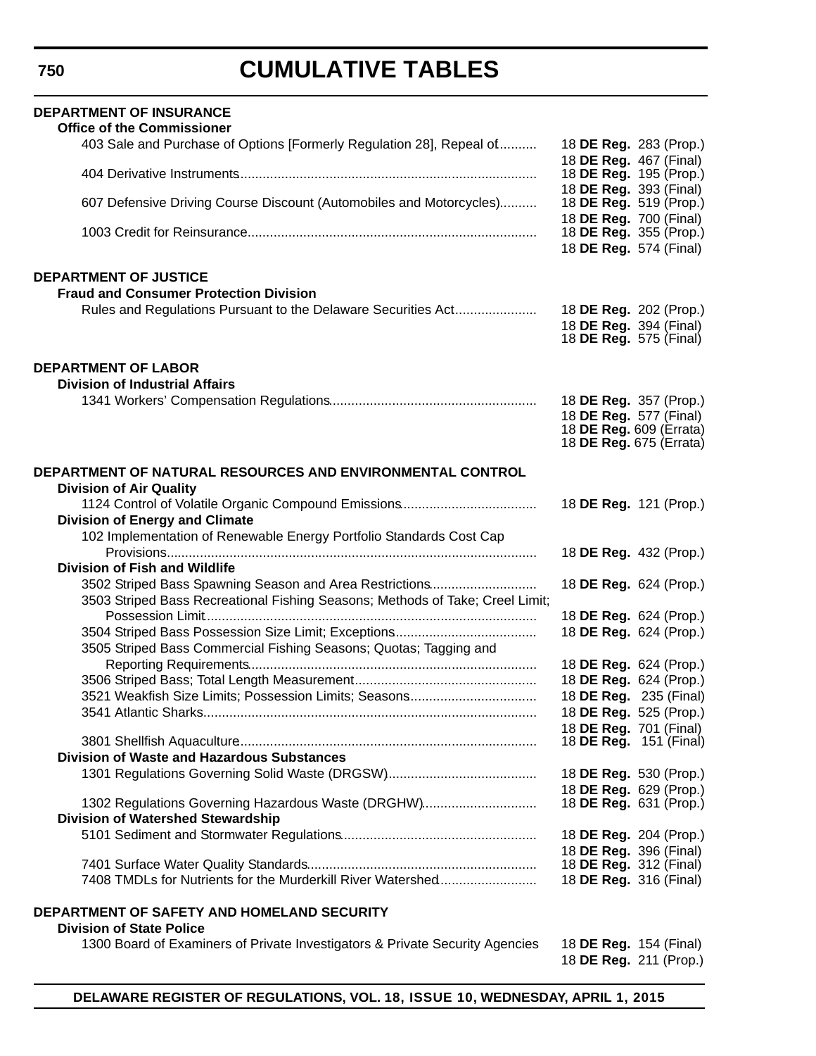# CUMULATIVE TABLES

**DEPARTMENT OF INSURANCE**

**Office of the Commissioner**

| Regulation | Citation |
|---|---|
| 403 Sale and Purchase of Options [Formerly Regulation 28], Repeal of | 18 **DE Reg.** 283 (Prop.) |
| | 18 **DE Reg.** 467 (Final) |
| 404 Derivative Instruments | 18 **DE Reg.** 195 (Prop.) |
| | 18 **DE Reg.** 393 (Final) |
| 607 Defensive Driving Course Discount (Automobiles and Motorcycles) | 18 **DE Reg.** 519 (Prop.) |
| | 18 **DE Reg.** 700 (Final) |
| 1003 Credit for Reinsurance | 18 **DE Reg.** 355 (Prop.) |
| | 18 **DE Reg.** 574 (Final) |

**DEPARTMENT OF JUSTICE**

**Fraud and Consumer Protection Division**

| Regulation | Citation |
|---|---|
| Rules and Regulations Pursuant to the Delaware Securities Act | 18 **DE Reg.** 202 (Prop.) |
| | 18 **DE Reg.** 394 (Final) |
| | 18 **DE Reg.** 575 (Final) |

**DEPARTMENT OF LABOR**

**Division of Industrial Affairs**

| Regulation | Citation |
|---|---|
| 1341 Workers' Compensation Regulations | 18 **DE Reg.** 357 (Prop.) |
| | 18 **DE Reg.** 577 (Final) |
| | 18 **DE Reg.** 609 (Errata) |
| | 18 **DE Reg.** 675 (Errata) |

**DEPARTMENT OF NATURAL RESOURCES AND ENVIRONMENTAL CONTROL**

| Regulation | Citation |
|---|---|
| **Division of Air Quality** | |
| 1124 Control of Volatile Organic Compound Emissions | 18 **DE Reg.** 121 (Prop.) |
| **Division of Energy and Climate** | |
| 102 Implementation of Renewable Energy Portfolio Standards Cost Cap Provisions | 18 **DE Reg.** 432 (Prop.) |
| **Division of Fish and Wildlife** | |
| 3502 Striped Bass Spawning Season and Area Restrictions | 18 **DE Reg.** 624 (Prop.) |
| 3503 Striped Bass Recreational Fishing Seasons; Methods of Take; Creel Limit; Possession Limit | 18 **DE Reg.** 624 (Prop.) |
| 3504 Striped Bass Possession Size Limit; Exceptions | 18 **DE Reg.** 624 (Prop.) |
| 3505 Striped Bass Commercial Fishing Seasons; Quotas; Tagging and Reporting Requirements | 18 **DE Reg.** 624 (Prop.) |
| 3506 Striped Bass; Total Length Measurement | 18 **DE Reg.** 624 (Prop.) |
| 3521 Weakfish Size Limits; Possession Limits; Seasons | 18 **DE Reg.** 235 (Final) |
| 3541 Atlantic Sharks | 18 **DE Reg.** 525 (Prop.) |
| | 18 **DE Reg.** 701 (Final) |
| 3801 Shellfish Aquaculture | 18 **DE Reg.** 151 (Final) |
| **Division of Waste and Hazardous Substances** | |
| 1301 Regulations Governing Solid Waste (DRGSW) | 18 **DE Reg.** 530 (Prop.) |
| | 18 **DE Reg.** 629 (Prop.) |
| 1302 Regulations Governing Hazardous Waste (DRGHW) | 18 **DE Reg.** 631 (Prop.) |
| **Division of Watershed Stewardship** | |
| 5101 Sediment and Stormwater Regulations | 18 **DE Reg.** 204 (Prop.) |
| | 18 **DE Reg.** 396 (Final) |
| 7401 Surface Water Quality Standards | 18 **DE Reg.** 312 (Final) |
| 7408 TMDLs for Nutrients for the Murderkill River Watershed | 18 **DE Reg.** 316 (Final) |

**DEPARTMENT OF SAFETY AND HOMELAND SECURITY**

**Division of State Police**

| Regulation | Citation |
|---|---|
| 1300 Board of Examiners of Private Investigators & Private Security Agencies | 18 **DE Reg.** 154 (Final) |
| | 18 **DE Reg.** 211 (Prop.) |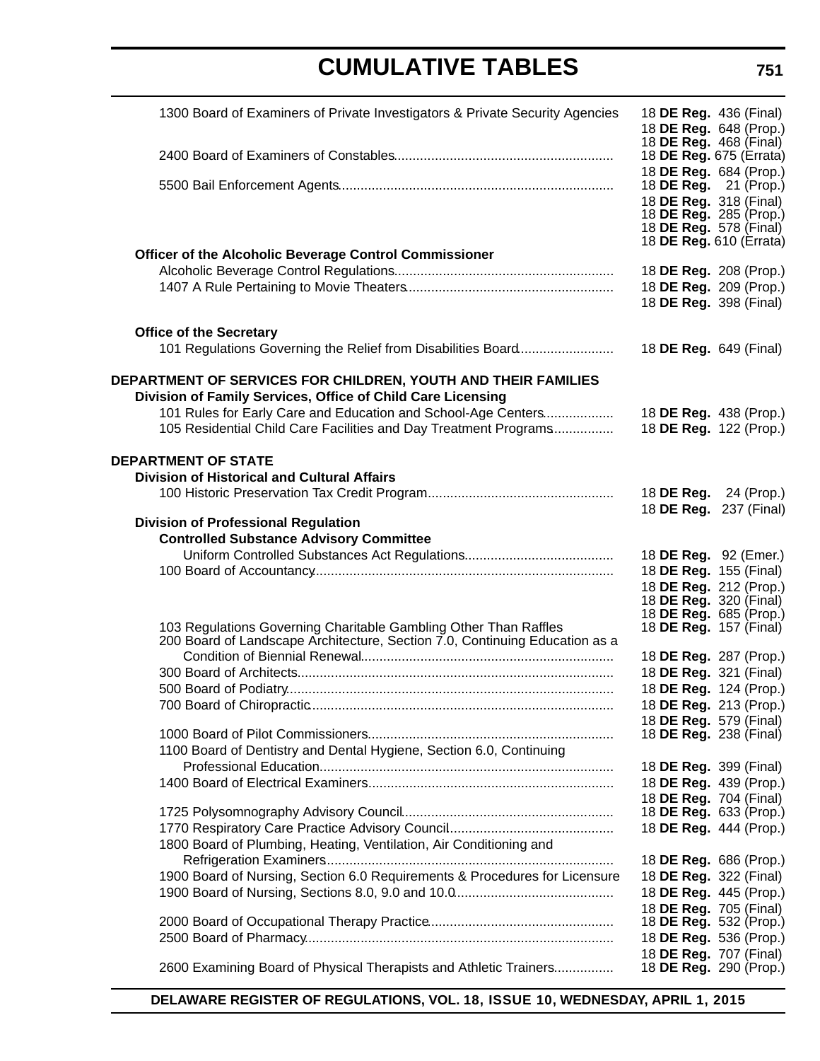# CUMULATIVE TABLES

| | |
|---|---|
| 1300 Board of Examiners of Private Investigators & Private Security Agencies | 18 **DE Reg.** 436 (Final) |
| | 18 **DE Reg.** 648 (Prop.) |
| | 18 **DE Reg.** 468 (Final) |
| 2400 Board of Examiners of Constables | 18 **DE Reg.** 675 (Errata) |
| | 18 **DE Reg.** 684 (Prop.) |
| 5500 Bail Enforcement Agents | 18 **DE Reg.** 21 (Prop.) |
| | 18 **DE Reg.** 318 (Final) |
| | 18 **DE Reg.** 285 (Prop.) |
| | 18 **DE Reg.** 578 (Final) |
| | 18 **DE Reg.** 610 (Errata) |
| **Officer of the Alcoholic Beverage Control Commissioner** | |
| Alcoholic Beverage Control Regulations | 18 **DE Reg.** 208 (Prop.) |
| 1407 A Rule Pertaining to Movie Theaters | 18 **DE Reg.** 209 (Prop.) |
| | 18 **DE Reg.** 398 (Final) |
| **Office of the Secretary** | |
| 101 Regulations Governing the Relief from Disabilities Board | 18 **DE Reg.** 649 (Final) |
| **DEPARTMENT OF SERVICES FOR CHILDREN, YOUTH AND THEIR FAMILIES** | |
| **Division of Family Services, Office of Child Care Licensing** | |
| 101 Rules for Early Care and Education and School-Age Centers | 18 **DE Reg.** 438 (Prop.) |
| 105 Residential Child Care Facilities and Day Treatment Programs | 18 **DE Reg.** 122 (Prop.) |
| **DEPARTMENT OF STATE** | |
| **Division of Historical and Cultural Affairs** | |
| 100 Historic Preservation Tax Credit Program | 18 **DE Reg.** 24 (Prop.) |
| | 18 **DE Reg.** 237 (Final) |
| **Division of Professional Regulation** | |
| **Controlled Substance Advisory Committee** | |
| Uniform Controlled Substances Act Regulations | 18 **DE Reg.** 92 (Emer.) |
| 100 Board of Accountancy | 18 **DE Reg.** 155 (Final) |
| | 18 **DE Reg.** 212 (Prop.) |
| | 18 **DE Reg.** 320 (Final) |
| | 18 **DE Reg.** 685 (Prop.) |
| 103 Regulations Governing Charitable Gambling Other Than Raffles | 18 **DE Reg.** 157 (Final) |
| 200 Board of Landscape Architecture, Section 7.0, Continuing Education as a Condition of Biennial Renewal | 18 **DE Reg.** 287 (Prop.) |
| 300 Board of Architects | 18 **DE Reg.** 321 (Final) |
| 500 Board of Podiatry | 18 **DE Reg.** 124 (Prop.) |
| 700 Board of Chiropractic | 18 **DE Reg.** 213 (Prop.) |
| | 18 **DE Reg.** 579 (Final) |
| 1000 Board of Pilot Commissioners | 18 **DE Reg.** 238 (Final) |
| 1100 Board of Dentistry and Dental Hygiene, Section 6.0, Continuing Professional Education | 18 **DE Reg.** 399 (Final) |
| 1400 Board of Electrical Examiners | 18 **DE Reg.** 439 (Prop.) |
| | 18 **DE Reg.** 704 (Final) |
| 1725 Polysomnography Advisory Council | 18 **DE Reg.** 633 (Prop.) |
| 1770 Respiratory Care Practice Advisory Council | 18 **DE Reg.** 444 (Prop.) |
| 1800 Board of Plumbing, Heating, Ventilation, Air Conditioning and Refrigeration Examiners | 18 **DE Reg.** 686 (Prop.) |
| 1900 Board of Nursing, Section 6.0 Requirements & Procedures for Licensure | 18 **DE Reg.** 322 (Final) |
| 1900 Board of Nursing, Sections 8.0, 9.0 and 10.0 | 18 **DE Reg.** 445 (Prop.) |
| | 18 **DE Reg.** 705 (Final) |
| 2000 Board of Occupational Therapy Practice | 18 **DE Reg.** 532 (Prop.) |
| 2500 Board of Pharmacy | 18 **DE Reg.** 536 (Prop.) |
| | 18 **DE Reg.** 707 (Final) |
| 2600 Examining Board of Physical Therapists and Athletic Trainers | 18 **DE Reg.** 290 (Prop.) |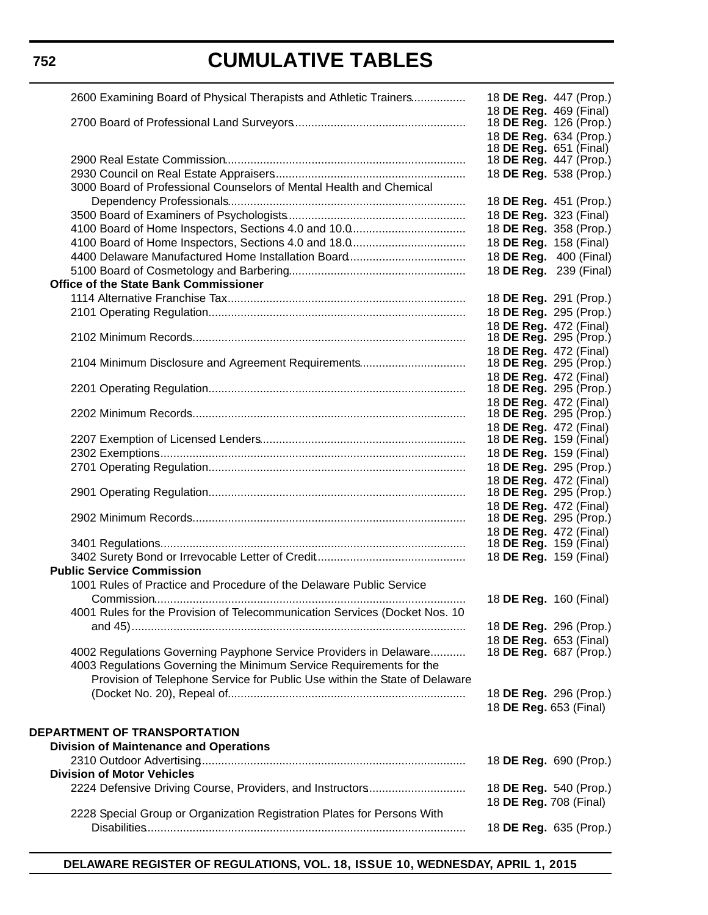# CUMULATIVE TABLES

| Regulation | Citation |
|---|---|
| 2600 Examining Board of Physical Therapists and Athletic Trainers | 18 **DE Reg.** 447 (Prop.) |
| | 18 **DE Reg.** 469 (Final) |
| 2700 Board of Professional Land Surveyors | 18 **DE Reg.** 126 (Prop.) |
| | 18 **DE Reg.** 634 (Prop.) |
| | 18 **DE Reg.** 651 (Final) |
| 2900 Real Estate Commission | 18 **DE Reg.** 447 (Prop.) |
| 2930 Council on Real Estate Appraisers | 18 **DE Reg.** 538 (Prop.) |
| 3000 Board of Professional Counselors of Mental Health and Chemical Dependency Professionals | 18 **DE Reg.** 451 (Prop.) |
| 3500 Board of Examiners of Psychologists | 18 **DE Reg.** 323 (Final) |
| 4100 Board of Home Inspectors, Sections 4.0 and 10.0 | 18 **DE Reg.** 358 (Prop.) |
| 4100 Board of Home Inspectors, Sections 4.0 and 18.0 | 18 **DE Reg.** 158 (Final) |
| 4400 Delaware Manufactured Home Installation Board | 18 **DE Reg.** 400 (Final) |
| 5100 Board of Cosmetology and Barbering | 18 **DE Reg.** 239 (Final) |
| **Office of the State Bank Commissioner** | |
| 1114 Alternative Franchise Tax | 18 **DE Reg.** 291 (Prop.) |
| 2101 Operating Regulation | 18 **DE Reg.** 295 (Prop.) |
| | 18 **DE Reg.** 472 (Final) |
| 2102 Minimum Records | 18 **DE Reg.** 295 (Prop.) |
| | 18 **DE Reg.** 472 (Final) |
| 2104 Minimum Disclosure and Agreement Requirements | 18 **DE Reg.** 295 (Prop.) |
| | 18 **DE Reg.** 472 (Final) |
| 2201 Operating Regulation | 18 **DE Reg.** 295 (Prop.) |
| | 18 **DE Reg.** 472 (Final) |
| 2202 Minimum Records | 18 **DE Reg.** 295 (Prop.) |
| | 18 **DE Reg.** 472 (Final) |
| 2207 Exemption of Licensed Lenders | 18 **DE Reg.** 159 (Final) |
| 2302 Exemptions | 18 **DE Reg.** 159 (Final) |
| 2701 Operating Regulation | 18 **DE Reg.** 295 (Prop.) |
| | 18 **DE Reg.** 472 (Final) |
| 2901 Operating Regulation | 18 **DE Reg.** 295 (Prop.) |
| | 18 **DE Reg.** 472 (Final) |
| 2902 Minimum Records | 18 **DE Reg.** 295 (Prop.) |
| | 18 **DE Reg.** 472 (Final) |
| 3401 Regulations | 18 **DE Reg.** 159 (Final) |
| 3402 Surety Bond or Irrevocable Letter of Credit | 18 **DE Reg.** 159 (Final) |
| **Public Service Commission** | |
| 1001 Rules of Practice and Procedure of the Delaware Public Service Commission | 18 **DE Reg.** 160 (Final) |
| 4001 Rules for the Provision of Telecommunication Services (Docket Nos. 10 and 45) | 18 **DE Reg.** 296 (Prop.) |
| | 18 **DE Reg.** 653 (Final) |
| 4002 Regulations Governing Payphone Service Providers in Delaware | 18 **DE Reg.** 687 (Prop.) |
| 4003 Regulations Governing the Minimum Service Requirements for the Provision of Telephone Service for Public Use within the State of Delaware (Docket No. 20), Repeal of | 18 **DE Reg.** 296 (Prop.) |
| | 18 **DE Reg.** 653 (Final) |

## DEPARTMENT OF TRANSPORTATION

| Regulation | Citation |
|---|---|
| **Division of Maintenance and Operations** | |
| 2310 Outdoor Advertising | 18 **DE Reg.** 690 (Prop.) |
| **Division of Motor Vehicles** | |
| 2224 Defensive Driving Course, Providers, and Instructors | 18 **DE Reg.** 540 (Prop.) |
| | 18 **DE Reg.** 708 (Final) |
| 2228 Special Group or Organization Registration Plates for Persons With Disabilities | 18 **DE Reg.** 635 (Prop.) |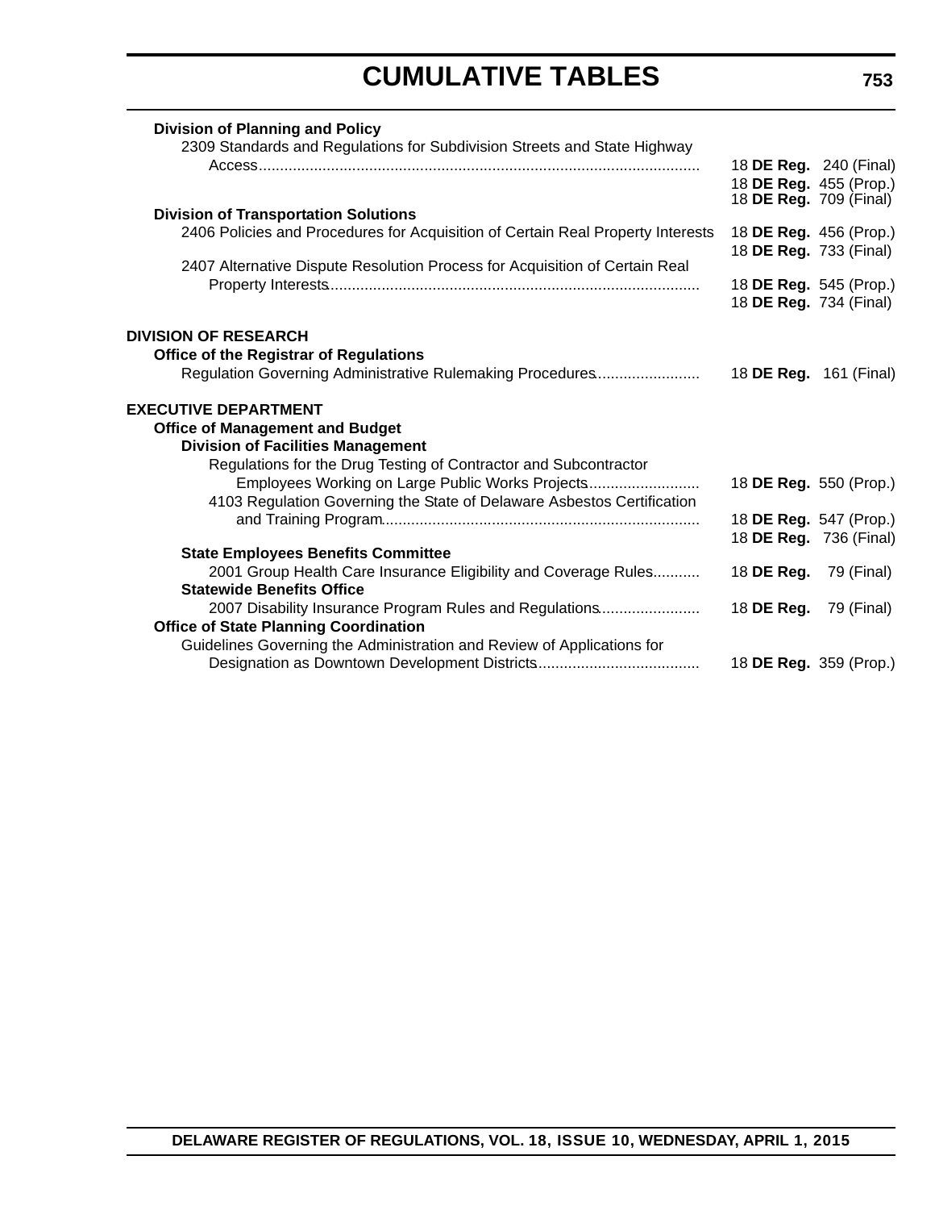# CUMULATIVE TABLES

**Division of Planning and Policy**

2309 Standards and Regulations for Subdivision Streets and State Highway Access ........ 18 **DE Reg.** 240 (Final)
18 **DE Reg.** 455 (Prop.)
18 **DE Reg.** 709 (Final)

**Division of Transportation Solutions**

2406 Policies and Procedures for Acquisition of Certain Real Property Interests ........ 18 **DE Reg.** 456 (Prop.)
18 **DE Reg.** 733 (Final)

2407 Alternative Dispute Resolution Process for Acquisition of Certain Real Property Interests ........ 18 **DE Reg.** 545 (Prop.)
18 **DE Reg.** 734 (Final)

**DIVISION OF RESEARCH**

**Office of the Registrar of Regulations**

Regulation Governing Administrative Rulemaking Procedures ........ 18 **DE Reg.** 161 (Final)

**EXECUTIVE DEPARTMENT**

**Office of Management and Budget**

**Division of Facilities Management**

Regulations for the Drug Testing of Contractor and Subcontractor Employees Working on Large Public Works Projects ........ 18 **DE Reg.** 550 (Prop.)

4103 Regulation Governing the State of Delaware Asbestos Certification and Training Program ........ 18 **DE Reg.** 547 (Prop.)
18 **DE Reg.** 736 (Final)

**State Employees Benefits Committee**

2001 Group Health Care Insurance Eligibility and Coverage Rules ........ 18 **DE Reg.** 79 (Final)

**Statewide Benefits Office**

2007 Disability Insurance Program Rules and Regulations ........ 18 **DE Reg.** 79 (Final)

**Office of State Planning Coordination**

Guidelines Governing the Administration and Review of Applications for Designation as Downtown Development Districts ........ 18 **DE Reg.** 359 (Prop.)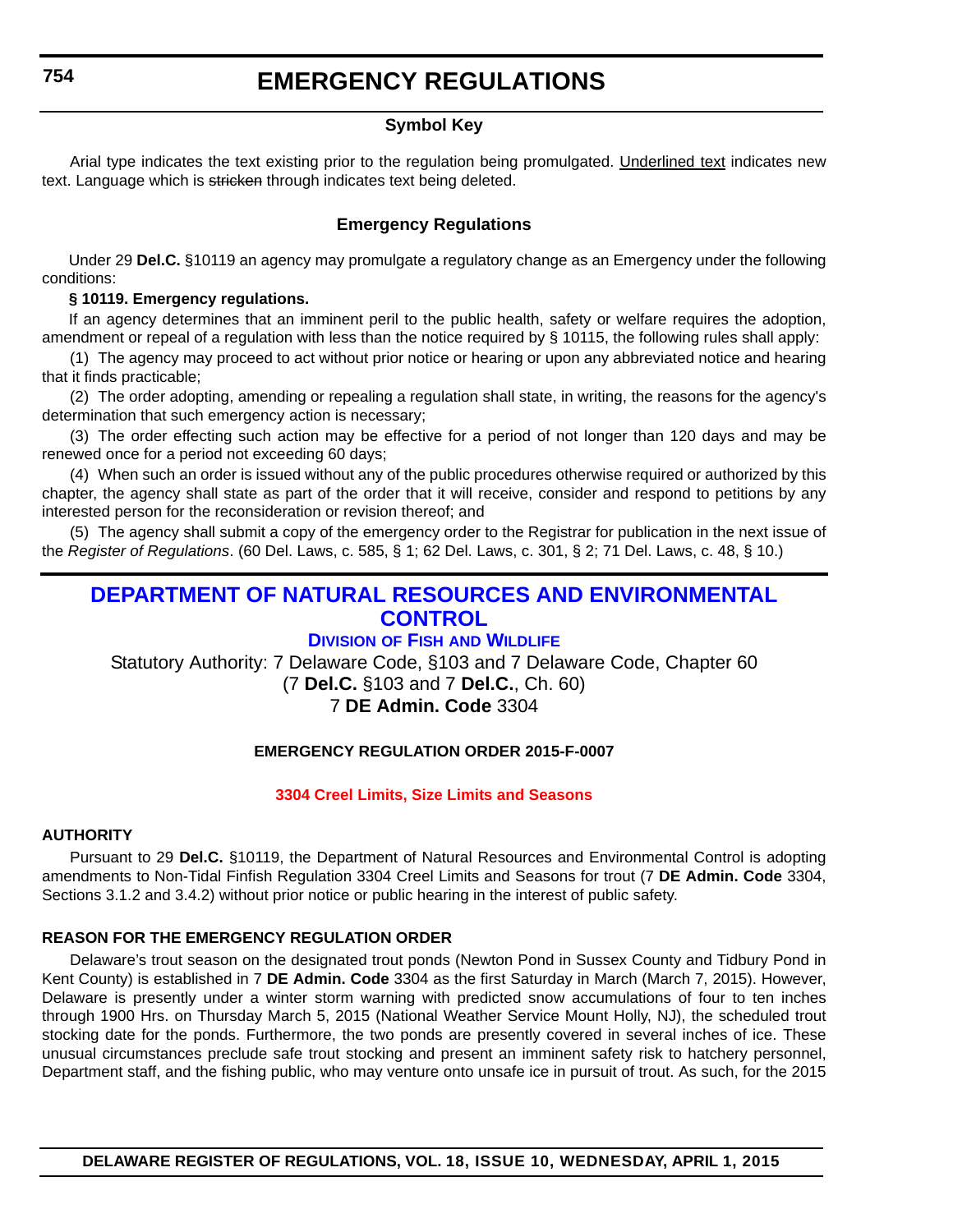# EMERGENCY REGULATIONS

### Symbol Key

Arial type indicates the text existing prior to the regulation being promulgated. Underlined text indicates new text. Language which is ~~stricken~~ through indicates text being deleted.

### Emergency Regulations

Under 29 **Del.C.** §10119 an agency may promulgate a regulatory change as an Emergency under the following conditions:

**§ 10119. Emergency regulations.**

If an agency determines that an imminent peril to the public health, safety or welfare requires the adoption, amendment or repeal of a regulation with less than the notice required by § 10115, the following rules shall apply:

(1) The agency may proceed to act without prior notice or hearing or upon any abbreviated notice and hearing that it finds practicable;

(2) The order adopting, amending or repealing a regulation shall state, in writing, the reasons for the agency's determination that such emergency action is necessary;

(3) The order effecting such action may be effective for a period of not longer than 120 days and may be renewed once for a period not exceeding 60 days;

(4) When such an order is issued without any of the public procedures otherwise required or authorized by this chapter, the agency shall state as part of the order that it will receive, consider and respond to petitions by any interested person for the reconsideration or revision thereof; and

(5) The agency shall submit a copy of the emergency order to the Registrar for publication in the next issue of the *Register of Regulations*. (60 Del. Laws, c. 585, § 1; 62 Del. Laws, c. 301, § 2; 71 Del. Laws, c. 48, § 10.)

## DEPARTMENT OF NATURAL RESOURCES AND ENVIRONMENTAL CONTROL

### Division of Fish and Wildlife

Statutory Authority: 7 Delaware Code, §103 and 7 Delaware Code, Chapter 60
(7 **Del.C.** §103 and 7 **Del.C.**, Ch. 60)
7 **DE Admin. Code** 3304

**EMERGENCY REGULATION ORDER 2015-F-0007**

**3304 Creel Limits, Size Limits and Seasons**

**AUTHORITY**

Pursuant to 29 **Del.C.** §10119, the Department of Natural Resources and Environmental Control is adopting amendments to Non-Tidal Finfish Regulation 3304 Creel Limits and Seasons for trout (7 **DE Admin. Code** 3304, Sections 3.1.2 and 3.4.2) without prior notice or public hearing in the interest of public safety.

**REASON FOR THE EMERGENCY REGULATION ORDER**

Delaware's trout season on the designated trout ponds (Newton Pond in Sussex County and Tidbury Pond in Kent County) is established in 7 **DE Admin. Code** 3304 as the first Saturday in March (March 7, 2015). However, Delaware is presently under a winter storm warning with predicted snow accumulations of four to ten inches through 1900 Hrs. on Thursday March 5, 2015 (National Weather Service Mount Holly, NJ), the scheduled trout stocking date for the ponds. Furthermore, the two ponds are presently covered in several inches of ice. These unusual circumstances preclude safe trout stocking and present an imminent safety risk to hatchery personnel, Department staff, and the fishing public, who may venture onto unsafe ice in pursuit of trout. As such, for the 2015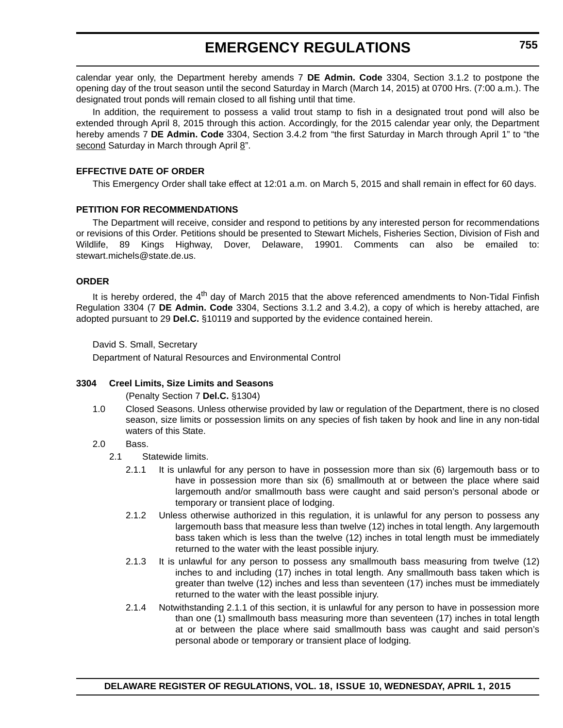calendar year only, the Department hereby amends 7 **DE Admin. Code** 3304, Section 3.1.2 to postpone the opening day of the trout season until the second Saturday in March (March 14, 2015) at 0700 Hrs. (7:00 a.m.). The designated trout ponds will remain closed to all fishing until that time.

In addition, the requirement to possess a valid trout stamp to fish in a designated trout pond will also be extended through April 8, 2015 through this action. Accordingly, for the 2015 calendar year only, the Department hereby amends 7 **DE Admin. Code** 3304, Section 3.4.2 from "the first Saturday in March through April 1" to "the second Saturday in March through April 8".

**EFFECTIVE DATE OF ORDER**

This Emergency Order shall take effect at 12:01 a.m. on March 5, 2015 and shall remain in effect for 60 days.

**PETITION FOR RECOMMENDATIONS**

The Department will receive, consider and respond to petitions by any interested person for recommendations or revisions of this Order. Petitions should be presented to Stewart Michels, Fisheries Section, Division of Fish and Wildlife, 89 Kings Highway, Dover, Delaware, 19901. Comments can also be emailed to: stewart.michels@state.de.us.

**ORDER**

It is hereby ordered, the 4th day of March 2015 that the above referenced amendments to Non-Tidal Finfish Regulation 3304 (7 **DE Admin. Code** 3304, Sections 3.1.2 and 3.4.2), a copy of which is hereby attached, are adopted pursuant to 29 **Del.C.** §10119 and supported by the evidence contained herein.

David S. Small, Secretary

Department of Natural Resources and Environmental Control

**3304 Creel Limits, Size Limits and Seasons**

(Penalty Section 7 **Del.C.** §1304)

1.0 Closed Seasons. Unless otherwise provided by law or regulation of the Department, there is no closed season, size limits or possession limits on any species of fish taken by hook and line in any non-tidal waters of this State.

2.0 Bass.

2.1 Statewide limits.

2.1.1 It is unlawful for any person to have in possession more than six (6) largemouth bass or to have in possession more than six (6) smallmouth at or between the place where said largemouth and/or smallmouth bass were caught and said person's personal abode or temporary or transient place of lodging.

2.1.2 Unless otherwise authorized in this regulation, it is unlawful for any person to possess any largemouth bass that measure less than twelve (12) inches in total length. Any largemouth bass taken which is less than the twelve (12) inches in total length must be immediately returned to the water with the least possible injury.

2.1.3 It is unlawful for any person to possess any smallmouth bass measuring from twelve (12) inches to and including (17) inches in total length. Any smallmouth bass taken which is greater than twelve (12) inches and less than seventeen (17) inches must be immediately returned to the water with the least possible injury.

2.1.4 Notwithstanding 2.1.1 of this section, it is unlawful for any person to have in possession more than one (1) smallmouth bass measuring more than seventeen (17) inches in total length at or between the place where said smallmouth bass was caught and said person's personal abode or temporary or transient place of lodging.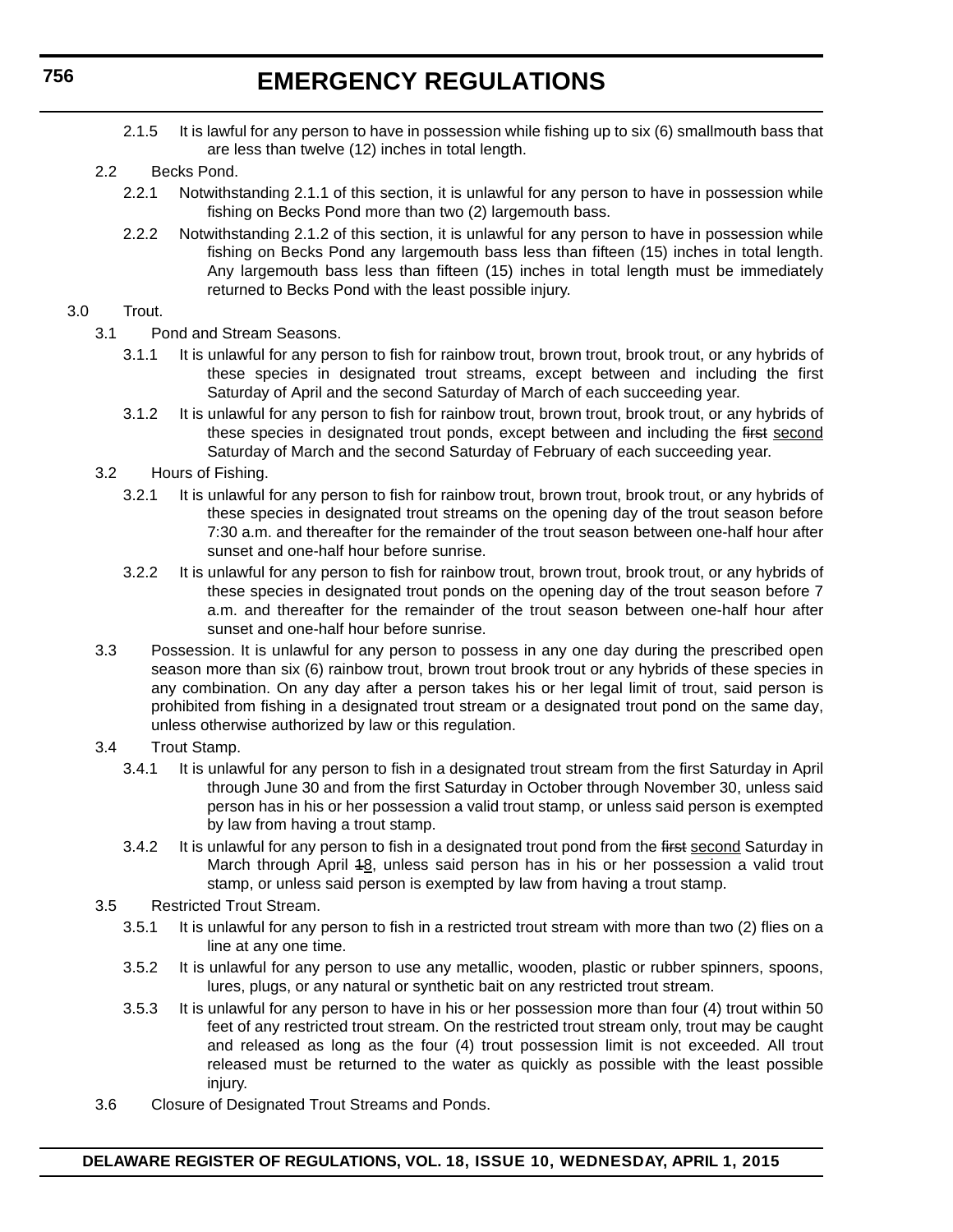2.1.5 It is lawful for any person to have in possession while fishing up to six (6) smallmouth bass that are less than twelve (12) inches in total length.

2.2 Becks Pond.

2.2.1 Notwithstanding 2.1.1 of this section, it is unlawful for any person to have in possession while fishing on Becks Pond more than two (2) largemouth bass.

2.2.2 Notwithstanding 2.1.2 of this section, it is unlawful for any person to have in possession while fishing on Becks Pond any largemouth bass less than fifteen (15) inches in total length. Any largemouth bass less than fifteen (15) inches in total length must be immediately returned to Becks Pond with the least possible injury.

3.0 Trout.

3.1 Pond and Stream Seasons.

3.1.1 It is unlawful for any person to fish for rainbow trout, brown trout, brook trout, or any hybrids of these species in designated trout streams, except between and including the first Saturday of April and the second Saturday of March of each succeeding year.

3.1.2 It is unlawful for any person to fish for rainbow trout, brown trout, brook trout, or any hybrids of these species in designated trout ponds, except between and including the ~~first~~ second Saturday of March and the second Saturday of February of each succeeding year.

3.2 Hours of Fishing.

3.2.1 It is unlawful for any person to fish for rainbow trout, brown trout, brook trout, or any hybrids of these species in designated trout streams on the opening day of the trout season before 7:30 a.m. and thereafter for the remainder of the trout season between one-half hour after sunset and one-half hour before sunrise.

3.2.2 It is unlawful for any person to fish for rainbow trout, brown trout, brook trout, or any hybrids of these species in designated trout ponds on the opening day of the trout season before 7 a.m. and thereafter for the remainder of the trout season between one-half hour after sunset and one-half hour before sunrise.

3.3 Possession. It is unlawful for any person to possess in any one day during the prescribed open season more than six (6) rainbow trout, brown trout brook trout or any hybrids of these species in any combination. On any day after a person takes his or her legal limit of trout, said person is prohibited from fishing in a designated trout stream or a designated trout pond on the same day, unless otherwise authorized by law or this regulation.

3.4 Trout Stamp.

3.4.1 It is unlawful for any person to fish in a designated trout stream from the first Saturday in April through June 30 and from the first Saturday in October through November 30, unless said person has in his or her possession a valid trout stamp, or unless said person is exempted by law from having a trout stamp.

3.4.2 It is unlawful for any person to fish in a designated trout pond from the ~~first~~ second Saturday in March through April ~~1~~8, unless said person has in his or her possession a valid trout stamp, or unless said person is exempted by law from having a trout stamp.

3.5 Restricted Trout Stream.

3.5.1 It is unlawful for any person to fish in a restricted trout stream with more than two (2) flies on a line at any one time.

3.5.2 It is unlawful for any person to use any metallic, wooden, plastic or rubber spinners, spoons, lures, plugs, or any natural or synthetic bait on any restricted trout stream.

3.5.3 It is unlawful for any person to have in his or her possession more than four (4) trout within 50 feet of any restricted trout stream. On the restricted trout stream only, trout may be caught and released as long as the four (4) trout possession limit is not exceeded. All trout released must be returned to the water as quickly as possible with the least possible injury.

3.6 Closure of Designated Trout Streams and Ponds.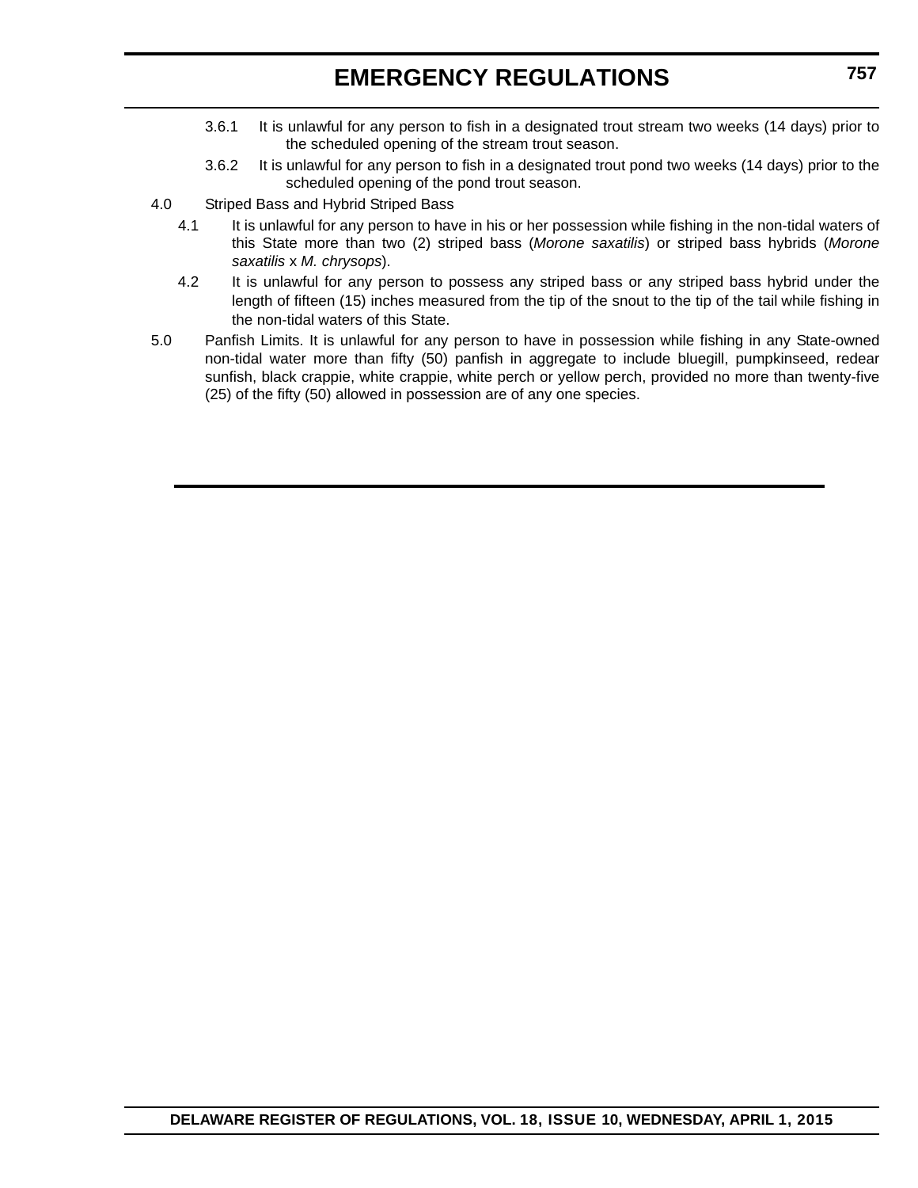3.6.1 It is unlawful for any person to fish in a designated trout stream two weeks (14 days) prior to the scheduled opening of the stream trout season.

3.6.2 It is unlawful for any person to fish in a designated trout pond two weeks (14 days) prior to the scheduled opening of the pond trout season.

4.0 Striped Bass and Hybrid Striped Bass

4.1 It is unlawful for any person to have in his or her possession while fishing in the non-tidal waters of this State more than two (2) striped bass (*Morone saxatilis*) or striped bass hybrids (*Morone saxatilis* x *M. chrysops*).

4.2 It is unlawful for any person to possess any striped bass or any striped bass hybrid under the length of fifteen (15) inches measured from the tip of the snout to the tip of the tail while fishing in the non-tidal waters of this State.

5.0 Panfish Limits. It is unlawful for any person to have in possession while fishing in any State-owned non-tidal water more than fifty (50) panfish in aggregate to include bluegill, pumpkinseed, redear sunfish, black crappie, white crappie, white perch or yellow perch, provided no more than twenty-five (25) of the fifty (50) allowed in possession are of any one species.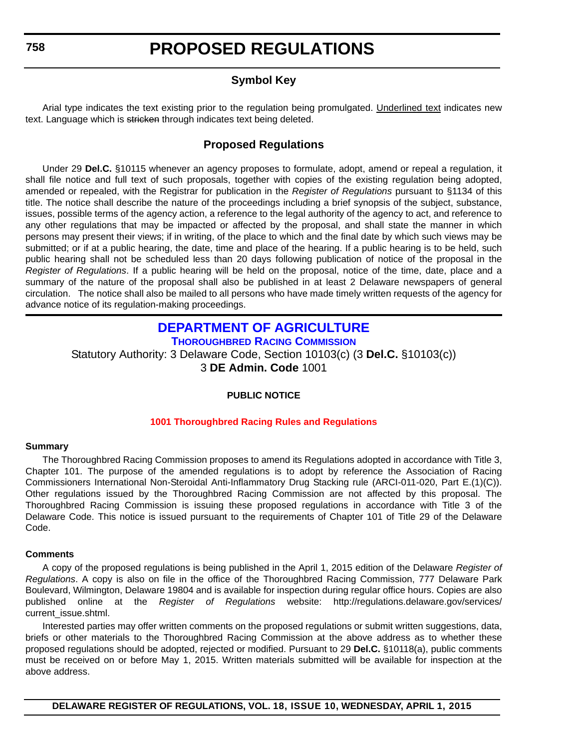# PROPOSED REGULATIONS

## Symbol Key

Arial type indicates the text existing prior to the regulation being promulgated. Underlined text indicates new text. Language which is ~~stricken~~ through indicates text being deleted.

## Proposed Regulations

Under 29 **Del.C.** §10115 whenever an agency proposes to formulate, adopt, amend or repeal a regulation, it shall file notice and full text of such proposals, together with copies of the existing regulation being adopted, amended or repealed, with the Registrar for publication in the *Register of Regulations* pursuant to §1134 of this title. The notice shall describe the nature of the proceedings including a brief synopsis of the subject, substance, issues, possible terms of the agency action, a reference to the legal authority of the agency to act, and reference to any other regulations that may be impacted or affected by the proposal, and shall state the manner in which persons may present their views; if in writing, of the place to which and the final date by which such views may be submitted; or if at a public hearing, the date, time and place of the hearing. If a public hearing is to be held, such public hearing shall not be scheduled less than 20 days following publication of notice of the proposal in the *Register of Regulations*. If a public hearing will be held on the proposal, notice of the time, date, place and a summary of the nature of the proposal shall also be published in at least 2 Delaware newspapers of general circulation. The notice shall also be mailed to all persons who have made timely written requests of the agency for advance notice of its regulation-making proceedings.

## DEPARTMENT OF AGRICULTURE

### Thoroughbred Racing Commission

Statutory Authority: 3 Delaware Code, Section 10103(c) (3 **Del.C.** §10103(c))
3 **DE Admin. Code** 1001

**PUBLIC NOTICE**

**1001 Thoroughbred Racing Rules and Regulations**

**Summary**

The Thoroughbred Racing Commission proposes to amend its Regulations adopted in accordance with Title 3, Chapter 101. The purpose of the amended regulations is to adopt by reference the Association of Racing Commissioners International Non-Steroidal Anti-Inflammatory Drug Stacking rule (ARCI-011-020, Part E.(1)(C)). Other regulations issued by the Thoroughbred Racing Commission are not affected by this proposal. The Thoroughbred Racing Commission is issuing these proposed regulations in accordance with Title 3 of the Delaware Code. This notice is issued pursuant to the requirements of Chapter 101 of Title 29 of the Delaware Code.

**Comments**

A copy of the proposed regulations is being published in the April 1, 2015 edition of the Delaware *Register of Regulations*. A copy is also on file in the office of the Thoroughbred Racing Commission, 777 Delaware Park Boulevard, Wilmington, Delaware 19804 and is available for inspection during regular office hours. Copies are also published online at the *Register of Regulations* website: http://regulations.delaware.gov/services/current_issue.shtml.

Interested parties may offer written comments on the proposed regulations or submit written suggestions, data, briefs or other materials to the Thoroughbred Racing Commission at the above address as to whether these proposed regulations should be adopted, rejected or modified. Pursuant to 29 **Del.C.** §10118(a), public comments must be received on or before May 1, 2015. Written materials submitted will be available for inspection at the above address.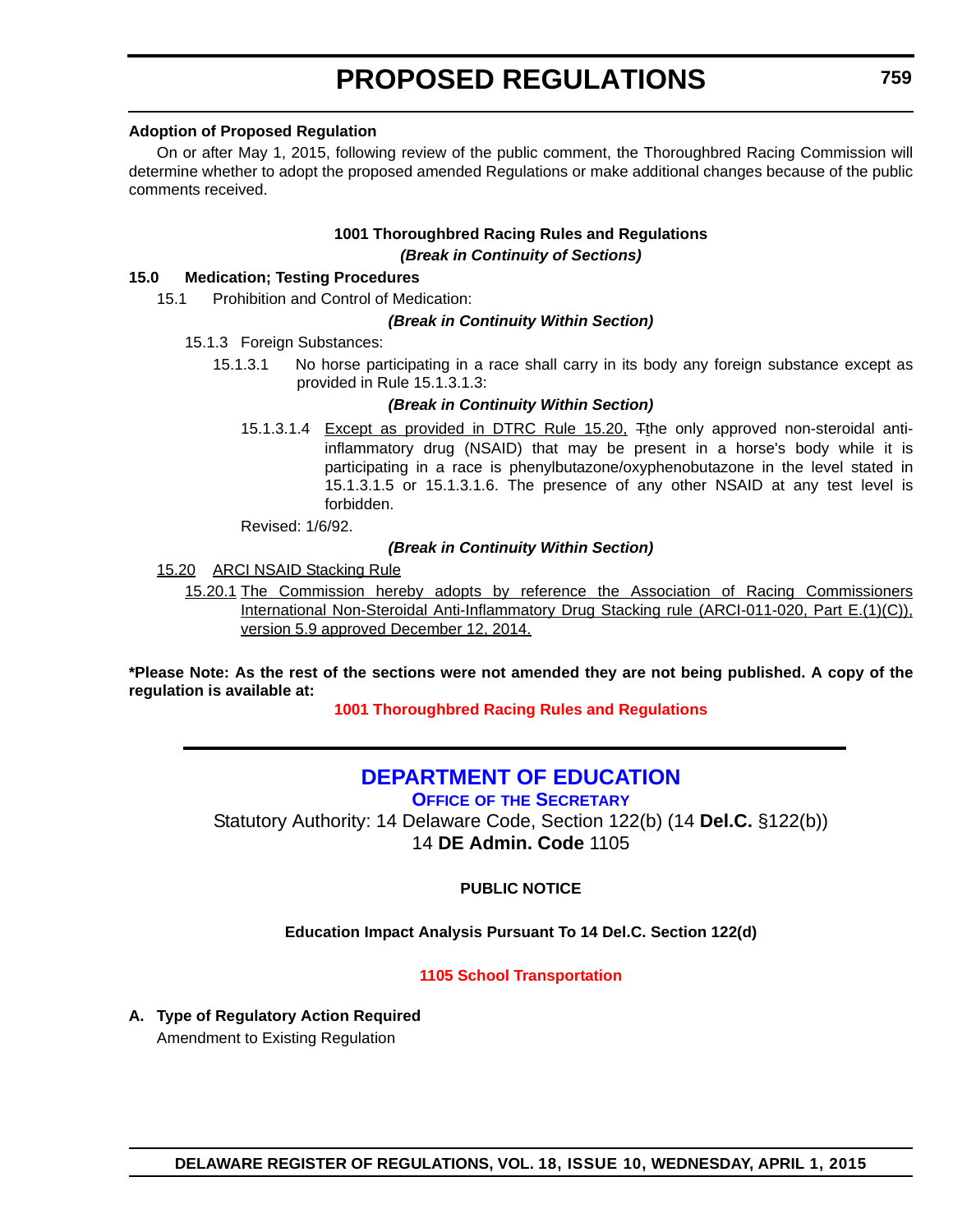**Adoption of Proposed Regulation**

On or after May 1, 2015, following review of the public comment, the Thoroughbred Racing Commission will determine whether to adopt the proposed amended Regulations or make additional changes because of the public comments received.

**1001 Thoroughbred Racing Rules and Regulations**

***(Break in Continuity of Sections)***

**15.0 Medication; Testing Procedures**

15.1 Prohibition and Control of Medication:

***(Break in Continuity Within Section)***

15.1.3 Foreign Substances:

15.1.3.1 No horse participating in a race shall carry in its body any foreign substance except as provided in Rule 15.1.3.1.3:

***(Break in Continuity Within Section)***

15.1.3.1.4 <u>Except as provided in DTRC Rule 15.20,</u> ~~T~~<u>t</u>he only approved non-steroidal anti-inflammatory drug (NSAID) that may be present in a horse's body while it is participating in a race is phenylbutazone/oxyphenobutazone in the level stated in 15.1.3.1.5 or 15.1.3.1.6. The presence of any other NSAID at any test level is forbidden.

Revised: 1/6/92.

***(Break in Continuity Within Section)***

<u>15.20 ARCI NSAID Stacking Rule</u>

<u>15.20.1 The Commission hereby adopts by reference the Association of Racing Commissioners International Non-Steroidal Anti-Inflammatory Drug Stacking rule (ARCI-011-020, Part E.(1)(C)), version 5.9 approved December 12, 2014.</u>

**\*Please Note: As the rest of the sections were not amended they are not being published. A copy of the regulation is available at:**

**1001 Thoroughbred Racing Rules and Regulations**

---

## DEPARTMENT OF EDUCATION

**OFFICE OF THE SECRETARY**

Statutory Authority: 14 Delaware Code, Section 122(b) (14 **Del.C.** §122(b))
14 **DE Admin. Code** 1105

**PUBLIC NOTICE**

**Education Impact Analysis Pursuant To 14 Del.C. Section 122(d)**

**1105 School Transportation**

**A. Type of Regulatory Action Required**

Amendment to Existing Regulation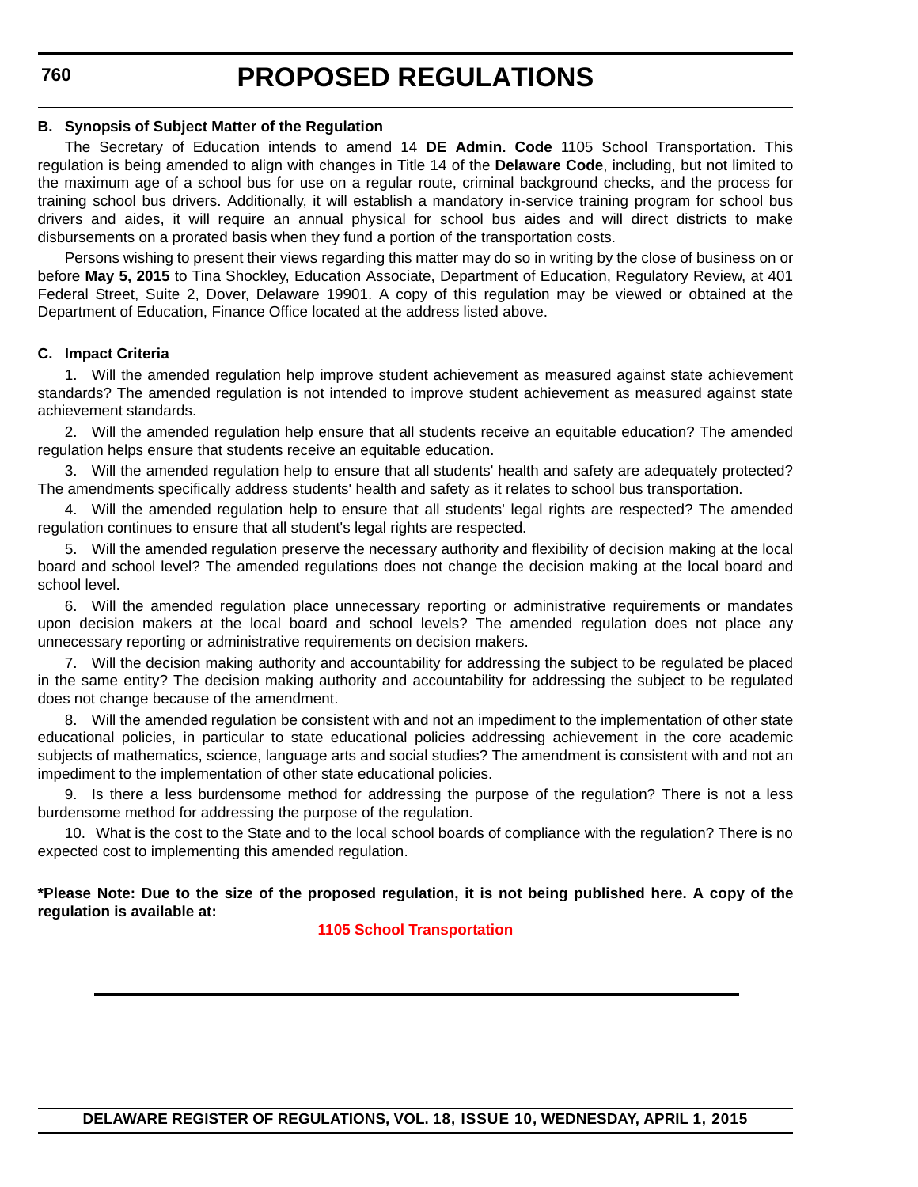**B. Synopsis of Subject Matter of the Regulation**

The Secretary of Education intends to amend 14 **DE Admin. Code** 1105 School Transportation. This regulation is being amended to align with changes in Title 14 of the **Delaware Code**, including, but not limited to the maximum age of a school bus for use on a regular route, criminal background checks, and the process for training school bus drivers. Additionally, it will establish a mandatory in-service training program for school bus drivers and aides, it will require an annual physical for school bus aides and will direct districts to make disbursements on a prorated basis when they fund a portion of the transportation costs.

Persons wishing to present their views regarding this matter may do so in writing by the close of business on or before **May 5, 2015** to Tina Shockley, Education Associate, Department of Education, Regulatory Review, at 401 Federal Street, Suite 2, Dover, Delaware 19901. A copy of this regulation may be viewed or obtained at the Department of Education, Finance Office located at the address listed above.

**C. Impact Criteria**

1. Will the amended regulation help improve student achievement as measured against state achievement standards? The amended regulation is not intended to improve student achievement as measured against state achievement standards.

2. Will the amended regulation help ensure that all students receive an equitable education? The amended regulation helps ensure that students receive an equitable education.

3. Will the amended regulation help to ensure that all students' health and safety are adequately protected? The amendments specifically address students' health and safety as it relates to school bus transportation.

4. Will the amended regulation help to ensure that all students' legal rights are respected? The amended regulation continues to ensure that all student's legal rights are respected.

5. Will the amended regulation preserve the necessary authority and flexibility of decision making at the local board and school level? The amended regulations does not change the decision making at the local board and school level.

6. Will the amended regulation place unnecessary reporting or administrative requirements or mandates upon decision makers at the local board and school levels? The amended regulation does not place any unnecessary reporting or administrative requirements on decision makers.

7. Will the decision making authority and accountability for addressing the subject to be regulated be placed in the same entity? The decision making authority and accountability for addressing the subject to be regulated does not change because of the amendment.

8. Will the amended regulation be consistent with and not an impediment to the implementation of other state educational policies, in particular to state educational policies addressing achievement in the core academic subjects of mathematics, science, language arts and social studies? The amendment is consistent with and not an impediment to the implementation of other state educational policies.

9. Is there a less burdensome method for addressing the purpose of the regulation? There is not a less burdensome method for addressing the purpose of the regulation.

10. What is the cost to the State and to the local school boards of compliance with the regulation? There is no expected cost to implementing this amended regulation.

**\*Please Note: Due to the size of the proposed regulation, it is not being published here. A copy of the regulation is available at:**

**1105 School Transportation**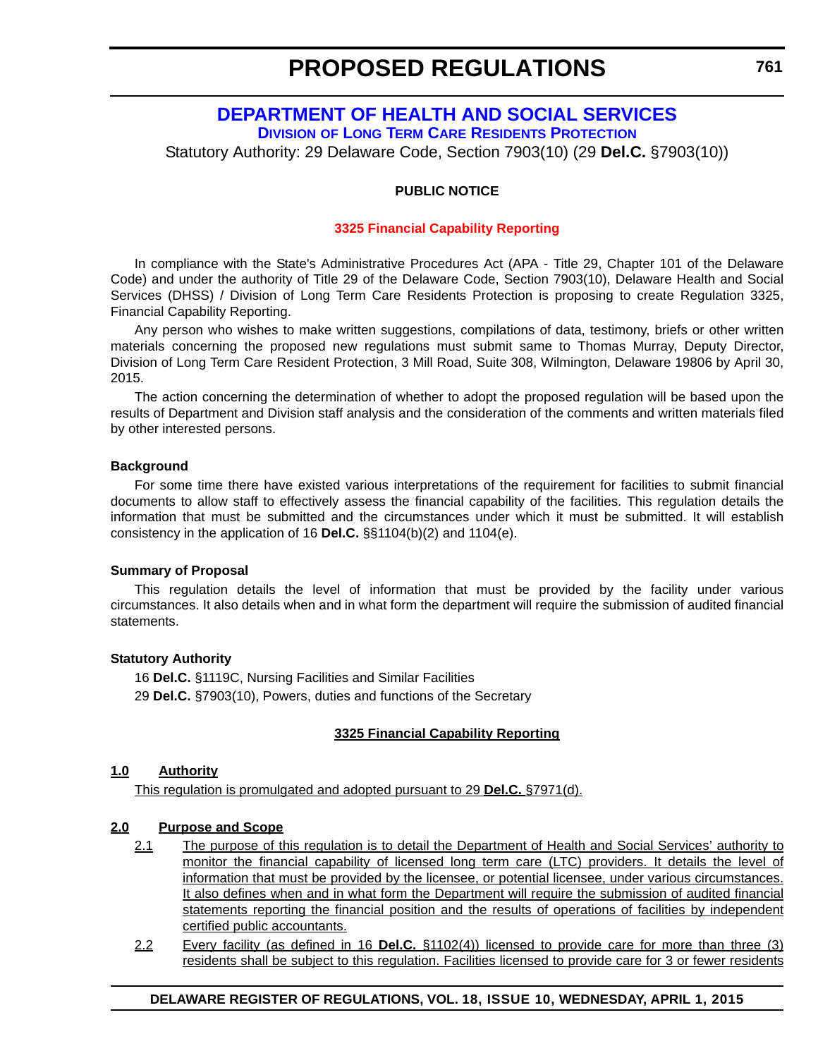# PROPOSED REGULATIONS

## DEPARTMENT OF HEALTH AND SOCIAL SERVICES

### DIVISION OF LONG TERM CARE RESIDENTS PROTECTION

Statutory Authority: 29 Delaware Code, Section 7903(10) (29 **Del.C.** §7903(10))

**PUBLIC NOTICE**

**3325 Financial Capability Reporting**

In compliance with the State's Administrative Procedures Act (APA - Title 29, Chapter 101 of the Delaware Code) and under the authority of Title 29 of the Delaware Code, Section 7903(10), Delaware Health and Social Services (DHSS) / Division of Long Term Care Residents Protection is proposing to create Regulation 3325, Financial Capability Reporting.

Any person who wishes to make written suggestions, compilations of data, testimony, briefs or other written materials concerning the proposed new regulations must submit same to Thomas Murray, Deputy Director, Division of Long Term Care Resident Protection, 3 Mill Road, Suite 308, Wilmington, Delaware 19806 by April 30, 2015.

The action concerning the determination of whether to adopt the proposed regulation will be based upon the results of Department and Division staff analysis and the consideration of the comments and written materials filed by other interested persons.

**Background**

For some time there have existed various interpretations of the requirement for facilities to submit financial documents to allow staff to effectively assess the financial capability of the facilities. This regulation details the information that must be submitted and the circumstances under which it must be submitted. It will establish consistency in the application of 16 **Del.C.** §§1104(b)(2) and 1104(e).

**Summary of Proposal**

This regulation details the level of information that must be provided by the facility under various circumstances. It also details when and in what form the department will require the submission of audited financial statements.

**Statutory Authority**

16 **Del.C.** §1119C, Nursing Facilities and Similar Facilities

29 **Del.C.** §7903(10), Powers, duties and functions of the Secretary

**3325 Financial Capability Reporting**

**1.0 Authority**

This regulation is promulgated and adopted pursuant to 29 **Del.C.** §7971(d).

**2.0 Purpose and Scope**

2.1 The purpose of this regulation is to detail the Department of Health and Social Services' authority to monitor the financial capability of licensed long term care (LTC) providers. It details the level of information that must be provided by the licensee, or potential licensee, under various circumstances. It also defines when and in what form the Department will require the submission of audited financial statements reporting the financial position and the results of operations of facilities by independent certified public accountants.

2.2 Every facility (as defined in 16 **Del.C.** §1102(4)) licensed to provide care for more than three (3) residents shall be subject to this regulation. Facilities licensed to provide care for 3 or fewer residents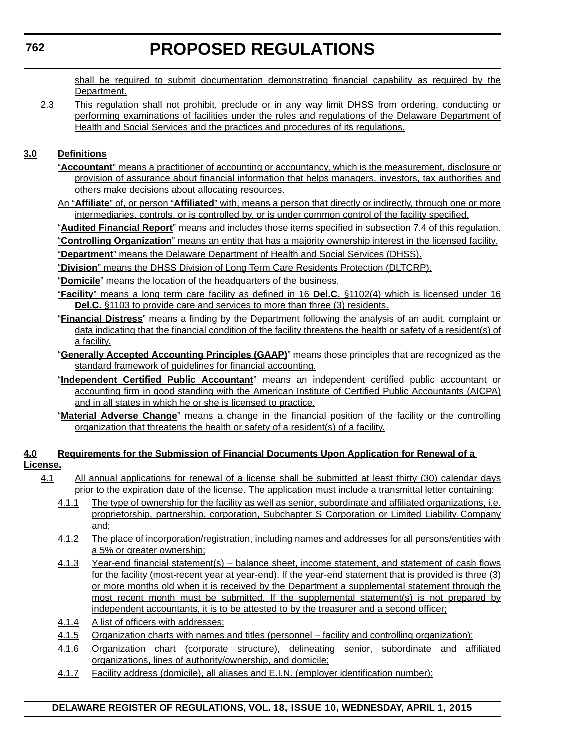shall be required to submit documentation demonstrating financial capability as required by the Department.

2.3 This regulation shall not prohibit, preclude or in any way limit DHSS from ordering, conducting or performing examinations of facilities under the rules and regulations of the Delaware Department of Health and Social Services and the practices and procedures of its regulations.

**3.0 Definitions**

"**Accountant**" means a practitioner of accounting or accountancy, which is the measurement, disclosure or provision of assurance about financial information that helps managers, investors, tax authorities and others make decisions about allocating resources.

An "**Affiliate**" of, or person "**Affiliated**" with, means a person that directly or indirectly, through one or more intermediaries, controls, or is controlled by, or is under common control of the facility specified.

"**Audited Financial Report**" means and includes those items specified in subsection 7.4 of this regulation.

"**Controlling Organization**" means an entity that has a majority ownership interest in the licensed facility.

"**Department**" means the Delaware Department of Health and Social Services (DHSS).

"**Division**" means the DHSS Division of Long Term Care Residents Protection (DLTCRP).

"**Domicile**" means the location of the headquarters of the business.

"**Facility**" means a long term care facility as defined in 16 **Del.C.** §1102(4) which is licensed under 16 **Del.C.** §1103 to provide care and services to more than three (3) residents.

"**Financial Distress**" means a finding by the Department following the analysis of an audit, complaint or data indicating that the financial condition of the facility threatens the health or safety of a resident(s) of a facility.

"**Generally Accepted Accounting Principles (GAAP)**" means those principles that are recognized as the standard framework of guidelines for financial accounting.

"**Independent Certified Public Accountant**" means an independent certified public accountant or accounting firm in good standing with the American Institute of Certified Public Accountants (AICPA) and in all states in which he or she is licensed to practice.

"**Material Adverse Change**" means a change in the financial position of the facility or the controlling organization that threatens the health or safety of a resident(s) of a facility.

**4.0 Requirements for the Submission of Financial Documents Upon Application for Renewal of a License.**

4.1 All annual applications for renewal of a license shall be submitted at least thirty (30) calendar days prior to the expiration date of the license. The application must include a transmittal letter containing:

4.1.1 The type of ownership for the facility as well as senior, subordinate and affiliated organizations, i.e. proprietorship, partnership, corporation, Subchapter S Corporation or Limited Liability Company and;

4.1.2 The place of incorporation/registration, including names and addresses for all persons/entities with a 5% or greater ownership;

4.1.3 Year-end financial statement(s) – balance sheet, income statement, and statement of cash flows for the facility (most-recent year at year-end). If the year-end statement that is provided is three (3) or more months old when it is received by the Department a supplemental statement through the most recent month must be submitted. If the supplemental statement(s) is not prepared by independent accountants, it is to be attested to by the treasurer and a second officer;

4.1.4 A list of officers with addresses;

4.1.5 Organization charts with names and titles (personnel – facility and controlling organization);

4.1.6 Organization chart (corporate structure), delineating senior, subordinate and affiliated organizations, lines of authority/ownership, and domicile;

4.1.7 Facility address (domicile), all aliases and E.I.N. (employer identification number);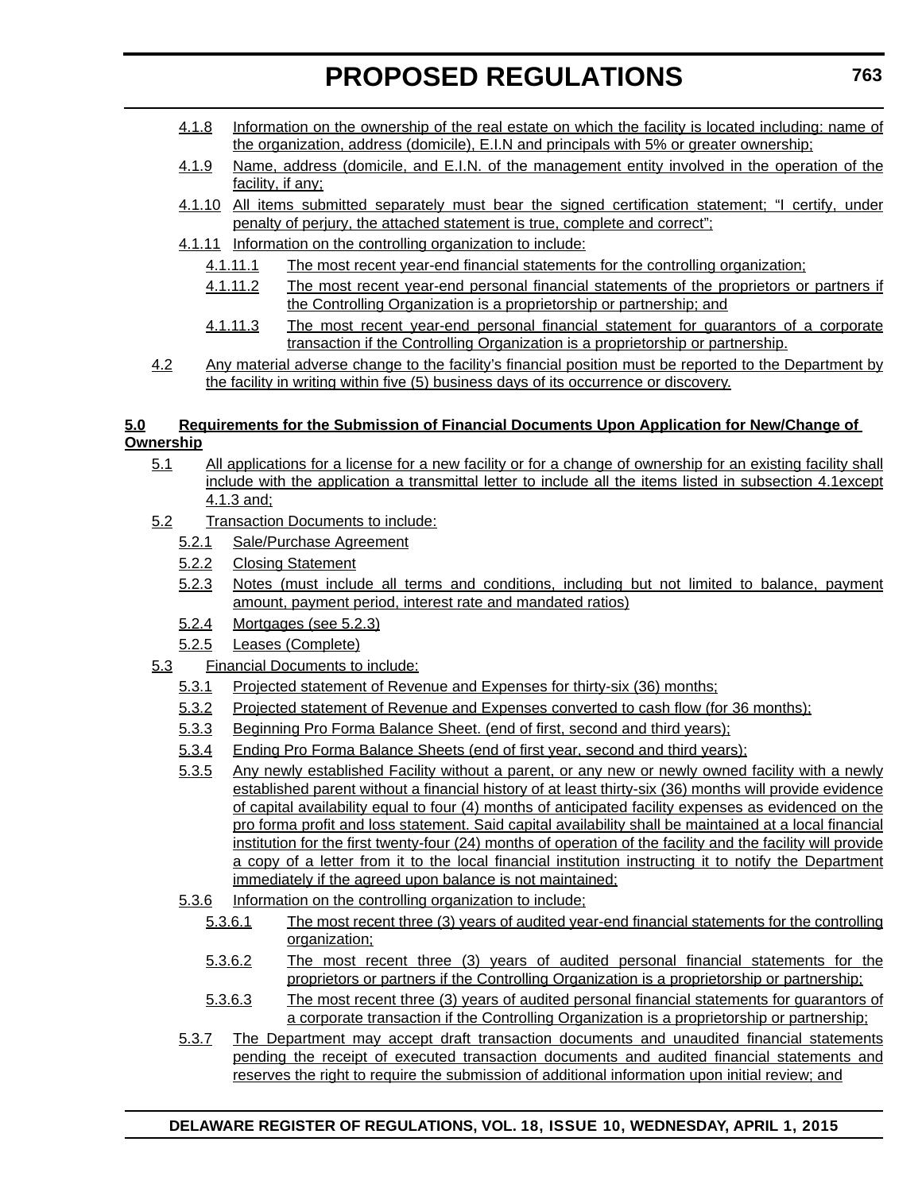4.1.8 Information on the ownership of the real estate on which the facility is located including: name of the organization, address (domicile), E.I.N and principals with 5% or greater ownership;

4.1.9 Name, address (domicile, and E.I.N. of the management entity involved in the operation of the facility, if any;

4.1.10 All items submitted separately must bear the signed certification statement; "I certify, under penalty of perjury, the attached statement is true, complete and correct";

4.1.11 Information on the controlling organization to include:

4.1.11.1 The most recent year-end financial statements for the controlling organization;

4.1.11.2 The most recent year-end personal financial statements of the proprietors or partners if the Controlling Organization is a proprietorship or partnership; and

4.1.11.3 The most recent year-end personal financial statement for guarantors of a corporate transaction if the Controlling Organization is a proprietorship or partnership.

4.2 Any material adverse change to the facility's financial position must be reported to the Department by the facility in writing within five (5) business days of its occurrence or discovery.

**5.0 Requirements for the Submission of Financial Documents Upon Application for New/Change of Ownership**

5.1 All applications for a license for a new facility or for a change of ownership for an existing facility shall include with the application a transmittal letter to include all the items listed in subsection 4.1except 4.1.3 and;

5.2 Transaction Documents to include:

5.2.1 Sale/Purchase Agreement

5.2.2 Closing Statement

5.2.3 Notes (must include all terms and conditions, including but not limited to balance, payment amount, payment period, interest rate and mandated ratios)

5.2.4 Mortgages (see 5.2.3)

5.2.5 Leases (Complete)

5.3 Financial Documents to include:

5.3.1 Projected statement of Revenue and Expenses for thirty-six (36) months;

5.3.2 Projected statement of Revenue and Expenses converted to cash flow (for 36 months);

5.3.3 Beginning Pro Forma Balance Sheet. (end of first, second and third years);

5.3.4 Ending Pro Forma Balance Sheets (end of first year, second and third years);

5.3.5 Any newly established Facility without a parent, or any new or newly owned facility with a newly established parent without a financial history of at least thirty-six (36) months will provide evidence of capital availability equal to four (4) months of anticipated facility expenses as evidenced on the pro forma profit and loss statement. Said capital availability shall be maintained at a local financial institution for the first twenty-four (24) months of operation of the facility and the facility will provide a copy of a letter from it to the local financial institution instructing it to notify the Department immediately if the agreed upon balance is not maintained;

5.3.6 Information on the controlling organization to include;

5.3.6.1 The most recent three (3) years of audited year-end financial statements for the controlling organization;

5.3.6.2 The most recent three (3) years of audited personal financial statements for the proprietors or partners if the Controlling Organization is a proprietorship or partnership;

5.3.6.3 The most recent three (3) years of audited personal financial statements for guarantors of a corporate transaction if the Controlling Organization is a proprietorship or partnership;

5.3.7 The Department may accept draft transaction documents and unaudited financial statements pending the receipt of executed transaction documents and audited financial statements and reserves the right to require the submission of additional information upon initial review; and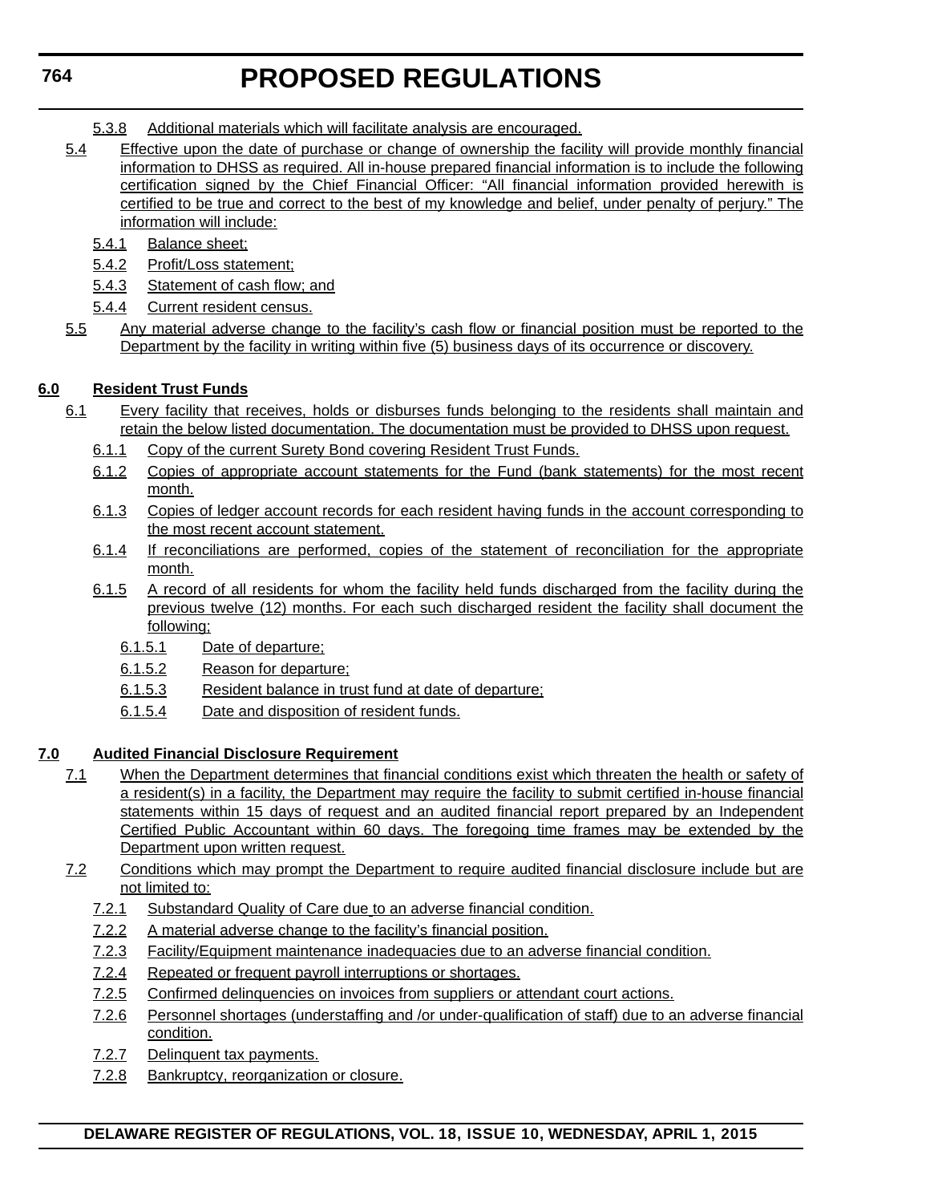5.3.8 Additional materials which will facilitate analysis are encouraged.

5.4 Effective upon the date of purchase or change of ownership the facility will provide monthly financial information to DHSS as required. All in-house prepared financial information is to include the following certification signed by the Chief Financial Officer: "All financial information provided herewith is certified to be true and correct to the best of my knowledge and belief, under penalty of perjury." The information will include:

5.4.1 Balance sheet;

5.4.2 Profit/Loss statement;

5.4.3 Statement of cash flow; and

5.4.4 Current resident census.

5.5 Any material adverse change to the facility's cash flow or financial position must be reported to the Department by the facility in writing within five (5) business days of its occurrence or discovery.

**6.0 Resident Trust Funds**

6.1 Every facility that receives, holds or disburses funds belonging to the residents shall maintain and retain the below listed documentation. The documentation must be provided to DHSS upon request.

6.1.1 Copy of the current Surety Bond covering Resident Trust Funds.

6.1.2 Copies of appropriate account statements for the Fund (bank statements) for the most recent month.

6.1.3 Copies of ledger account records for each resident having funds in the account corresponding to the most recent account statement.

6.1.4 If reconciliations are performed, copies of the statement of reconciliation for the appropriate month.

6.1.5 A record of all residents for whom the facility held funds discharged from the facility during the previous twelve (12) months. For each such discharged resident the facility shall document the following;

6.1.5.1 Date of departure;

6.1.5.2 Reason for departure;

6.1.5.3 Resident balance in trust fund at date of departure;

6.1.5.4 Date and disposition of resident funds.

**7.0 Audited Financial Disclosure Requirement**

7.1 When the Department determines that financial conditions exist which threaten the health or safety of a resident(s) in a facility, the Department may require the facility to submit certified in-house financial statements within 15 days of request and an audited financial report prepared by an Independent Certified Public Accountant within 60 days. The foregoing time frames may be extended by the Department upon written request.

7.2 Conditions which may prompt the Department to require audited financial disclosure include but are not limited to:

7.2.1 Substandard Quality of Care due to an adverse financial condition.

7.2.2 A material adverse change to the facility's financial position.

7.2.3 Facility/Equipment maintenance inadequacies due to an adverse financial condition.

7.2.4 Repeated or frequent payroll interruptions or shortages.

7.2.5 Confirmed delinquencies on invoices from suppliers or attendant court actions.

7.2.6 Personnel shortages (understaffing and /or under-qualification of staff) due to an adverse financial condition.

7.2.7 Delinquent tax payments.

7.2.8 Bankruptcy, reorganization or closure.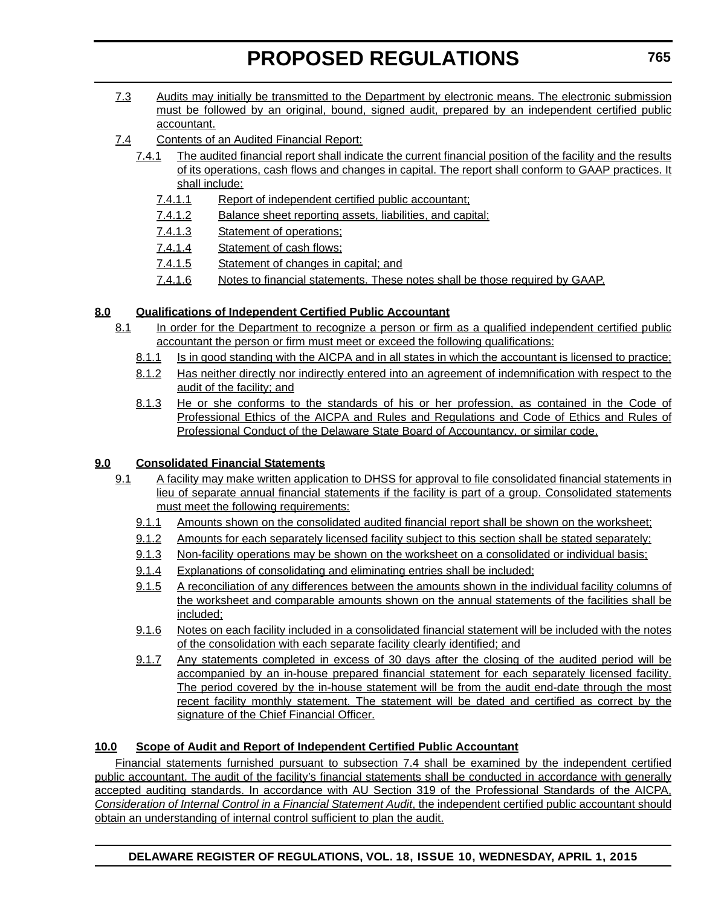7.3 Audits may initially be transmitted to the Department by electronic means. The electronic submission must be followed by an original, bound, signed audit, prepared by an independent certified public accountant.

7.4 Contents of an Audited Financial Report:

7.4.1 The audited financial report shall indicate the current financial position of the facility and the results of its operations, cash flows and changes in capital. The report shall conform to GAAP practices. It shall include:

7.4.1.1 Report of independent certified public accountant;

7.4.1.2 Balance sheet reporting assets, liabilities, and capital;

7.4.1.3 Statement of operations;

7.4.1.4 Statement of cash flows;

7.4.1.5 Statement of changes in capital; and

7.4.1.6 Notes to financial statements. These notes shall be those required by GAAP.

**8.0 Qualifications of Independent Certified Public Accountant**

8.1 In order for the Department to recognize a person or firm as a qualified independent certified public accountant the person or firm must meet or exceed the following qualifications:

8.1.1 Is in good standing with the AICPA and in all states in which the accountant is licensed to practice;

8.1.2 Has neither directly nor indirectly entered into an agreement of indemnification with respect to the audit of the facility; and

8.1.3 He or she conforms to the standards of his or her profession, as contained in the Code of Professional Ethics of the AICPA and Rules and Regulations and Code of Ethics and Rules of Professional Conduct of the Delaware State Board of Accountancy, or similar code.

**9.0 Consolidated Financial Statements**

9.1 A facility may make written application to DHSS for approval to file consolidated financial statements in lieu of separate annual financial statements if the facility is part of a group. Consolidated statements must meet the following requirements:

9.1.1 Amounts shown on the consolidated audited financial report shall be shown on the worksheet;

9.1.2 Amounts for each separately licensed facility subject to this section shall be stated separately;

9.1.3 Non-facility operations may be shown on the worksheet on a consolidated or individual basis;

9.1.4 Explanations of consolidating and eliminating entries shall be included;

9.1.5 A reconciliation of any differences between the amounts shown in the individual facility columns of the worksheet and comparable amounts shown on the annual statements of the facilities shall be included;

9.1.6 Notes on each facility included in a consolidated financial statement will be included with the notes of the consolidation with each separate facility clearly identified; and

9.1.7 Any statements completed in excess of 30 days after the closing of the audited period will be accompanied by an in-house prepared financial statement for each separately licensed facility. The period covered by the in-house statement will be from the audit end-date through the most recent facility monthly statement. The statement will be dated and certified as correct by the signature of the Chief Financial Officer.

**10.0 Scope of Audit and Report of Independent Certified Public Accountant**

Financial statements furnished pursuant to subsection 7.4 shall be examined by the independent certified public accountant. The audit of the facility's financial statements shall be conducted in accordance with generally accepted auditing standards. In accordance with AU Section 319 of the Professional Standards of the AICPA, *Consideration of Internal Control in a Financial Statement Audit*, the independent certified public accountant should obtain an understanding of internal control sufficient to plan the audit.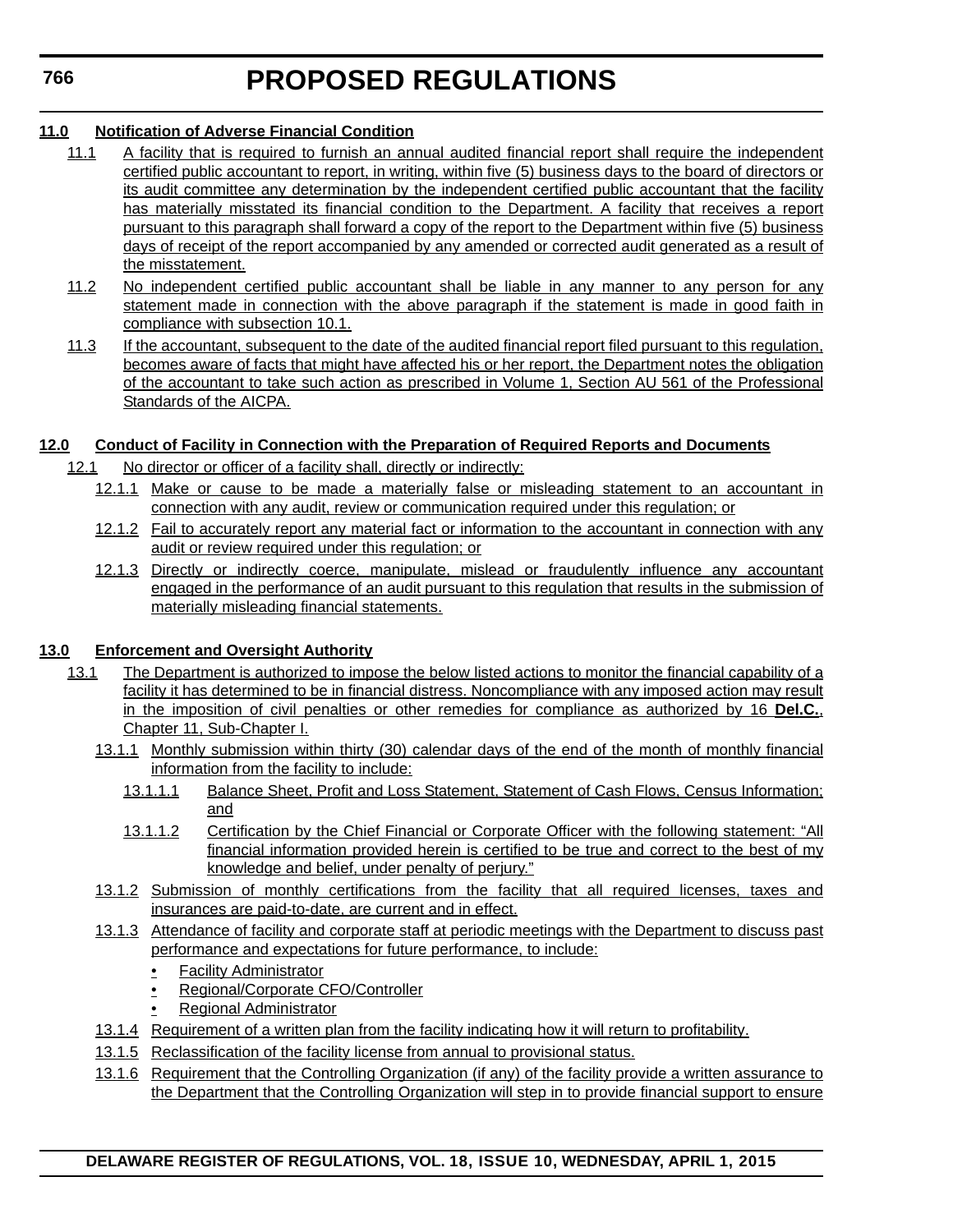**11.0 Notification of Adverse Financial Condition**

11.1 A facility that is required to furnish an annual audited financial report shall require the independent certified public accountant to report, in writing, within five (5) business days to the board of directors or its audit committee any determination by the independent certified public accountant that the facility has materially misstated its financial condition to the Department. A facility that receives a report pursuant to this paragraph shall forward a copy of the report to the Department within five (5) business days of receipt of the report accompanied by any amended or corrected audit generated as a result of the misstatement.

11.2 No independent certified public accountant shall be liable in any manner to any person for any statement made in connection with the above paragraph if the statement is made in good faith in compliance with subsection 10.1.

11.3 If the accountant, subsequent to the date of the audited financial report filed pursuant to this regulation, becomes aware of facts that might have affected his or her report, the Department notes the obligation of the accountant to take such action as prescribed in Volume 1, Section AU 561 of the Professional Standards of the AICPA.

**12.0 Conduct of Facility in Connection with the Preparation of Required Reports and Documents**

12.1 No director or officer of a facility shall, directly or indirectly:

12.1.1 Make or cause to be made a materially false or misleading statement to an accountant in connection with any audit, review or communication required under this regulation; or

12.1.2 Fail to accurately report any material fact or information to the accountant in connection with any audit or review required under this regulation; or

12.1.3 Directly or indirectly coerce, manipulate, mislead or fraudulently influence any accountant engaged in the performance of an audit pursuant to this regulation that results in the submission of materially misleading financial statements.

**13.0 Enforcement and Oversight Authority**

13.1 The Department is authorized to impose the below listed actions to monitor the financial capability of a facility it has determined to be in financial distress. Noncompliance with any imposed action may result in the imposition of civil penalties or other remedies for compliance as authorized by 16 **Del.C.**, Chapter 11, Sub-Chapter I.

13.1.1 Monthly submission within thirty (30) calendar days of the end of the month of monthly financial information from the facility to include:

13.1.1.1 Balance Sheet, Profit and Loss Statement, Statement of Cash Flows, Census Information; and

13.1.1.2 Certification by the Chief Financial or Corporate Officer with the following statement: "All financial information provided herein is certified to be true and correct to the best of my knowledge and belief, under penalty of perjury."

13.1.2 Submission of monthly certifications from the facility that all required licenses, taxes and insurances are paid-to-date, are current and in effect.

13.1.3 Attendance of facility and corporate staff at periodic meetings with the Department to discuss past performance and expectations for future performance, to include:

- Facility Administrator
- Regional/Corporate CFO/Controller
- Regional Administrator

13.1.4 Requirement of a written plan from the facility indicating how it will return to profitability.

13.1.5 Reclassification of the facility license from annual to provisional status.

13.1.6 Requirement that the Controlling Organization (if any) of the facility provide a written assurance to the Department that the Controlling Organization will step in to provide financial support to ensure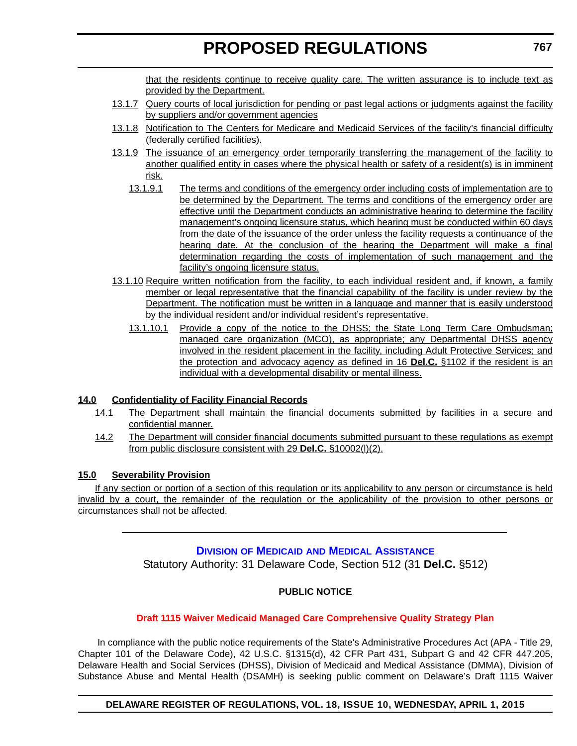that the residents continue to receive quality care. The written assurance is to include text as provided by the Department.

13.1.7 Query courts of local jurisdiction for pending or past legal actions or judgments against the facility by suppliers and/or government agencies

13.1.8 Notification to The Centers for Medicare and Medicaid Services of the facility's financial difficulty (federally certified facilities).

13.1.9 The issuance of an emergency order temporarily transferring the management of the facility to another qualified entity in cases where the physical health or safety of a resident(s) is in imminent risk.

13.1.9.1 The terms and conditions of the emergency order including costs of implementation are to be determined by the Department. The terms and conditions of the emergency order are effective until the Department conducts an administrative hearing to determine the facility management's ongoing licensure status, which hearing must be conducted within 60 days from the date of the issuance of the order unless the facility requests a continuance of the hearing date. At the conclusion of the hearing the Department will make a final determination regarding the costs of implementation of such management and the facility's ongoing licensure status.

13.1.10 Require written notification from the facility, to each individual resident and, if known, a family member or legal representative that the financial capability of the facility is under review by the Department. The notification must be written in a language and manner that is easily understood by the individual resident and/or individual resident's representative.

13.1.10.1 Provide a copy of the notice to the DHSS; the State Long Term Care Ombudsman; managed care organization (MCO), as appropriate; any Departmental DHSS agency involved in the resident placement in the facility, including Adult Protective Services; and the protection and advocacy agency as defined in 16 **Del.C.** §1102 if the resident is an individual with a developmental disability or mental illness.

**14.0 Confidentiality of Facility Financial Records**

14.1 The Department shall maintain the financial documents submitted by facilities in a secure and confidential manner.

14.2 The Department will consider financial documents submitted pursuant to these regulations as exempt from public disclosure consistent with 29 **Del.C.** §10002(l)(2).

**15.0 Severability Provision**

If any section or portion of a section of this regulation or its applicability to any person or circumstance is held invalid by a court, the remainder of the regulation or the applicability of the provision to other persons or circumstances shall not be affected.

---

## Division of Medicaid and Medical Assistance

Statutory Authority: 31 Delaware Code, Section 512 (31 **Del.C.** §512)

**PUBLIC NOTICE**

### Draft 1115 Waiver Medicaid Managed Care Comprehensive Quality Strategy Plan

In compliance with the public notice requirements of the State's Administrative Procedures Act (APA - Title 29, Chapter 101 of the Delaware Code), 42 U.S.C. §1315(d), 42 CFR Part 431, Subpart G and 42 CFR 447.205, Delaware Health and Social Services (DHSS), Division of Medicaid and Medical Assistance (DMMA), Division of Substance Abuse and Mental Health (DSAMH) is seeking public comment on Delaware's Draft 1115 Waiver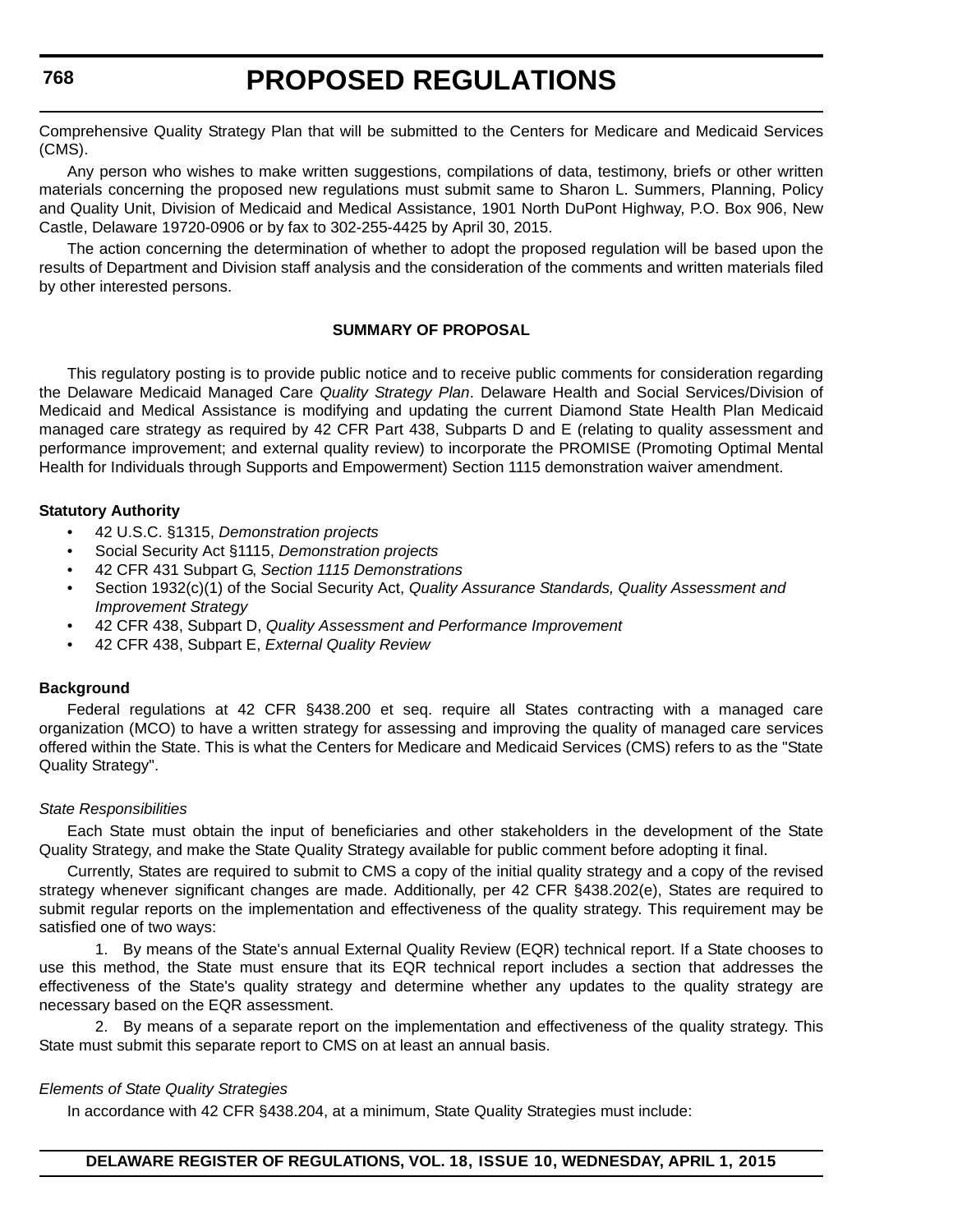Comprehensive Quality Strategy Plan that will be submitted to the Centers for Medicare and Medicaid Services (CMS).

Any person who wishes to make written suggestions, compilations of data, testimony, briefs or other written materials concerning the proposed new regulations must submit same to Sharon L. Summers, Planning, Policy and Quality Unit, Division of Medicaid and Medical Assistance, 1901 North DuPont Highway, P.O. Box 906, New Castle, Delaware 19720-0906 or by fax to 302-255-4425 by April 30, 2015.

The action concerning the determination of whether to adopt the proposed regulation will be based upon the results of Department and Division staff analysis and the consideration of the comments and written materials filed by other interested persons.

**SUMMARY OF PROPOSAL**

This regulatory posting is to provide public notice and to receive public comments for consideration regarding the Delaware Medicaid Managed Care *Quality Strategy Plan*. Delaware Health and Social Services/Division of Medicaid and Medical Assistance is modifying and updating the current Diamond State Health Plan Medicaid managed care strategy as required by 42 CFR Part 438, Subparts D and E (relating to quality assessment and performance improvement; and external quality review) to incorporate the PROMISE (Promoting Optimal Mental Health for Individuals through Supports and Empowerment) Section 1115 demonstration waiver amendment.

**Statutory Authority**

- 42 U.S.C. §1315, *Demonstration projects*
- Social Security Act §1115, *Demonstration projects*
- 42 CFR 431 Subpart G, *Section 1115 Demonstrations*
- Section 1932(c)(1) of the Social Security Act, *Quality Assurance Standards, Quality Assessment and Improvement Strategy*
- 42 CFR 438, Subpart D, *Quality Assessment and Performance Improvement*
- 42 CFR 438, Subpart E, *External Quality Review*

**Background**

Federal regulations at 42 CFR §438.200 et seq. require all States contracting with a managed care organization (MCO) to have a written strategy for assessing and improving the quality of managed care services offered within the State. This is what the Centers for Medicare and Medicaid Services (CMS) refers to as the "State Quality Strategy".

*State Responsibilities*

Each State must obtain the input of beneficiaries and other stakeholders in the development of the State Quality Strategy, and make the State Quality Strategy available for public comment before adopting it final.

Currently, States are required to submit to CMS a copy of the initial quality strategy and a copy of the revised strategy whenever significant changes are made. Additionally, per 42 CFR §438.202(e), States are required to submit regular reports on the implementation and effectiveness of the quality strategy. This requirement may be satisfied one of two ways:

1. By means of the State's annual External Quality Review (EQR) technical report. If a State chooses to use this method, the State must ensure that its EQR technical report includes a section that addresses the effectiveness of the State's quality strategy and determine whether any updates to the quality strategy are necessary based on the EQR assessment.

2. By means of a separate report on the implementation and effectiveness of the quality strategy. This State must submit this separate report to CMS on at least an annual basis.

*Elements of State Quality Strategies*

In accordance with 42 CFR §438.204, at a minimum, State Quality Strategies must include: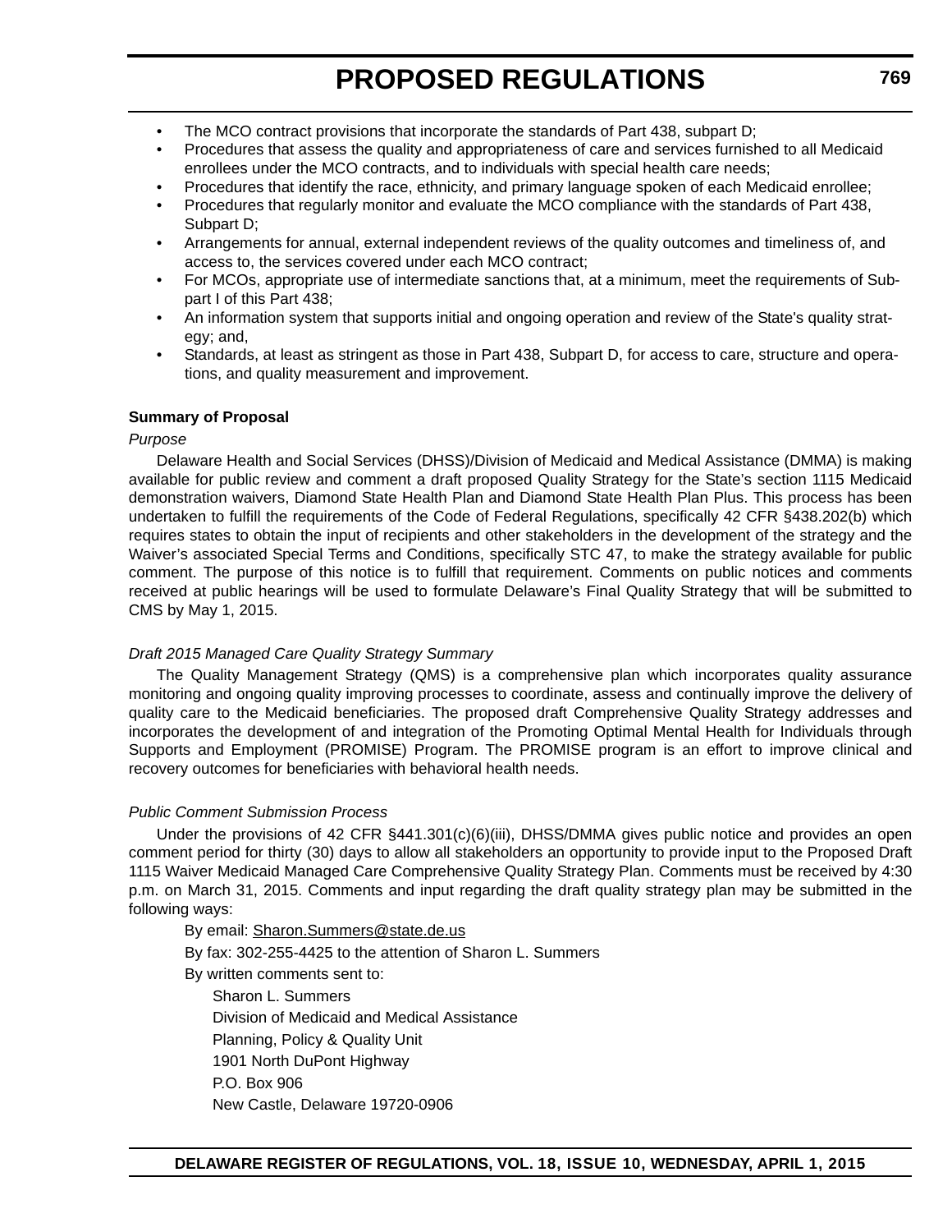- The MCO contract provisions that incorporate the standards of Part 438, subpart D;
- Procedures that assess the quality and appropriateness of care and services furnished to all Medicaid enrollees under the MCO contracts, and to individuals with special health care needs;
- Procedures that identify the race, ethnicity, and primary language spoken of each Medicaid enrollee;
- Procedures that regularly monitor and evaluate the MCO compliance with the standards of Part 438, Subpart D;
- Arrangements for annual, external independent reviews of the quality outcomes and timeliness of, and access to, the services covered under each MCO contract;
- For MCOs, appropriate use of intermediate sanctions that, at a minimum, meet the requirements of Subpart I of this Part 438;
- An information system that supports initial and ongoing operation and review of the State's quality strategy; and,
- Standards, at least as stringent as those in Part 438, Subpart D, for access to care, structure and operations, and quality measurement and improvement.

**Summary of Proposal**

*Purpose*

Delaware Health and Social Services (DHSS)/Division of Medicaid and Medical Assistance (DMMA) is making available for public review and comment a draft proposed Quality Strategy for the State's section 1115 Medicaid demonstration waivers, Diamond State Health Plan and Diamond State Health Plan Plus. This process has been undertaken to fulfill the requirements of the Code of Federal Regulations, specifically 42 CFR §438.202(b) which requires states to obtain the input of recipients and other stakeholders in the development of the strategy and the Waiver's associated Special Terms and Conditions, specifically STC 47, to make the strategy available for public comment. The purpose of this notice is to fulfill that requirement. Comments on public notices and comments received at public hearings will be used to formulate Delaware's Final Quality Strategy that will be submitted to CMS by May 1, 2015.

*Draft 2015 Managed Care Quality Strategy Summary*

The Quality Management Strategy (QMS) is a comprehensive plan which incorporates quality assurance monitoring and ongoing quality improving processes to coordinate, assess and continually improve the delivery of quality care to the Medicaid beneficiaries. The proposed draft Comprehensive Quality Strategy addresses and incorporates the development of and integration of the Promoting Optimal Mental Health for Individuals through Supports and Employment (PROMISE) Program. The PROMISE program is an effort to improve clinical and recovery outcomes for beneficiaries with behavioral health needs.

*Public Comment Submission Process*

Under the provisions of 42 CFR §441.301(c)(6)(iii), DHSS/DMMA gives public notice and provides an open comment period for thirty (30) days to allow all stakeholders an opportunity to provide input to the Proposed Draft 1115 Waiver Medicaid Managed Care Comprehensive Quality Strategy Plan. Comments must be received by 4:30 p.m. on March 31, 2015. Comments and input regarding the draft quality strategy plan may be submitted in the following ways:

By email: Sharon.Summers@state.de.us

By fax: 302-255-4425 to the attention of Sharon L. Summers

By written comments sent to:

Sharon L. Summers
Division of Medicaid and Medical Assistance
Planning, Policy & Quality Unit
1901 North DuPont Highway
P.O. Box 906
New Castle, Delaware 19720-0906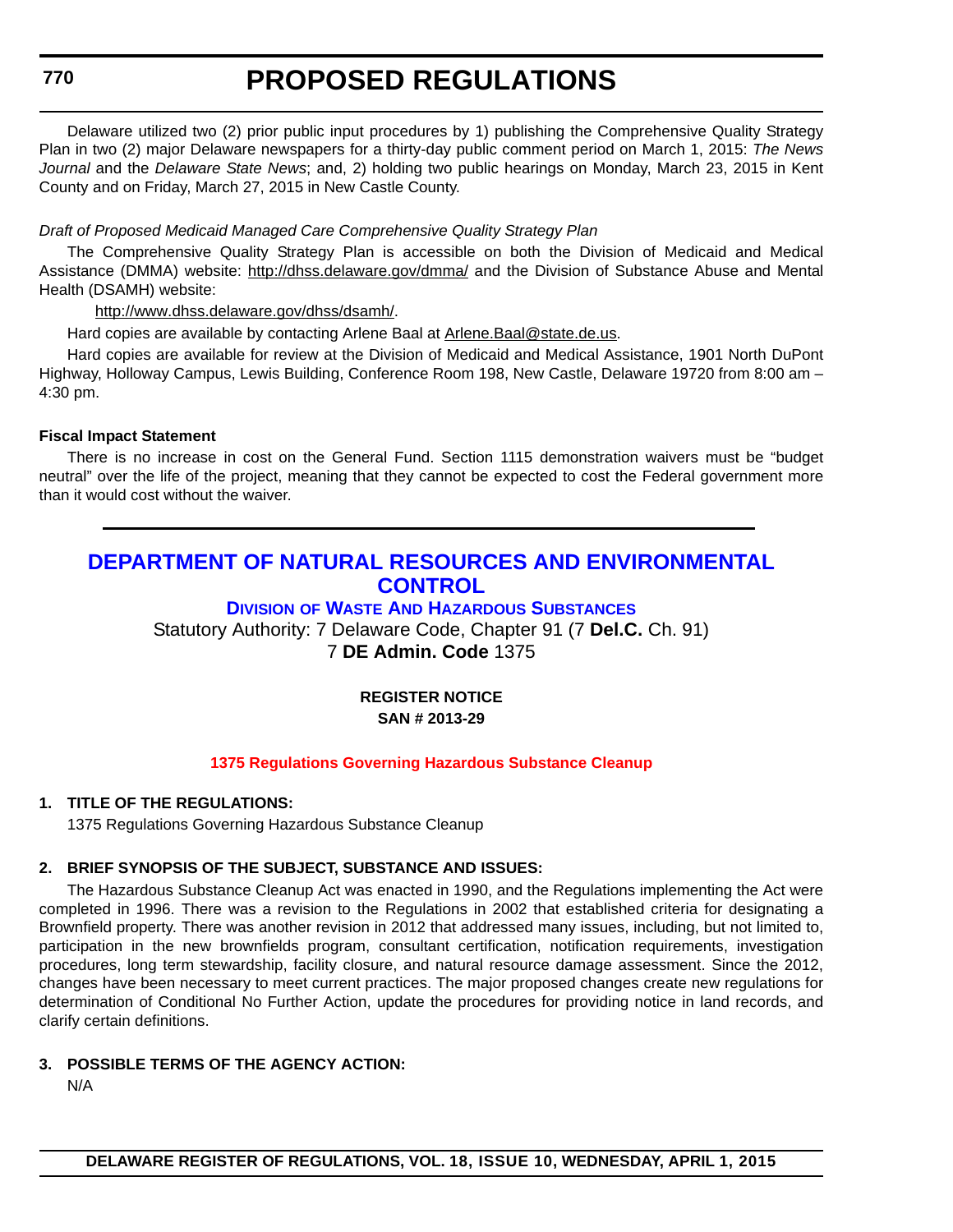Delaware utilized two (2) prior public input procedures by 1) publishing the Comprehensive Quality Strategy Plan in two (2) major Delaware newspapers for a thirty-day public comment period on March 1, 2015: *The News Journal* and the *Delaware State News*; and, 2) holding two public hearings on Monday, March 23, 2015 in Kent County and on Friday, March 27, 2015 in New Castle County.

*Draft of Proposed Medicaid Managed Care Comprehensive Quality Strategy Plan*

The Comprehensive Quality Strategy Plan is accessible on both the Division of Medicaid and Medical Assistance (DMMA) website: http://dhss.delaware.gov/dmma/ and the Division of Substance Abuse and Mental Health (DSAMH) website:

http://www.dhss.delaware.gov/dhss/dsamh/.

Hard copies are available by contacting Arlene Baal at Arlene.Baal@state.de.us.

Hard copies are available for review at the Division of Medicaid and Medical Assistance, 1901 North DuPont Highway, Holloway Campus, Lewis Building, Conference Room 198, New Castle, Delaware 19720 from 8:00 am – 4:30 pm.

**Fiscal Impact Statement**

There is no increase in cost on the General Fund. Section 1115 demonstration waivers must be "budget neutral" over the life of the project, meaning that they cannot be expected to cost the Federal government more than it would cost without the waiver.

## DEPARTMENT OF NATURAL RESOURCES AND ENVIRONMENTAL CONTROL

### DIVISION OF WASTE AND HAZARDOUS SUBSTANCES

Statutory Authority: 7 Delaware Code, Chapter 91 (7 **Del.C.** Ch. 91)
7 **DE Admin. Code** 1375

**REGISTER NOTICE**
**SAN # 2013-29**

### 1375 Regulations Governing Hazardous Substance Cleanup

**1. TITLE OF THE REGULATIONS:**

1375 Regulations Governing Hazardous Substance Cleanup

**2. BRIEF SYNOPSIS OF THE SUBJECT, SUBSTANCE AND ISSUES:**

The Hazardous Substance Cleanup Act was enacted in 1990, and the Regulations implementing the Act were completed in 1996. There was a revision to the Regulations in 2002 that established criteria for designating a Brownfield property. There was another revision in 2012 that addressed many issues, including, but not limited to, participation in the new brownfields program, consultant certification, notification requirements, investigation procedures, long term stewardship, facility closure, and natural resource damage assessment. Since the 2012, changes have been necessary to meet current practices. The major proposed changes create new regulations for determination of Conditional No Further Action, update the procedures for providing notice in land records, and clarify certain definitions.

**3. POSSIBLE TERMS OF THE AGENCY ACTION:**

N/A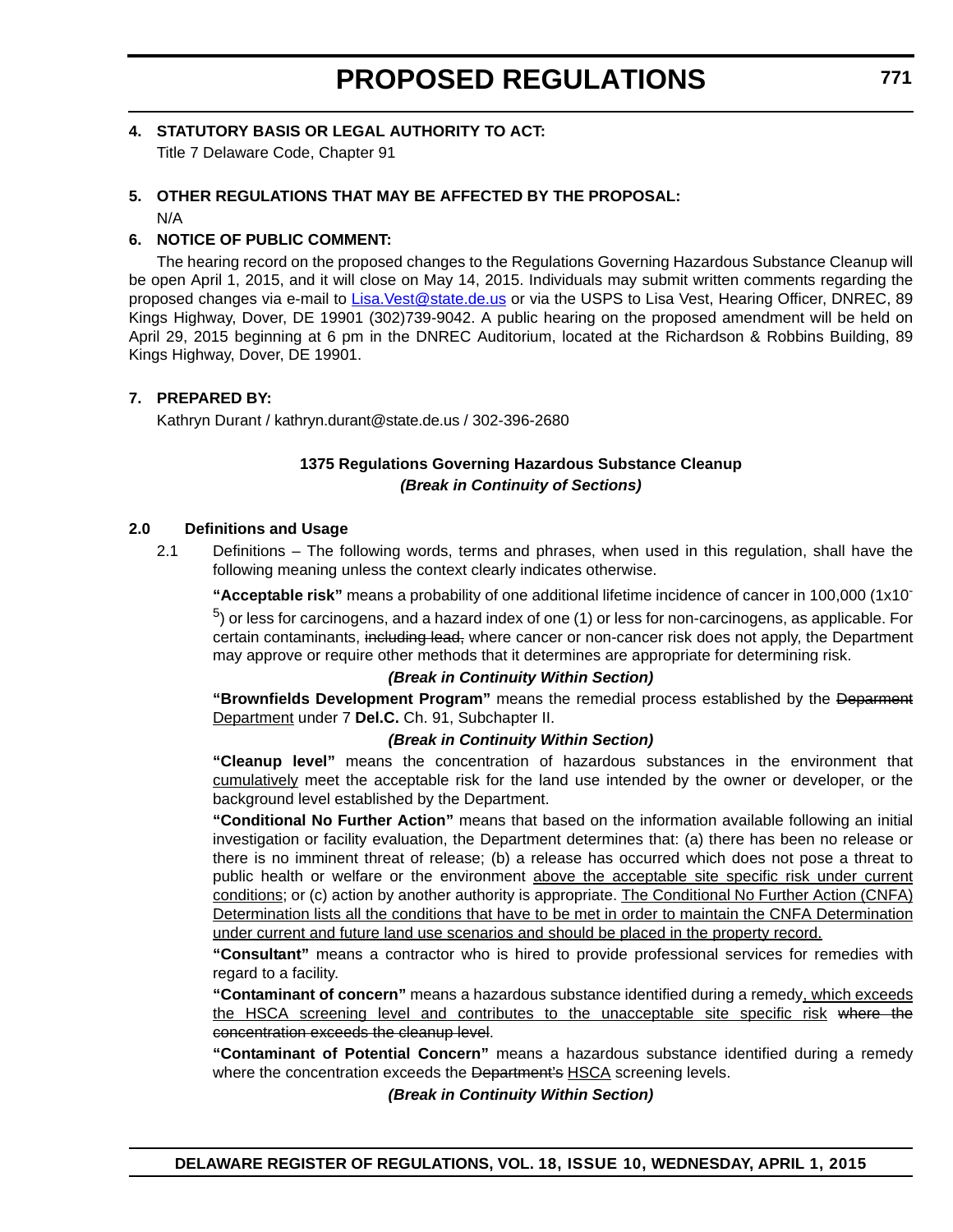**4. STATUTORY BASIS OR LEGAL AUTHORITY TO ACT:**

Title 7 Delaware Code, Chapter 91

**5. OTHER REGULATIONS THAT MAY BE AFFECTED BY THE PROPOSAL:**

N/A

**6. NOTICE OF PUBLIC COMMENT:**

The hearing record on the proposed changes to the Regulations Governing Hazardous Substance Cleanup will be open April 1, 2015, and it will close on May 14, 2015. Individuals may submit written comments regarding the proposed changes via e-mail to Lisa.Vest@state.de.us or via the USPS to Lisa Vest, Hearing Officer, DNREC, 89 Kings Highway, Dover, DE 19901 (302)739-9042. A public hearing on the proposed amendment will be held on April 29, 2015 beginning at 6 pm in the DNREC Auditorium, located at the Richardson & Robbins Building, 89 Kings Highway, Dover, DE 19901.

**7. PREPARED BY:**

Kathryn Durant / kathryn.durant@state.de.us / 302-396-2680

**1375 Regulations Governing Hazardous Substance Cleanup**

***(Break in Continuity of Sections)***

**2.0 Definitions and Usage**

2.1 Definitions – The following words, terms and phrases, when used in this regulation, shall have the following meaning unless the context clearly indicates otherwise.

**"Acceptable risk"** means a probability of one additional lifetime incidence of cancer in 100,000 ($1x10^{-5}$) or less for carcinogens, and a hazard index of one (1) or less for non-carcinogens, as applicable. For certain contaminants, ~~including lead,~~ where cancer or non-cancer risk does not apply, the Department may approve or require other methods that it determines are appropriate for determining risk.

***(Break in Continuity Within Section)***

**"Brownfields Development Program"** means the remedial process established by the ~~Deparment~~ <u>Department</u> under 7 **Del.C.** Ch. 91, Subchapter II.

***(Break in Continuity Within Section)***

**"Cleanup level"** means the concentration of hazardous substances in the environment that <u>cumulatively</u> meet the acceptable risk for the land use intended by the owner or developer, or the background level established by the Department.

**"Conditional No Further Action"** means that based on the information available following an initial investigation or facility evaluation, the Department determines that: (a) there has been no release or there is no imminent threat of release; (b) a release has occurred which does not pose a threat to public health or welfare or the environment <u>above the acceptable site specific risk under current conditions</u>; or (c) action by another authority is appropriate. <u>The Conditional No Further Action (CNFA) Determination lists all the conditions that have to be met in order to maintain the CNFA Determination under current and future land use scenarios and should be placed in the property record.</u>

**"Consultant"** means a contractor who is hired to provide professional services for remedies with regard to a facility.

**"Contaminant of concern"** means a hazardous substance identified during a remedy<u>, which exceeds the HSCA screening level and contributes to the unacceptable site specific risk</u> ~~where the concentration exceeds the cleanup level~~.

**"Contaminant of Potential Concern"** means a hazardous substance identified during a remedy where the concentration exceeds the ~~Department's~~ <u>HSCA</u> screening levels.

***(Break in Continuity Within Section)***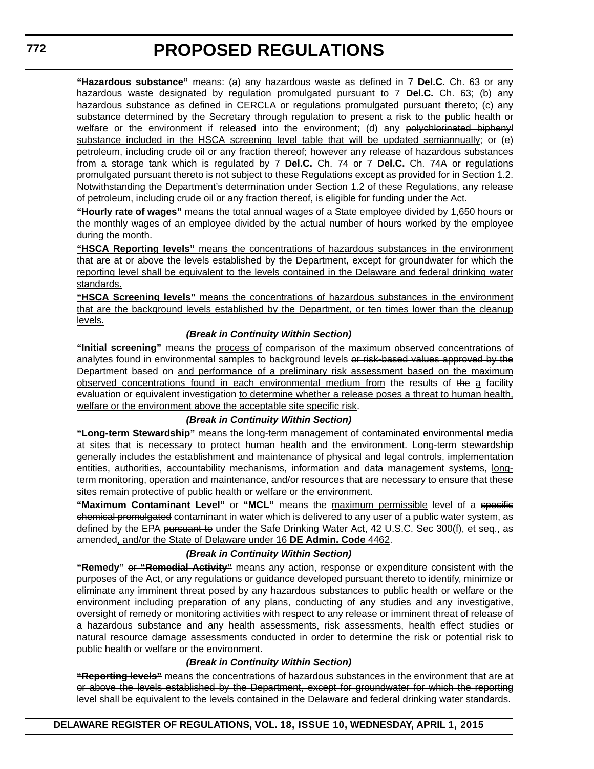**"Hazardous substance"** means: (a) any hazardous waste as defined in 7 **Del.C.** Ch. 63 or any hazardous waste designated by regulation promulgated pursuant to 7 **Del.C.** Ch. 63; (b) any hazardous substance as defined in CERCLA or regulations promulgated pursuant thereto; (c) any substance determined by the Secretary through regulation to present a risk to the public health or welfare or the environment if released into the environment; (d) any ~~polychlorinated biphenyl~~ substance included in the HSCA screening level table that will be updated semiannually; or (e) petroleum, including crude oil or any fraction thereof; however any release of hazardous substances from a storage tank which is regulated by 7 **Del.C.** Ch. 74 or 7 **Del.C.** Ch. 74A or regulations promulgated pursuant thereto is not subject to these Regulations except as provided for in Section 1.2. Notwithstanding the Department's determination under Section 1.2 of these Regulations, any release of petroleum, including crude oil or any fraction thereof, is eligible for funding under the Act.

**"Hourly rate of wages"** means the total annual wages of a State employee divided by 1,650 hours or the monthly wages of an employee divided by the actual number of hours worked by the employee during the month.

**"HSCA Reporting levels"** means the concentrations of hazardous substances in the environment that are at or above the levels established by the Department, except for groundwater for which the reporting level shall be equivalent to the levels contained in the Delaware and federal drinking water standards.

**"HSCA Screening levels"** means the concentrations of hazardous substances in the environment that are the background levels established by the Department, or ten times lower than the cleanup levels.

***(Break in Continuity Within Section)***

**"Initial screening"** means the process of comparison of the maximum observed concentrations of analytes found in environmental samples to background levels ~~or risk-based values approved by the Department based on~~ and performance of a preliminary risk assessment based on the maximum observed concentrations found in each environmental medium from the results of ~~the~~ a facility evaluation or equivalent investigation to determine whether a release poses a threat to human health, welfare or the environment above the acceptable site specific risk.

***(Break in Continuity Within Section)***

**"Long-term Stewardship"** means the long-term management of contaminated environmental media at sites that is necessary to protect human health and the environment. Long-term stewardship generally includes the establishment and maintenance of physical and legal controls, implementation entities, authorities, accountability mechanisms, information and data management systems, long-term monitoring, operation and maintenance, and/or resources that are necessary to ensure that these sites remain protective of public health or welfare or the environment.

**"Maximum Contaminant Level"** or **"MCL"** means the maximum permissible level of a ~~specific chemical promulgated~~ contaminant in water which is delivered to any user of a public water system, as defined by the EPA ~~pursuant to~~ under the Safe Drinking Water Act, 42 U.S.C. Sec 300(f), et seq., as amended, and/or the State of Delaware under 16 **DE Admin. Code** 4462.

***(Break in Continuity Within Section)***

**"Remedy"** ~~or **"Remedial Activity"**~~ means any action, response or expenditure consistent with the purposes of the Act, or any regulations or guidance developed pursuant thereto to identify, minimize or eliminate any imminent threat posed by any hazardous substances to public health or welfare or the environment including preparation of any plans, conducting of any studies and any investigative, oversight of remedy or monitoring activities with respect to any release or imminent threat of release of a hazardous substance and any health assessments, risk assessments, health effect studies or natural resource damage assessments conducted in order to determine the risk or potential risk to public health or welfare or the environment.

***(Break in Continuity Within Section)***

~~**"Reporting levels"** means the concentrations of hazardous substances in the environment that are at or above the levels established by the Department, except for groundwater for which the reporting level shall be equivalent to the levels contained in the Delaware and federal drinking water standards.~~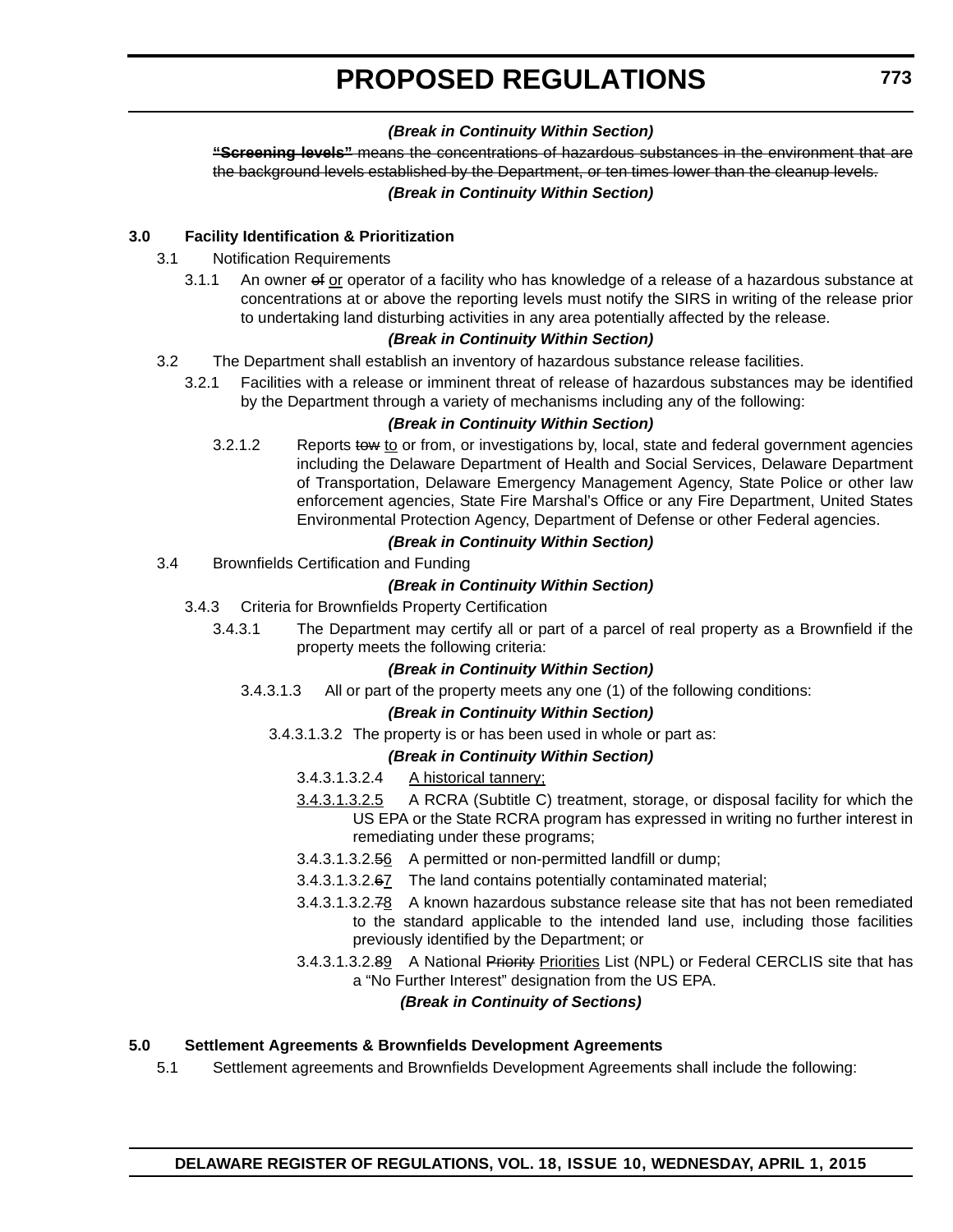*(Break in Continuity Within Section)*

~~**"Screening levels"** means the concentrations of hazardous substances in the environment that are the background levels established by the Department, or ten times lower than the cleanup levels.~~

*(Break in Continuity Within Section)*

**3.0 Facility Identification & Prioritization**

3.1 Notification Requirements

3.1.1 An owner ~~of~~ <u>or</u> operator of a facility who has knowledge of a release of a hazardous substance at concentrations at or above the reporting levels must notify the SIRS in writing of the release prior to undertaking land disturbing activities in any area potentially affected by the release.

*(Break in Continuity Within Section)*

3.2 The Department shall establish an inventory of hazardous substance release facilities.

3.2.1 Facilities with a release or imminent threat of release of hazardous substances may be identified by the Department through a variety of mechanisms including any of the following:

*(Break in Continuity Within Section)*

3.2.1.2 Reports ~~tow~~ <u>to</u> or from, or investigations by, local, state and federal government agencies including the Delaware Department of Health and Social Services, Delaware Department of Transportation, Delaware Emergency Management Agency, State Police or other law enforcement agencies, State Fire Marshal's Office or any Fire Department, United States Environmental Protection Agency, Department of Defense or other Federal agencies.

*(Break in Continuity Within Section)*

3.4 Brownfields Certification and Funding

*(Break in Continuity Within Section)*

3.4.3 Criteria for Brownfields Property Certification

3.4.3.1 The Department may certify all or part of a parcel of real property as a Brownfield if the property meets the following criteria:

*(Break in Continuity Within Section)*

3.4.3.1.3 All or part of the property meets any one (1) of the following conditions:

*(Break in Continuity Within Section)*

3.4.3.1.3.2 The property is or has been used in whole or part as:

*(Break in Continuity Within Section)*

3.4.3.1.3.2.4 <u>A historical tannery;</u>

<u>3.4.3.1.3.2.5</u> A RCRA (Subtitle C) treatment, storage, or disposal facility for which the US EPA or the State RCRA program has expressed in writing no further interest in remediating under these programs;

3.4.3.1.3.2.~~5~~<u>6</u> A permitted or non-permitted landfill or dump;

3.4.3.1.3.2.~~6~~<u>7</u> The land contains potentially contaminated material;

3.4.3.1.3.2.~~7~~<u>8</u> A known hazardous substance release site that has not been remediated to the standard applicable to the intended land use, including those facilities previously identified by the Department; or

3.4.3.1.3.2.~~8~~<u>9</u> A National ~~Priority~~ <u>Priorities</u> List (NPL) or Federal CERCLIS site that has a "No Further Interest" designation from the US EPA.

*(Break in Continuity of Sections)*

**5.0 Settlement Agreements & Brownfields Development Agreements**

5.1 Settlement agreements and Brownfields Development Agreements shall include the following: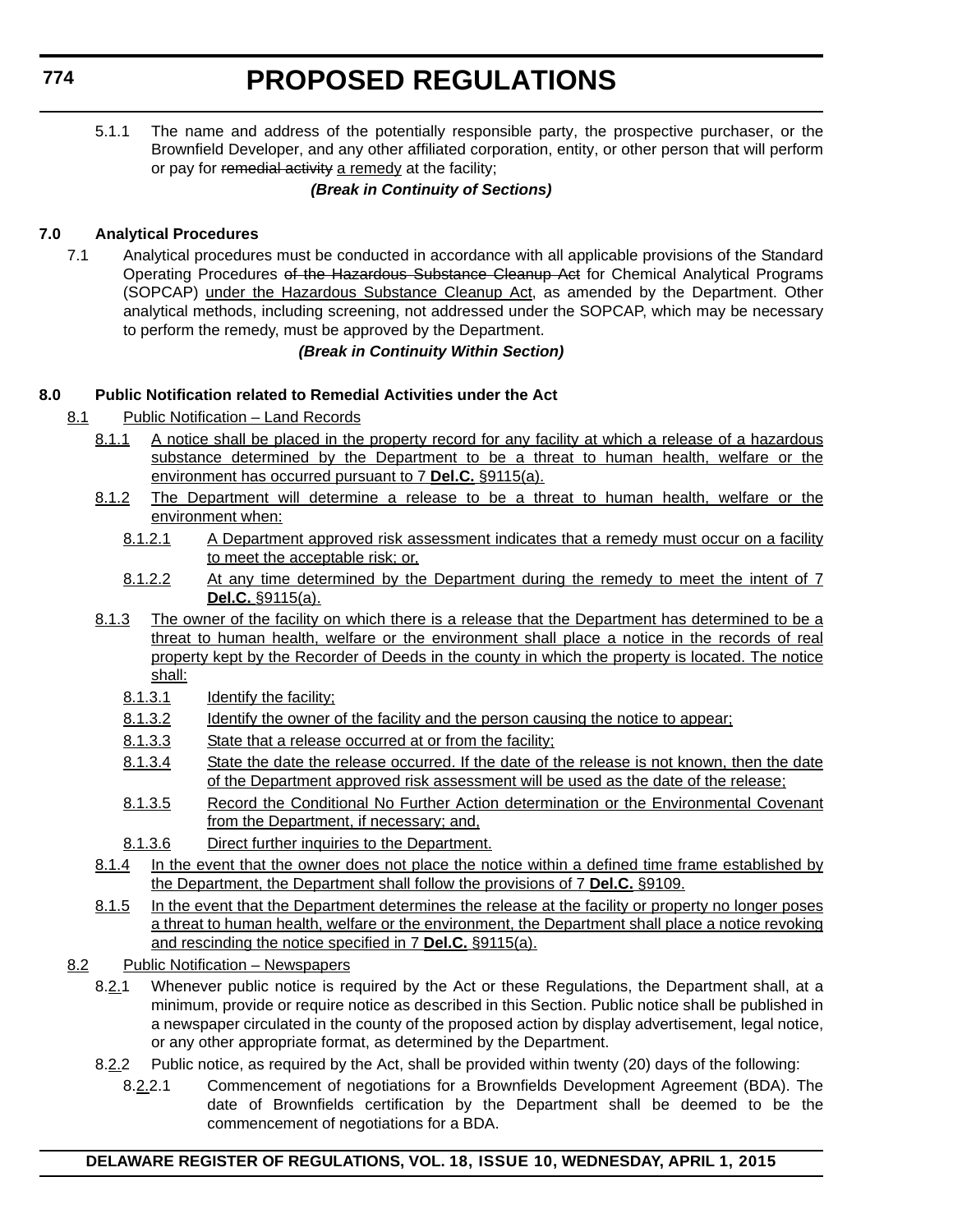5.1.1 The name and address of the potentially responsible party, the prospective purchaser, or the Brownfield Developer, and any other affiliated corporation, entity, or other person that will perform or pay for ~~remedial activity~~ <u>a remedy</u> at the facility;

***(Break in Continuity of Sections)***

**7.0 Analytical Procedures**

7.1 Analytical procedures must be conducted in accordance with all applicable provisions of the Standard Operating Procedures ~~of the Hazardous Substance Cleanup Act~~ for Chemical Analytical Programs (SOPCAP) <u>under the Hazardous Substance Cleanup Act</u>, as amended by the Department. Other analytical methods, including screening, not addressed under the SOPCAP, which may be necessary to perform the remedy, must be approved by the Department.

***(Break in Continuity Within Section)***

**8.0 Public Notification related to Remedial Activities under the Act**

<u>8.1 Public Notification – Land Records</u>

<u>8.1.1 A notice shall be placed in the property record for any facility at which a release of a hazardous substance determined by the Department to be a threat to human health, welfare or the environment has occurred pursuant to 7 **Del.C.** §9115(a).</u>

<u>8.1.2 The Department will determine a release to be a threat to human health, welfare or the environment when:</u>

<u>8.1.2.1 A Department approved risk assessment indicates that a remedy must occur on a facility to meet the acceptable risk; or,</u>

<u>8.1.2.2 At any time determined by the Department during the remedy to meet the intent of 7 **Del.C.** §9115(a).</u>

<u>8.1.3 The owner of the facility on which there is a release that the Department has determined to be a threat to human health, welfare or the environment shall place a notice in the records of real property kept by the Recorder of Deeds in the county in which the property is located. The notice shall:</u>

<u>8.1.3.1 Identify the facility;</u>

<u>8.1.3.2 Identify the owner of the facility and the person causing the notice to appear;</u>

<u>8.1.3.3 State that a release occurred at or from the facility;</u>

<u>8.1.3.4 State the date the release occurred. If the date of the release is not known, then the date of the Department approved risk assessment will be used as the date of the release;</u>

<u>8.1.3.5 Record the Conditional No Further Action determination or the Environmental Covenant from the Department, if necessary; and,</u>

<u>8.1.3.6 Direct further inquiries to the Department.</u>

<u>8.1.4 In the event that the owner does not place the notice within a defined time frame established by the Department, the Department shall follow the provisions of 7 **Del.C.** §9109.</u>

<u>8.1.5 In the event that the Department determines the release at the facility or property no longer poses a threat to human health, welfare or the environment, the Department shall place a notice revoking and rescinding the notice specified in 7 **Del.C.** §9115(a).</u>

<u>8.2 Public Notification – Newspapers</u>

8.<u>2.</u>1 Whenever public notice is required by the Act or these Regulations, the Department shall, at a minimum, provide or require notice as described in this Section. Public notice shall be published in a newspaper circulated in the county of the proposed action by display advertisement, legal notice, or any other appropriate format, as determined by the Department.

8.<u>2.</u>2 Public notice, as required by the Act, shall be provided within twenty (20) days of the following:

8.<u>2.</u>2.1 Commencement of negotiations for a Brownfields Development Agreement (BDA). The date of Brownfields certification by the Department shall be deemed to be the commencement of negotiations for a BDA.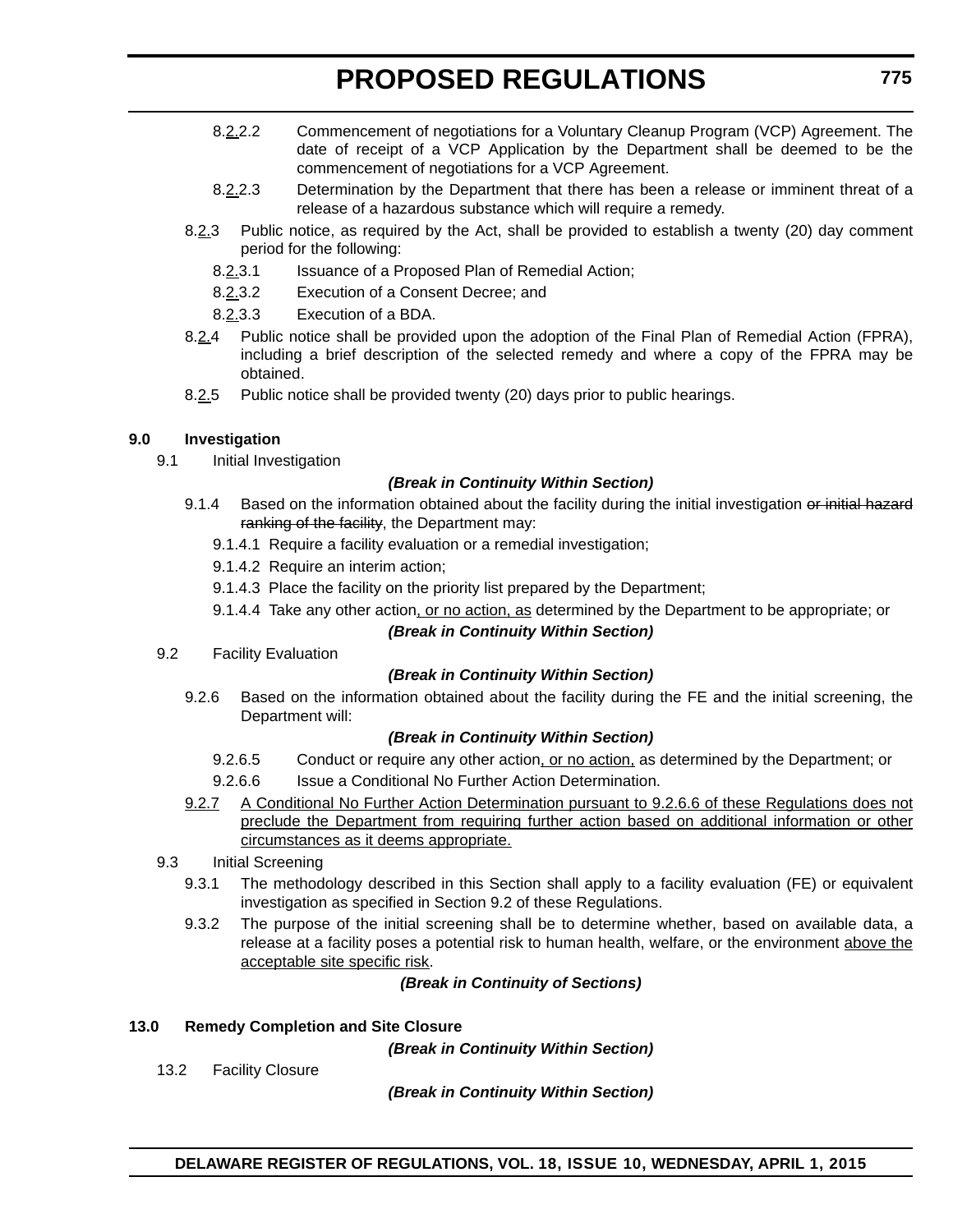8.2.2.2 Commencement of negotiations for a Voluntary Cleanup Program (VCP) Agreement. The date of receipt of a VCP Application by the Department shall be deemed to be the commencement of negotiations for a VCP Agreement.

8.2.2.3 Determination by the Department that there has been a release or imminent threat of a release of a hazardous substance which will require a remedy.

8.2.3 Public notice, as required by the Act, shall be provided to establish a twenty (20) day comment period for the following:

8.2.3.1 Issuance of a Proposed Plan of Remedial Action;

8.2.3.2 Execution of a Consent Decree; and

8.2.3.3 Execution of a BDA.

8.2.4 Public notice shall be provided upon the adoption of the Final Plan of Remedial Action (FPRA), including a brief description of the selected remedy and where a copy of the FPRA may be obtained.

8.2.5 Public notice shall be provided twenty (20) days prior to public hearings.

**9.0 Investigation**

9.1 Initial Investigation

***(Break in Continuity Within Section)***

9.1.4 Based on the information obtained about the facility during the initial investigation ~~or initial hazard ranking of the facility~~, the Department may:

9.1.4.1 Require a facility evaluation or a remedial investigation;

9.1.4.2 Require an interim action;

9.1.4.3 Place the facility on the priority list prepared by the Department;

9.1.4.4 Take any other action, or no action, as determined by the Department to be appropriate; or

***(Break in Continuity Within Section)***

9.2 Facility Evaluation

***(Break in Continuity Within Section)***

9.2.6 Based on the information obtained about the facility during the FE and the initial screening, the Department will:

***(Break in Continuity Within Section)***

9.2.6.5 Conduct or require any other action, or no action, as determined by the Department; or

9.2.6.6 Issue a Conditional No Further Action Determination.

9.2.7 A Conditional No Further Action Determination pursuant to 9.2.6.6 of these Regulations does not preclude the Department from requiring further action based on additional information or other circumstances as it deems appropriate.

9.3 Initial Screening

9.3.1 The methodology described in this Section shall apply to a facility evaluation (FE) or equivalent investigation as specified in Section 9.2 of these Regulations.

9.3.2 The purpose of the initial screening shall be to determine whether, based on available data, a release at a facility poses a potential risk to human health, welfare, or the environment above the acceptable site specific risk.

***(Break in Continuity of Sections)***

**13.0 Remedy Completion and Site Closure**

***(Break in Continuity Within Section)***

13.2 Facility Closure

***(Break in Continuity Within Section)***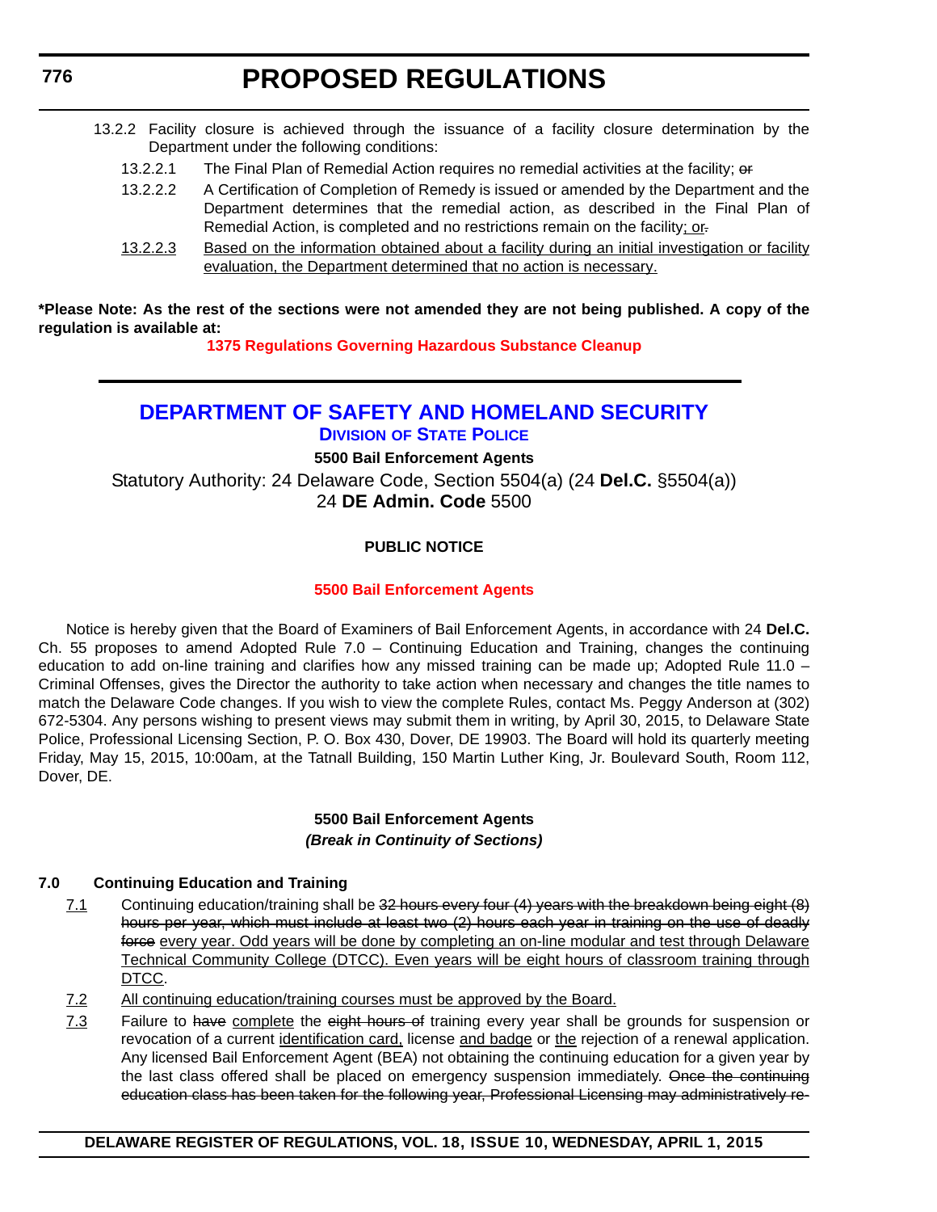13.2.2 Facility closure is achieved through the issuance of a facility closure determination by the Department under the following conditions:

13.2.2.1 The Final Plan of Remedial Action requires no remedial activities at the facility; ~~or~~

13.2.2.2 A Certification of Completion of Remedy is issued or amended by the Department and the Department determines that the remedial action, as described in the Final Plan of Remedial Action, is completed and no restrictions remain on the facility; or~~.~~

13.2.2.3 Based on the information obtained about a facility during an initial investigation or facility evaluation, the Department determined that no action is necessary.

**\*Please Note: As the rest of the sections were not amended they are not being published. A copy of the regulation is available at:**

**1375 Regulations Governing Hazardous Substance Cleanup**

---

## DEPARTMENT OF SAFETY AND HOMELAND SECURITY

### DIVISION OF STATE POLICE

**5500 Bail Enforcement Agents**

Statutory Authority: 24 Delaware Code, Section 5504(a) (24 **Del.C.** §5504(a))
24 **DE Admin. Code** 5500

**PUBLIC NOTICE**

**5500 Bail Enforcement Agents**

Notice is hereby given that the Board of Examiners of Bail Enforcement Agents, in accordance with 24 **Del.C.** Ch. 55 proposes to amend Adopted Rule 7.0 – Continuing Education and Training, changes the continuing education to add on-line training and clarifies how any missed training can be made up; Adopted Rule 11.0 – Criminal Offenses, gives the Director the authority to take action when necessary and changes the title names to match the Delaware Code changes. If you wish to view the complete Rules, contact Ms. Peggy Anderson at (302) 672-5304. Any persons wishing to present views may submit them in writing, by April 30, 2015, to Delaware State Police, Professional Licensing Section, P. O. Box 430, Dover, DE 19903. The Board will hold its quarterly meeting Friday, May 15, 2015, 10:00am, at the Tatnall Building, 150 Martin Luther King, Jr. Boulevard South, Room 112, Dover, DE.

**5500 Bail Enforcement Agents**

***(Break in Continuity of Sections)***

**7.0 Continuing Education and Training**

7.1 Continuing education/training shall be ~~32 hours every four (4) years with the breakdown being eight (8) hours per year, which must include at least two (2) hours each year in training on the use of deadly force~~ every year. Odd years will be done by completing an on-line modular and test through Delaware Technical Community College (DTCC). Even years will be eight hours of classroom training through DTCC.

7.2 All continuing education/training courses must be approved by the Board.

7.3 Failure to ~~have~~ complete the ~~eight hours of~~ training every year shall be grounds for suspension or revocation of a current identification card, license and badge or the rejection of a renewal application. Any licensed Bail Enforcement Agent (BEA) not obtaining the continuing education for a given year by the last class offered shall be placed on emergency suspension immediately. ~~Once the continuing education class has been taken for the following year, Professional Licensing may administratively re-~~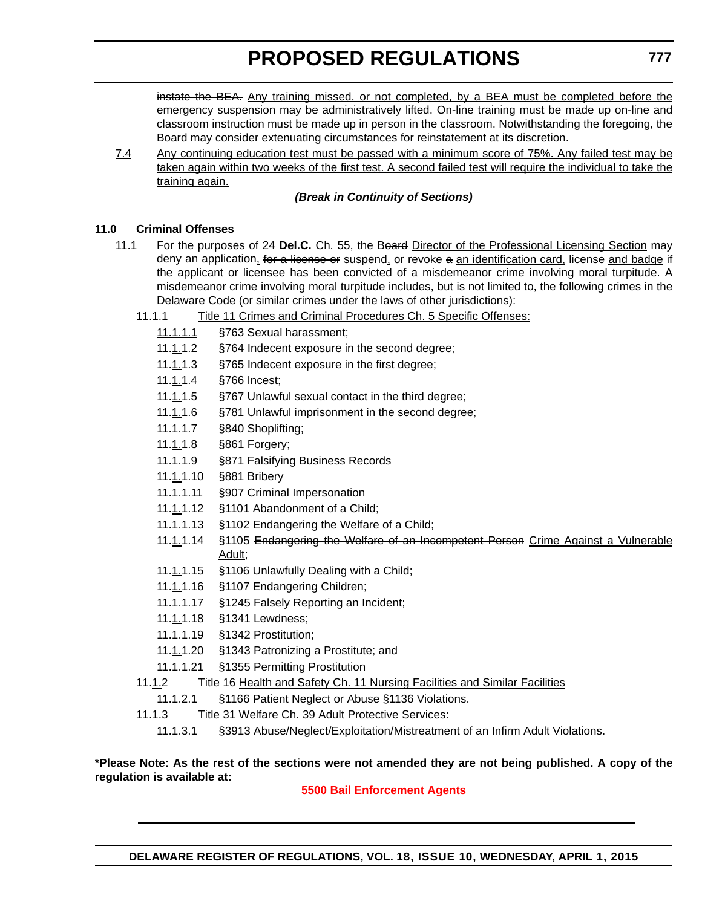instate the BEA. Any training missed, or not completed, by a BEA must be completed before the emergency suspension may be administratively lifted. On-line training must be made up on-line and classroom instruction must be made up in person in the classroom. Notwithstanding the foregoing, the Board may consider extenuating circumstances for reinstatement at its discretion.

7.4 Any continuing education test must be passed with a minimum score of 75%. Any failed test may be taken again within two weeks of the first test. A second failed test will require the individual to take the training again.

***(Break in Continuity of Sections)***

**11.0 Criminal Offenses**

11.1 For the purposes of 24 **Del.C.** Ch. 55, the Board Director of the Professional Licensing Section may deny an application, for a license or suspend, or revoke a an identification card, license and badge if the applicant or licensee has been convicted of a misdemeanor crime involving moral turpitude. A misdemeanor crime involving moral turpitude includes, but is not limited to, the following crimes in the Delaware Code (or similar crimes under the laws of other jurisdictions):

11.1.1 Title 11 Crimes and Criminal Procedures Ch. 5 Specific Offenses:

11.1.1.1 §763 Sexual harassment;

11.1.1.2 §764 Indecent exposure in the second degree;

11.1.1.3 §765 Indecent exposure in the first degree;

11.1.1.4 §766 Incest;

11.1.1.5 §767 Unlawful sexual contact in the third degree;

11.1.1.6 §781 Unlawful imprisonment in the second degree;

11.1.1.7 §840 Shoplifting;

11.1.1.8 §861 Forgery;

11.1.1.9 §871 Falsifying Business Records

11.1.1.10 §881 Bribery

11.1.1.11 §907 Criminal Impersonation

11.1.1.12 §1101 Abandonment of a Child;

11.1.1.13 §1102 Endangering the Welfare of a Child;

11.1.1.14 §1105 Endangering the Welfare of an Incompetent Person Crime Against a Vulnerable Adult;

11.1.1.15 §1106 Unlawfully Dealing with a Child;

11.1.1.16 §1107 Endangering Children;

11.1.1.17 §1245 Falsely Reporting an Incident;

11.1.1.18 §1341 Lewdness;

11.1.1.19 §1342 Prostitution;

11.1.1.20 §1343 Patronizing a Prostitute; and

11.1.1.21 §1355 Permitting Prostitution

11.1.2 Title 16 Health and Safety Ch. 11 Nursing Facilities and Similar Facilities

11.1.2.1 §1166 Patient Neglect or Abuse §1136 Violations.

11.1.3 Title 31 Welfare Ch. 39 Adult Protective Services:

11.1.3.1 §3913 Abuse/Neglect/Exploitation/Mistreatment of an Infirm Adult Violations.

**\*Please Note: As the rest of the sections were not amended they are not being published. A copy of the regulation is available at:**

**5500 Bail Enforcement Agents**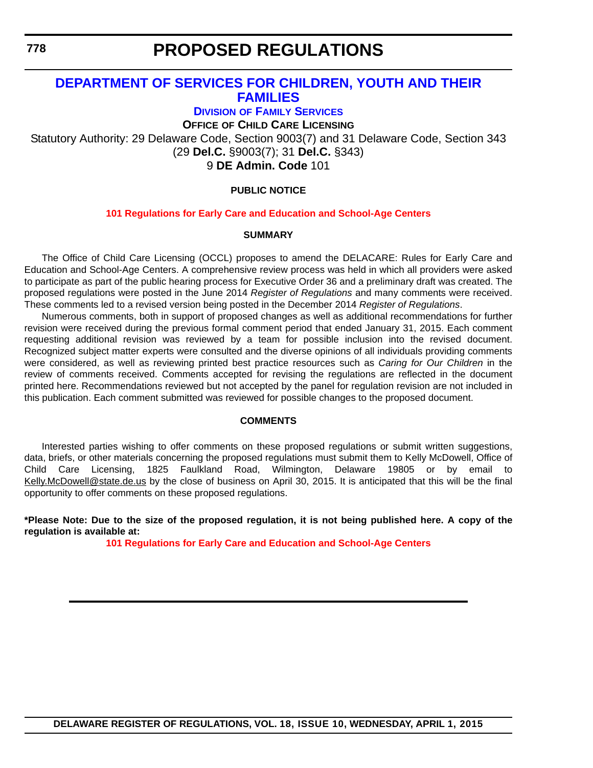# PROPOSED REGULATIONS

## DEPARTMENT OF SERVICES FOR CHILDREN, YOUTH AND THEIR FAMILIES

### DIVISION OF FAMILY SERVICES

### OFFICE OF CHILD CARE LICENSING

Statutory Authority: 29 Delaware Code, Section 9003(7) and 31 Delaware Code, Section 343 (29 **Del.C.** §9003(7); 31 **Del.C.** §343)

9 **DE Admin. Code** 101

**PUBLIC NOTICE**

**101 Regulations for Early Care and Education and School-Age Centers**

**SUMMARY**

The Office of Child Care Licensing (OCCL) proposes to amend the DELACARE: Rules for Early Care and Education and School-Age Centers. A comprehensive review process was held in which all providers were asked to participate as part of the public hearing process for Executive Order 36 and a preliminary draft was created. The proposed regulations were posted in the June 2014 *Register of Regulations* and many comments were received. These comments led to a revised version being posted in the December 2014 *Register of Regulations*.

Numerous comments, both in support of proposed changes as well as additional recommendations for further revision were received during the previous formal comment period that ended January 31, 2015. Each comment requesting additional revision was reviewed by a team for possible inclusion into the revised document. Recognized subject matter experts were consulted and the diverse opinions of all individuals providing comments were considered, as well as reviewing printed best practice resources such as *Caring for Our Children* in the review of comments received. Comments accepted for revising the regulations are reflected in the document printed here. Recommendations reviewed but not accepted by the panel for regulation revision are not included in this publication. Each comment submitted was reviewed for possible changes to the proposed document.

**COMMENTS**

Interested parties wishing to offer comments on these proposed regulations or submit written suggestions, data, briefs, or other materials concerning the proposed regulations must submit them to Kelly McDowell, Office of Child Care Licensing, 1825 Faulkland Road, Wilmington, Delaware 19805 or by email to Kelly.McDowell@state.de.us by the close of business on April 30, 2015. It is anticipated that this will be the final opportunity to offer comments on these proposed regulations.

**\*Please Note: Due to the size of the proposed regulation, it is not being published here. A copy of the regulation is available at:**

**101 Regulations for Early Care and Education and School-Age Centers**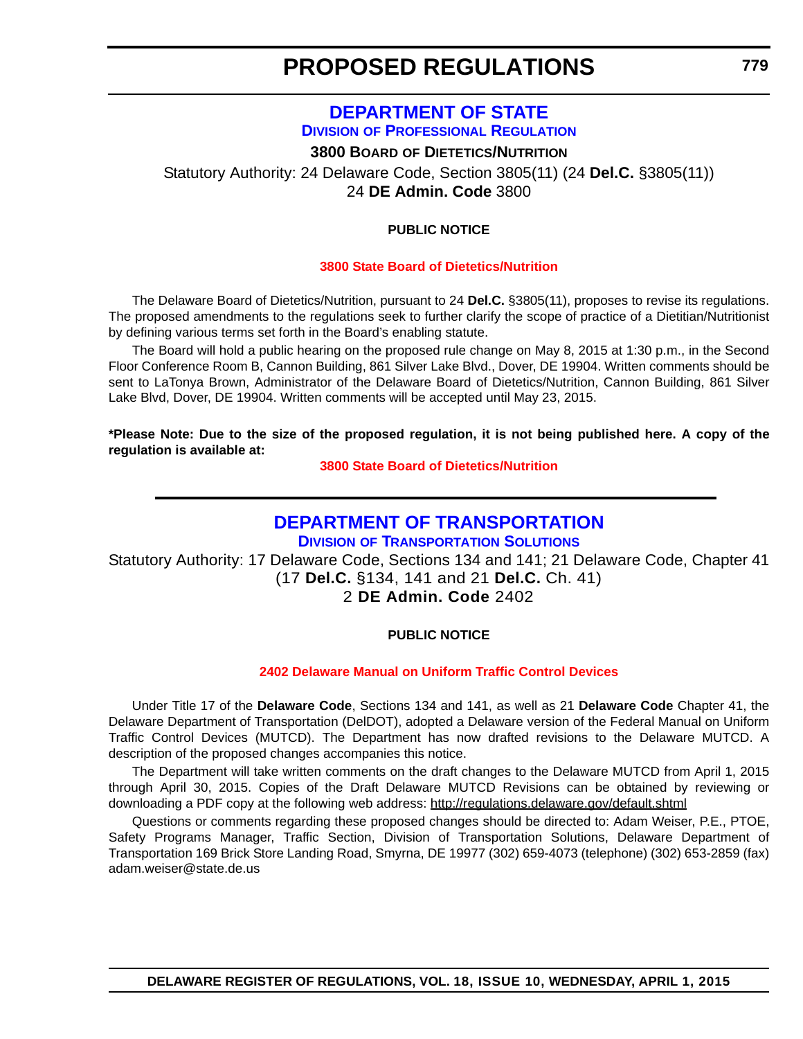# PROPOSED REGULATIONS

## DEPARTMENT OF STATE

### DIVISION OF PROFESSIONAL REGULATION

**3800 BOARD OF DIETETICS/NUTRITION**

Statutory Authority: 24 Delaware Code, Section 3805(11) (24 **Del.C.** §3805(11))
24 **DE Admin. Code** 3800

**PUBLIC NOTICE**

**3800 State Board of Dietetics/Nutrition**

The Delaware Board of Dietetics/Nutrition, pursuant to 24 **Del.C.** §3805(11), proposes to revise its regulations. The proposed amendments to the regulations seek to further clarify the scope of practice of a Dietitian/Nutritionist by defining various terms set forth in the Board's enabling statute.

The Board will hold a public hearing on the proposed rule change on May 8, 2015 at 1:30 p.m., in the Second Floor Conference Room B, Cannon Building, 861 Silver Lake Blvd., Dover, DE 19904. Written comments should be sent to LaTonya Brown, Administrator of the Delaware Board of Dietetics/Nutrition, Cannon Building, 861 Silver Lake Blvd, Dover, DE 19904. Written comments will be accepted until May 23, 2015.

**\*Please Note: Due to the size of the proposed regulation, it is not being published here. A copy of the regulation is available at:**

**3800 State Board of Dietetics/Nutrition**

---

## DEPARTMENT OF TRANSPORTATION

### DIVISION OF TRANSPORTATION SOLUTIONS

Statutory Authority: 17 Delaware Code, Sections 134 and 141; 21 Delaware Code, Chapter 41
(17 **Del.C.** §134, 141 and 21 **Del.C.** Ch. 41)
2 **DE Admin. Code** 2402

**PUBLIC NOTICE**

**2402 Delaware Manual on Uniform Traffic Control Devices**

Under Title 17 of the **Delaware Code**, Sections 134 and 141, as well as 21 **Delaware Code** Chapter 41, the Delaware Department of Transportation (DelDOT), adopted a Delaware version of the Federal Manual on Uniform Traffic Control Devices (MUTCD). The Department has now drafted revisions to the Delaware MUTCD. A description of the proposed changes accompanies this notice.

The Department will take written comments on the draft changes to the Delaware MUTCD from April 1, 2015 through April 30, 2015. Copies of the Draft Delaware MUTCD Revisions can be obtained by reviewing or downloading a PDF copy at the following web address: http://regulations.delaware.gov/default.shtml

Questions or comments regarding these proposed changes should be directed to: Adam Weiser, P.E., PTOE, Safety Programs Manager, Traffic Section, Division of Transportation Solutions, Delaware Department of Transportation 169 Brick Store Landing Road, Smyrna, DE 19977 (302) 659-4073 (telephone) (302) 653-2859 (fax) adam.weiser@state.de.us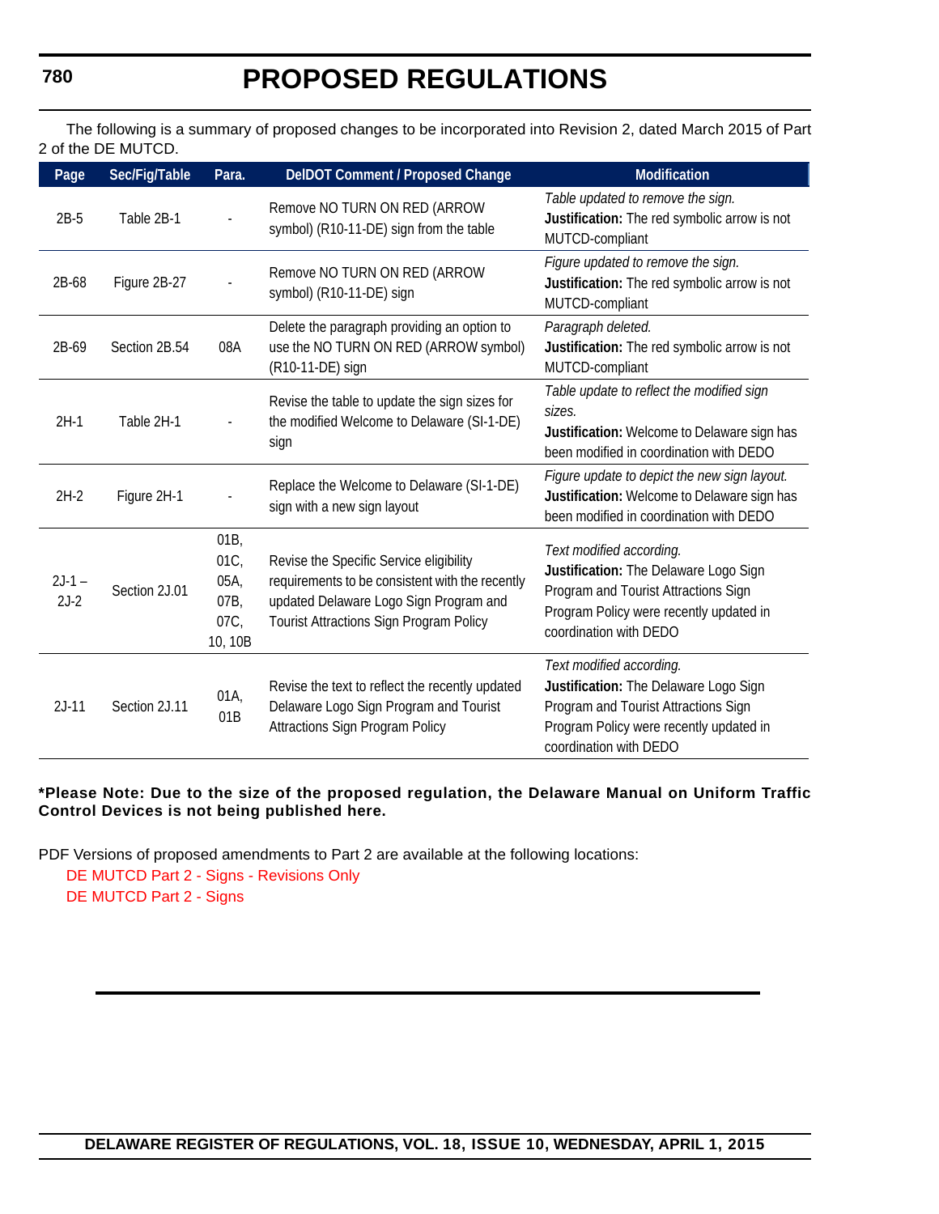The following is a summary of proposed changes to be incorporated into Revision 2, dated March 2015 of Part 2 of the DE MUTCD.

| Page | Sec/Fig/Table | Para. | DelDOT Comment / Proposed Change | Modification |
|---|---|---|---|---|
| 2B-5 | Table 2B-1 | - | Remove NO TURN ON RED (ARROW symbol) (R10-11-DE) sign from the table | *Table updated to remove the sign.* **Justification:** The red symbolic arrow is not MUTCD-compliant |
| 2B-68 | Figure 2B-27 | - | Remove NO TURN ON RED (ARROW symbol) (R10-11-DE) sign | *Figure updated to remove the sign.* **Justification:** The red symbolic arrow is not MUTCD-compliant |
| 2B-69 | Section 2B.54 | 08A | Delete the paragraph providing an option to use the NO TURN ON RED (ARROW symbol) (R10-11-DE) sign | *Paragraph deleted.* **Justification:** The red symbolic arrow is not MUTCD-compliant |
| 2H-1 | Table 2H-1 | - | Revise the table to update the sign sizes for the modified Welcome to Delaware (SI-1-DE) sign | *Table update to reflect the modified sign sizes.* **Justification:** Welcome to Delaware sign has been modified in coordination with DEDO |
| 2H-2 | Figure 2H-1 | - | Replace the Welcome to Delaware (SI-1-DE) sign with a new sign layout | *Figure update to depict the new sign layout.* **Justification:** Welcome to Delaware sign has been modified in coordination with DEDO |
| 2J-1 – 2J-2 | Section 2J.01 | 01B, 01C, 05A, 07B, 07C, 10, 10B | Revise the Specific Service eligibility requirements to be consistent with the recently updated Delaware Logo Sign Program and Tourist Attractions Sign Program Policy | *Text modified according.* **Justification:** The Delaware Logo Sign Program and Tourist Attractions Sign Program Policy were recently updated in coordination with DEDO |
| 2J-11 | Section 2J.11 | 01A, 01B | Revise the text to reflect the recently updated Delaware Logo Sign Program and Tourist Attractions Sign Program Policy | *Text modified according.* **Justification:** The Delaware Logo Sign Program and Tourist Attractions Sign Program Policy were recently updated in coordination with DEDO |

**\*Please Note: Due to the size of the proposed regulation, the Delaware Manual on Uniform Traffic Control Devices is not being published here.**

PDF Versions of proposed amendments to Part 2 are available at the following locations:

DE MUTCD Part 2 - Signs - Revisions Only

DE MUTCD Part 2 - Signs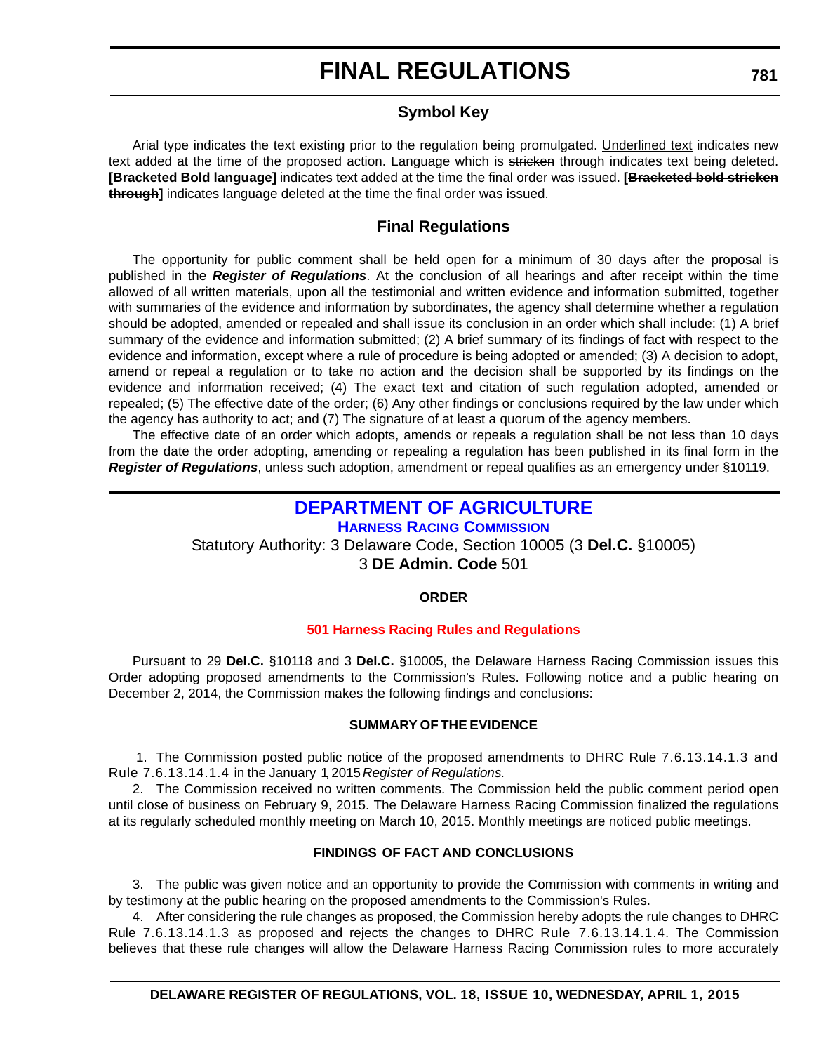# FINAL REGULATIONS

## Symbol Key

Arial type indicates the text existing prior to the regulation being promulgated. Underlined text indicates new text added at the time of the proposed action. Language which is ~~stricken~~ through indicates text being deleted. **[Bracketed Bold language]** indicates text added at the time the final order was issued. **[~~Bracketed bold stricken through~~]** indicates language deleted at the time the final order was issued.

## Final Regulations

The opportunity for public comment shall be held open for a minimum of 30 days after the proposal is published in the ***Register of Regulations***. At the conclusion of all hearings and after receipt within the time allowed of all written materials, upon all the testimonial and written evidence and information submitted, together with summaries of the evidence and information by subordinates, the agency shall determine whether a regulation should be adopted, amended or repealed and shall issue its conclusion in an order which shall include: (1) A brief summary of the evidence and information submitted; (2) A brief summary of its findings of fact with respect to the evidence and information, except where a rule of procedure is being adopted or amended; (3) A decision to adopt, amend or repeal a regulation or to take no action and the decision shall be supported by its findings on the evidence and information received; (4) The exact text and citation of such regulation adopted, amended or repealed; (5) The effective date of the order; (6) Any other findings or conclusions required by the law under which the agency has authority to act; and (7) The signature of at least a quorum of the agency members.

The effective date of an order which adopts, amends or repeals a regulation shall be not less than 10 days from the date the order adopting, amending or repealing a regulation has been published in its final form in the ***Register of Regulations***, unless such adoption, amendment or repeal qualifies as an emergency under §10119.

## DEPARTMENT OF AGRICULTURE

### Harness Racing Commission

Statutory Authority: 3 Delaware Code, Section 10005 (3 **Del.C.** §10005)
3 **DE Admin. Code** 501

**ORDER**

**501 Harness Racing Rules and Regulations**

Pursuant to 29 **Del.C.** §10118 and 3 **Del.C.** §10005, the Delaware Harness Racing Commission issues this Order adopting proposed amendments to the Commission's Rules. Following notice and a public hearing on December 2, 2014, the Commission makes the following findings and conclusions:

**SUMMARY OF THE EVIDENCE**

1. The Commission posted public notice of the proposed amendments to DHRC Rule 7.6.13.14.1.3 and Rule 7.6.13.14.1.4 in the January 1, 2015 *Register of Regulations.*

2. The Commission received no written comments. The Commission held the public comment period open until close of business on February 9, 2015. The Delaware Harness Racing Commission finalized the regulations at its regularly scheduled monthly meeting on March 10, 2015. Monthly meetings are noticed public meetings.

**FINDINGS OF FACT AND CONCLUSIONS**

3. The public was given notice and an opportunity to provide the Commission with comments in writing and by testimony at the public hearing on the proposed amendments to the Commission's Rules.

4. After considering the rule changes as proposed, the Commission hereby adopts the rule changes to DHRC Rule 7.6.13.14.1.3 as proposed and rejects the changes to DHRC Rule 7.6.13.14.1.4. The Commission believes that these rule changes will allow the Delaware Harness Racing Commission rules to more accurately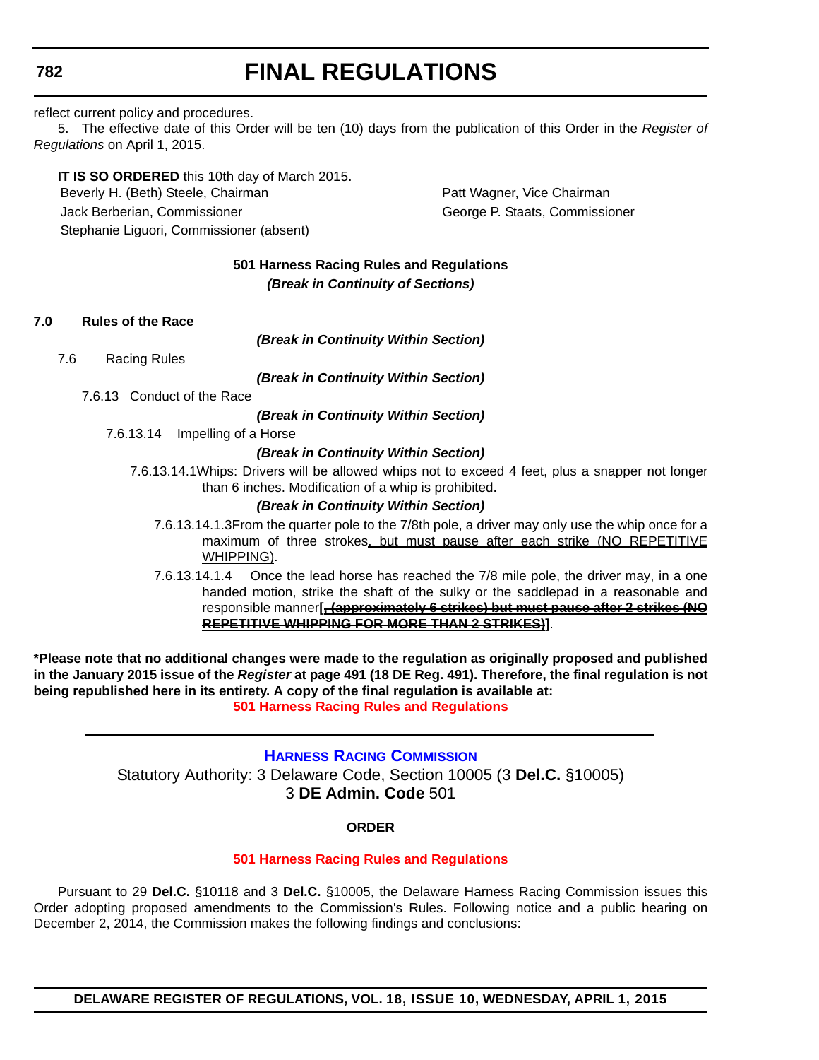reflect current policy and procedures.

5. The effective date of this Order will be ten (10) days from the publication of this Order in the *Register of Regulations* on April 1, 2015.

**IT IS SO ORDERED** this 10th day of March 2015.

Beverly H. (Beth) Steele, Chairman

Patt Wagner, Vice Chairman

Jack Berberian, Commissioner

George P. Staats, Commissioner

Stephanie Liguori, Commissioner (absent)

**501 Harness Racing Rules and Regulations**

***(Break in Continuity of Sections)***

**7.0 Rules of the Race**

***(Break in Continuity Within Section)***

7.6 Racing Rules

***(Break in Continuity Within Section)***

7.6.13 Conduct of the Race

***(Break in Continuity Within Section)***

7.6.13.14 Impelling of a Horse

***(Break in Continuity Within Section)***

7.6.13.14.1 Whips: Drivers will be allowed whips not to exceed 4 feet, plus a snapper not longer than 6 inches. Modification of a whip is prohibited.

***(Break in Continuity Within Section)***

7.6.13.14.1.3 From the quarter pole to the 7/8th pole, a driver may only use the whip once for a maximum of three strokes<u>, but must pause after each strike (NO REPETITIVE WHIPPING)</u>.

7.6.13.14.1.4 Once the lead horse has reached the 7/8 mile pole, the driver may, in a one handed motion, strike the shaft of the sulky or the saddlepad in a reasonable and responsible manner**[~~, (approximately 6 strikes) but must pause after 2 strikes (NO REPETITIVE WHIPPING FOR MORE THAN 2 STRIKES)~~]**.

**\*Please note that no additional changes were made to the regulation as originally proposed and published in the January 2015 issue of the *Register* at page 491 (18 DE Reg. 491). Therefore, the final regulation is not being republished here in its entirety. A copy of the final regulation is available at:**

**501 Harness Racing Rules and Regulations**

---

## HARNESS RACING COMMISSION

Statutory Authority: 3 Delaware Code, Section 10005 (3 **Del.C.** §10005)

3 **DE Admin. Code** 501

**ORDER**

**501 Harness Racing Rules and Regulations**

Pursuant to 29 **Del.C.** §10118 and 3 **Del.C.** §10005, the Delaware Harness Racing Commission issues this Order adopting proposed amendments to the Commission's Rules. Following notice and a public hearing on December 2, 2014, the Commission makes the following findings and conclusions: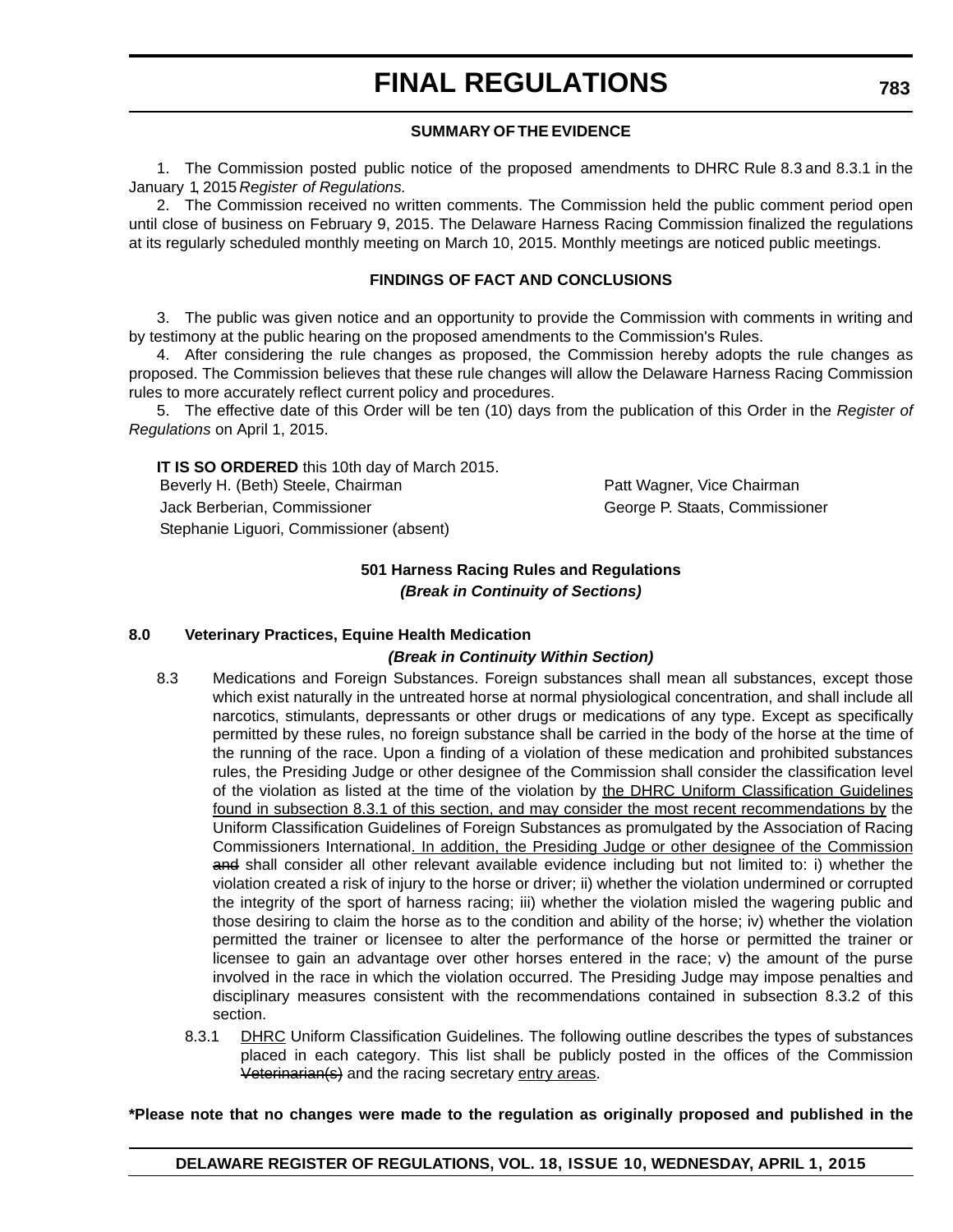**SUMMARY OF THE EVIDENCE**

1. The Commission posted public notice of the proposed amendments to DHRC Rule 8.3 and 8.3.1 in the January 1, 2015 *Register of Regulations.*

2. The Commission received no written comments. The Commission held the public comment period open until close of business on February 9, 2015. The Delaware Harness Racing Commission finalized the regulations at its regularly scheduled monthly meeting on March 10, 2015. Monthly meetings are noticed public meetings.

**FINDINGS OF FACT AND CONCLUSIONS**

3. The public was given notice and an opportunity to provide the Commission with comments in writing and by testimony at the public hearing on the proposed amendments to the Commission's Rules.

4. After considering the rule changes as proposed, the Commission hereby adopts the rule changes as proposed. The Commission believes that these rule changes will allow the Delaware Harness Racing Commission rules to more accurately reflect current policy and procedures.

5. The effective date of this Order will be ten (10) days from the publication of this Order in the *Register of Regulations* on April 1, 2015.

**IT IS SO ORDERED** this 10th day of March 2015.

Beverly H. (Beth) Steele, Chairman

Patt Wagner, Vice Chairman

Jack Berberian, Commissioner

George P. Staats, Commissioner

Stephanie Liguori, Commissioner (absent)

**501 Harness Racing Rules and Regulations**

***(Break in Continuity of Sections)***

**8.0 Veterinary Practices, Equine Health Medication**

***(Break in Continuity Within Section)***

8.3 Medications and Foreign Substances. Foreign substances shall mean all substances, except those which exist naturally in the untreated horse at normal physiological concentration, and shall include all narcotics, stimulants, depressants or other drugs or medications of any type. Except as specifically permitted by these rules, no foreign substance shall be carried in the body of the horse at the time of the running of the race. Upon a finding of a violation of these medication and prohibited substances rules, the Presiding Judge or other designee of the Commission shall consider the classification level of the violation as listed at the time of the violation by <u>the DHRC Uniform Classification Guidelines found in subsection 8.3.1 of this section, and may consider the most recent recommendations by</u> the Uniform Classification Guidelines of Foreign Substances as promulgated by the Association of Racing Commissioners International<u>. In addition, the Presiding Judge or other designee of the Commission</u> ~~and~~ shall consider all other relevant available evidence including but not limited to: i) whether the violation created a risk of injury to the horse or driver; ii) whether the violation undermined or corrupted the integrity of the sport of harness racing; iii) whether the violation misled the wagering public and those desiring to claim the horse as to the condition and ability of the horse; iv) whether the violation permitted the trainer or licensee to alter the performance of the horse or permitted the trainer or licensee to gain an advantage over other horses entered in the race; v) the amount of the purse involved in the race in which the violation occurred. The Presiding Judge may impose penalties and disciplinary measures consistent with the recommendations contained in subsection 8.3.2 of this section.

8.3.1 <u>DHRC</u> Uniform Classification Guidelines. The following outline describes the types of substances placed in each category. This list shall be publicly posted in the offices of the Commission ~~Veterinarian(s)~~ and the racing secretary <u>entry areas</u>.

**\*Please note that no changes were made to the regulation as originally proposed and published in the**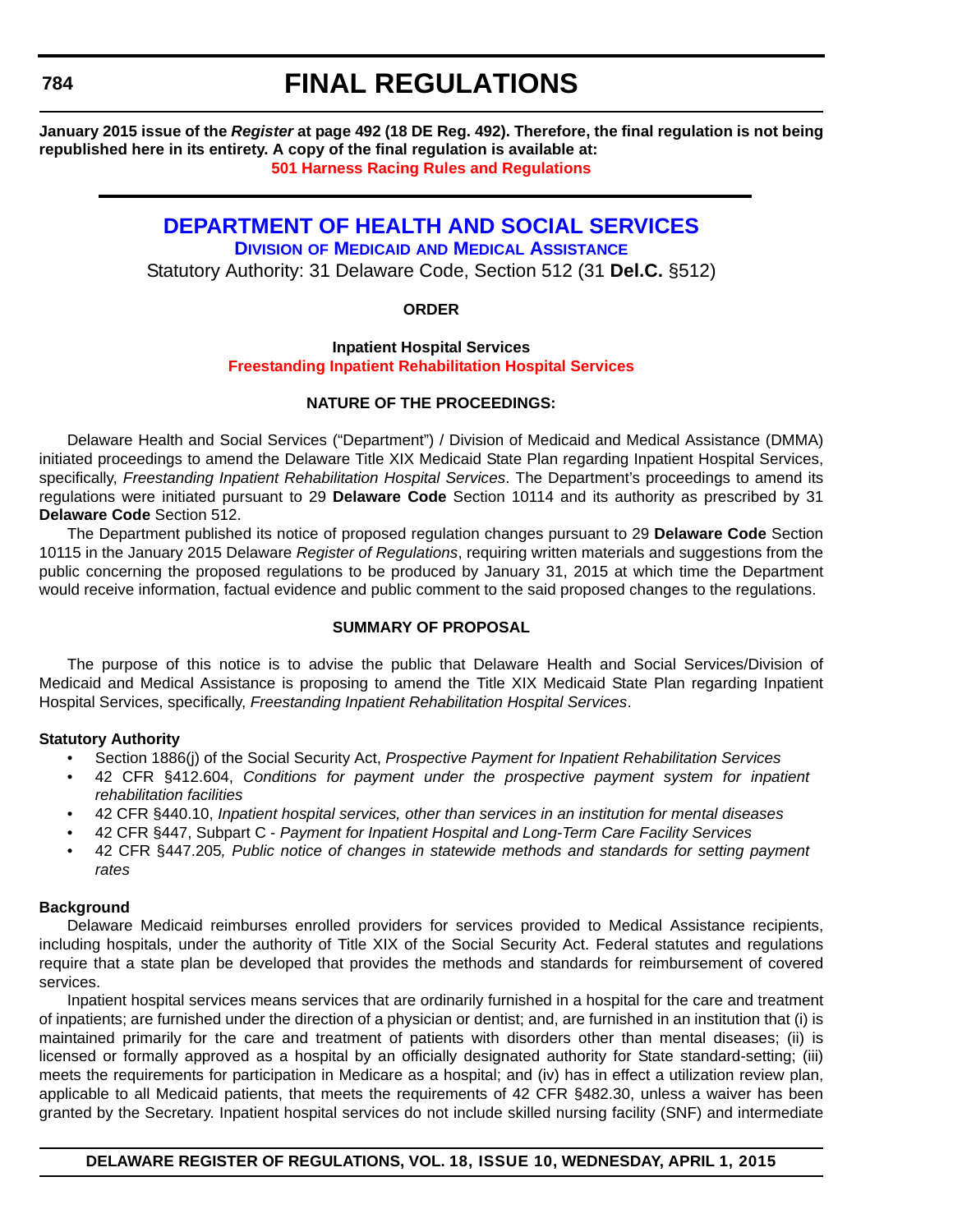**January 2015 issue of the *Register* at page 492 (18 DE Reg. 492). Therefore, the final regulation is not being republished here in its entirety. A copy of the final regulation is available at:**

**501 Harness Racing Rules and Regulations**

# DEPARTMENT OF HEALTH AND SOCIAL SERVICES

## DIVISION OF MEDICAID AND MEDICAL ASSISTANCE

Statutory Authority: 31 Delaware Code, Section 512 (31 **Del.C.** §512)

**ORDER**

**Inpatient Hospital Services**

**Freestanding Inpatient Rehabilitation Hospital Services**

**NATURE OF THE PROCEEDINGS:**

Delaware Health and Social Services ("Department") / Division of Medicaid and Medical Assistance (DMMA) initiated proceedings to amend the Delaware Title XIX Medicaid State Plan regarding Inpatient Hospital Services, specifically, *Freestanding Inpatient Rehabilitation Hospital Services*. The Department's proceedings to amend its regulations were initiated pursuant to 29 **Delaware Code** Section 10114 and its authority as prescribed by 31 **Delaware Code** Section 512.

The Department published its notice of proposed regulation changes pursuant to 29 **Delaware Code** Section 10115 in the January 2015 Delaware *Register of Regulations*, requiring written materials and suggestions from the public concerning the proposed regulations to be produced by January 31, 2015 at which time the Department would receive information, factual evidence and public comment to the said proposed changes to the regulations.

**SUMMARY OF PROPOSAL**

The purpose of this notice is to advise the public that Delaware Health and Social Services/Division of Medicaid and Medical Assistance is proposing to amend the Title XIX Medicaid State Plan regarding Inpatient Hospital Services, specifically, *Freestanding Inpatient Rehabilitation Hospital Services*.

**Statutory Authority**

- Section 1886(j) of the Social Security Act, *Prospective Payment for Inpatient Rehabilitation Services*
- 42 CFR §412.604, *Conditions for payment under the prospective payment system for inpatient rehabilitation facilities*
- 42 CFR §440.10, *Inpatient hospital services, other than services in an institution for mental diseases*
- 42 CFR §447, Subpart C - *Payment for Inpatient Hospital and Long-Term Care Facility Services*
- 42 CFR §447.205*, Public notice of changes in statewide methods and standards for setting payment rates*

**Background**

Delaware Medicaid reimburses enrolled providers for services provided to Medical Assistance recipients, including hospitals, under the authority of Title XIX of the Social Security Act. Federal statutes and regulations require that a state plan be developed that provides the methods and standards for reimbursement of covered services.

Inpatient hospital services means services that are ordinarily furnished in a hospital for the care and treatment of inpatients; are furnished under the direction of a physician or dentist; and, are furnished in an institution that (i) is maintained primarily for the care and treatment of patients with disorders other than mental diseases; (ii) is licensed or formally approved as a hospital by an officially designated authority for State standard-setting; (iii) meets the requirements for participation in Medicare as a hospital; and (iv) has in effect a utilization review plan, applicable to all Medicaid patients, that meets the requirements of 42 CFR §482.30, unless a waiver has been granted by the Secretary. Inpatient hospital services do not include skilled nursing facility (SNF) and intermediate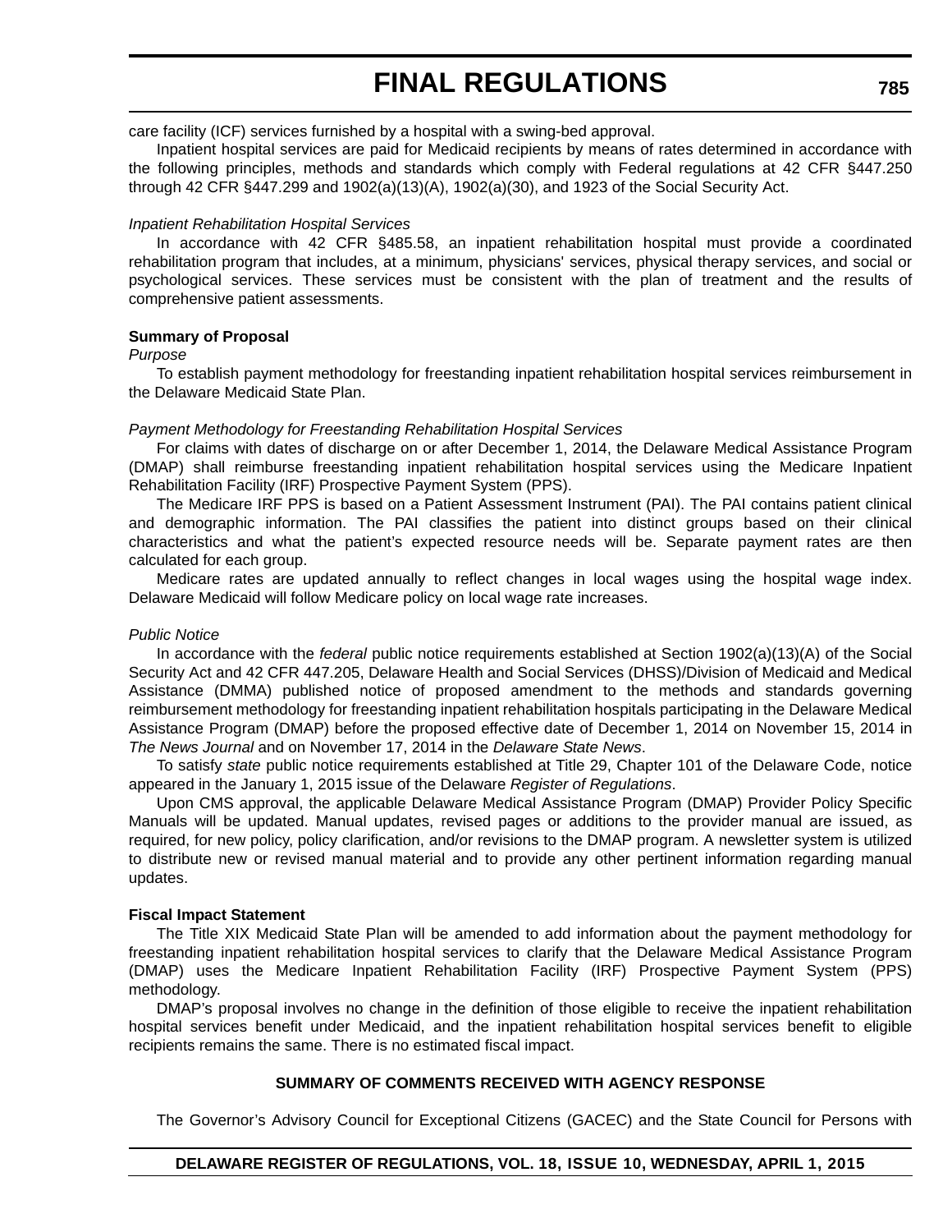care facility (ICF) services furnished by a hospital with a swing-bed approval.

Inpatient hospital services are paid for Medicaid recipients by means of rates determined in accordance with the following principles, methods and standards which comply with Federal regulations at 42 CFR §447.250 through 42 CFR §447.299 and 1902(a)(13)(A), 1902(a)(30), and 1923 of the Social Security Act.

*Inpatient Rehabilitation Hospital Services*

In accordance with 42 CFR §485.58, an inpatient rehabilitation hospital must provide a coordinated rehabilitation program that includes, at a minimum, physicians' services, physical therapy services, and social or psychological services. These services must be consistent with the plan of treatment and the results of comprehensive patient assessments.

**Summary of Proposal**

*Purpose*

To establish payment methodology for freestanding inpatient rehabilitation hospital services reimbursement in the Delaware Medicaid State Plan.

*Payment Methodology for Freestanding Rehabilitation Hospital Services*

For claims with dates of discharge on or after December 1, 2014, the Delaware Medical Assistance Program (DMAP) shall reimburse freestanding inpatient rehabilitation hospital services using the Medicare Inpatient Rehabilitation Facility (IRF) Prospective Payment System (PPS).

The Medicare IRF PPS is based on a Patient Assessment Instrument (PAI). The PAI contains patient clinical and demographic information. The PAI classifies the patient into distinct groups based on their clinical characteristics and what the patient's expected resource needs will be. Separate payment rates are then calculated for each group.

Medicare rates are updated annually to reflect changes in local wages using the hospital wage index. Delaware Medicaid will follow Medicare policy on local wage rate increases.

*Public Notice*

In accordance with the *federal* public notice requirements established at Section 1902(a)(13)(A) of the Social Security Act and 42 CFR 447.205, Delaware Health and Social Services (DHSS)/Division of Medicaid and Medical Assistance (DMMA) published notice of proposed amendment to the methods and standards governing reimbursement methodology for freestanding inpatient rehabilitation hospitals participating in the Delaware Medical Assistance Program (DMAP) before the proposed effective date of December 1, 2014 on November 15, 2014 in *The News Journal* and on November 17, 2014 in the *Delaware State News*.

To satisfy *state* public notice requirements established at Title 29, Chapter 101 of the Delaware Code, notice appeared in the January 1, 2015 issue of the Delaware *Register of Regulations*.

Upon CMS approval, the applicable Delaware Medical Assistance Program (DMAP) Provider Policy Specific Manuals will be updated. Manual updates, revised pages or additions to the provider manual are issued, as required, for new policy, policy clarification, and/or revisions to the DMAP program. A newsletter system is utilized to distribute new or revised manual material and to provide any other pertinent information regarding manual updates.

**Fiscal Impact Statement**

The Title XIX Medicaid State Plan will be amended to add information about the payment methodology for freestanding inpatient rehabilitation hospital services to clarify that the Delaware Medical Assistance Program (DMAP) uses the Medicare Inpatient Rehabilitation Facility (IRF) Prospective Payment System (PPS) methodology.

DMAP's proposal involves no change in the definition of those eligible to receive the inpatient rehabilitation hospital services benefit under Medicaid, and the inpatient rehabilitation hospital services benefit to eligible recipients remains the same. There is no estimated fiscal impact.

**SUMMARY OF COMMENTS RECEIVED WITH AGENCY RESPONSE**

The Governor's Advisory Council for Exceptional Citizens (GACEC) and the State Council for Persons with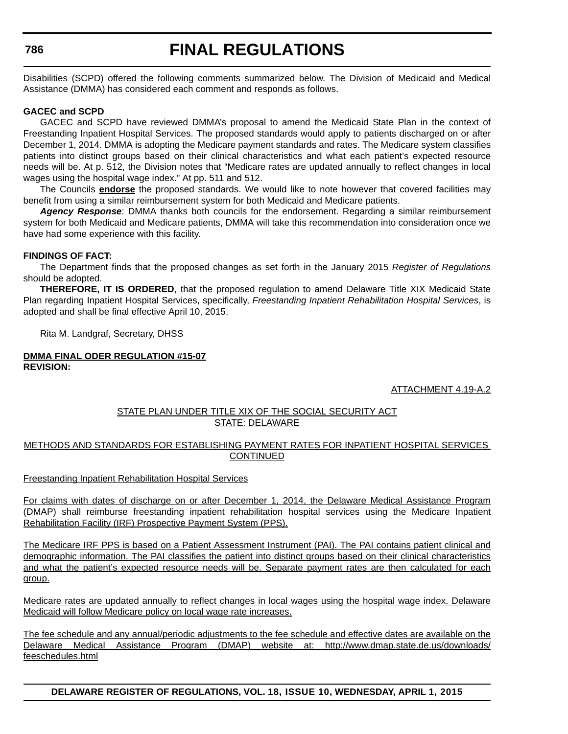Disabilities (SCPD) offered the following comments summarized below. The Division of Medicaid and Medical Assistance (DMMA) has considered each comment and responds as follows.

**GACEC and SCPD**

GACEC and SCPD have reviewed DMMA's proposal to amend the Medicaid State Plan in the context of Freestanding Inpatient Hospital Services. The proposed standards would apply to patients discharged on or after December 1, 2014. DMMA is adopting the Medicare payment standards and rates. The Medicare system classifies patients into distinct groups based on their clinical characteristics and what each patient's expected resource needs will be. At p. 512, the Division notes that "Medicare rates are updated annually to reflect changes in local wages using the hospital wage index." At pp. 511 and 512.

The Councils **endorse** the proposed standards. We would like to note however that covered facilities may benefit from using a similar reimbursement system for both Medicaid and Medicare patients.

***Agency Response***: DMMA thanks both councils for the endorsement. Regarding a similar reimbursement system for both Medicaid and Medicare patients, DMMA will take this recommendation into consideration once we have had some experience with this facility.

**FINDINGS OF FACT:**

The Department finds that the proposed changes as set forth in the January 2015 *Register of Regulations* should be adopted.

**THEREFORE, IT IS ORDERED**, that the proposed regulation to amend Delaware Title XIX Medicaid State Plan regarding Inpatient Hospital Services, specifically, *Freestanding Inpatient Rehabilitation Hospital Services*, is adopted and shall be final effective April 10, 2015.

Rita M. Landgraf, Secretary, DHSS

**DMMA FINAL ODER REGULATION #15-07**
**REVISION:**

ATTACHMENT 4.19-A.2

STATE PLAN UNDER TITLE XIX OF THE SOCIAL SECURITY ACT
STATE: DELAWARE

METHODS AND STANDARDS FOR ESTABLISHING PAYMENT RATES FOR INPATIENT HOSPITAL SERVICES CONTINUED

Freestanding Inpatient Rehabilitation Hospital Services

For claims with dates of discharge on or after December 1, 2014, the Delaware Medical Assistance Program (DMAP) shall reimburse freestanding inpatient rehabilitation hospital services using the Medicare Inpatient Rehabilitation Facility (IRF) Prospective Payment System (PPS).

The Medicare IRF PPS is based on a Patient Assessment Instrument (PAI). The PAI contains patient clinical and demographic information. The PAI classifies the patient into distinct groups based on their clinical characteristics and what the patient's expected resource needs will be. Separate payment rates are then calculated for each group.

Medicare rates are updated annually to reflect changes in local wages using the hospital wage index. Delaware Medicaid will follow Medicare policy on local wage rate increases.

The fee schedule and any annual/periodic adjustments to the fee schedule and effective dates are available on the Delaware Medical Assistance Program (DMAP) website at: http://www.dmap.state.de.us/downloads/feeschedules.html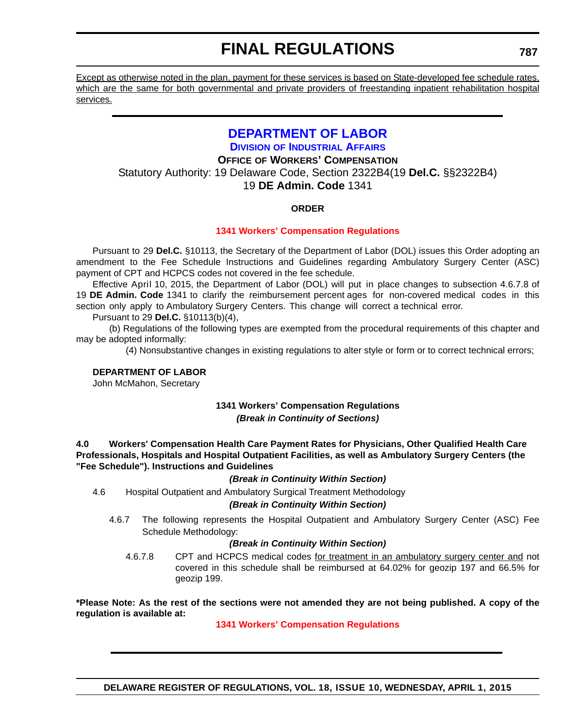<u>Except as otherwise noted in the plan, payment for these services is based on State-developed fee schedule rates, which are the same for both governmental and private providers of freestanding inpatient rehabilitation hospital services.</u>

---

# DEPARTMENT OF LABOR

## DIVISION OF INDUSTRIAL AFFAIRS

### OFFICE OF WORKERS' COMPENSATION

Statutory Authority: 19 Delaware Code, Section 2322B4(19 **Del.C.** §§2322B4)
19 **DE Admin. Code** 1341

**ORDER**

**1341 Workers' Compensation Regulations**

Pursuant to 29 **Del.C.** §10113, the Secretary of the Department of Labor (DOL) issues this Order adopting an amendment to the Fee Schedule Instructions and Guidelines regarding Ambulatory Surgery Center (ASC) payment of CPT and HCPCS codes not covered in the fee schedule.

Effective April 10, 2015, the Department of Labor (DOL) will put in place changes to subsection 4.6.7.8 of 19 **DE Admin. Code** 1341 to clarify the reimbursement percent ages for non-covered medical codes in this section only apply to Ambulatory Surgery Centers. This change will correct a technical error.

Pursuant to 29 **Del.C.** §10113(b)(4),

(b) Regulations of the following types are exempted from the procedural requirements of this chapter and may be adopted informally:

(4) Nonsubstantive changes in existing regulations to alter style or form or to correct technical errors;

**DEPARTMENT OF LABOR**
John McMahon, Secretary

**1341 Workers' Compensation Regulations**
***(Break in Continuity of Sections)***

**4.0 Workers' Compensation Health Care Payment Rates for Physicians, Other Qualified Health Care Professionals, Hospitals and Hospital Outpatient Facilities, as well as Ambulatory Surgery Centers (the "Fee Schedule"). Instructions and Guidelines**

***(Break in Continuity Within Section)***

4.6 Hospital Outpatient and Ambulatory Surgical Treatment Methodology

***(Break in Continuity Within Section)***

4.6.7 The following represents the Hospital Outpatient and Ambulatory Surgery Center (ASC) Fee Schedule Methodology:

***(Break in Continuity Within Section)***

4.6.7.8 CPT and HCPCS medical codes <u>for treatment in an ambulatory surgery center and</u> not covered in this schedule shall be reimbursed at 64.02% for geozip 197 and 66.5% for geozip 199.

**\*Please Note: As the rest of the sections were not amended they are not being published. A copy of the regulation is available at:**

**1341 Workers' Compensation Regulations**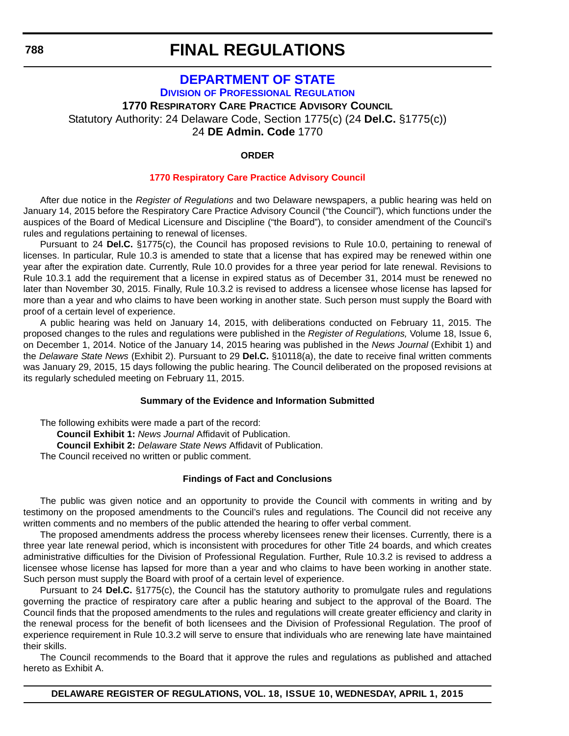# FINAL REGULATIONS

## DEPARTMENT OF STATE

### Division of Professional Regulation

**1770 Respiratory Care Practice Advisory Council**

Statutory Authority: 24 Delaware Code, Section 1775(c) (24 **Del.C.** §1775(c))

24 **DE Admin. Code** 1770

**ORDER**

**1770 Respiratory Care Practice Advisory Council**

After due notice in the *Register of Regulations* and two Delaware newspapers, a public hearing was held on January 14, 2015 before the Respiratory Care Practice Advisory Council ("the Council"), which functions under the auspices of the Board of Medical Licensure and Discipline ("the Board"), to consider amendment of the Council's rules and regulations pertaining to renewal of licenses.

Pursuant to 24 **Del.C.** §1775(c), the Council has proposed revisions to Rule 10.0, pertaining to renewal of licenses. In particular, Rule 10.3 is amended to state that a license that has expired may be renewed within one year after the expiration date. Currently, Rule 10.0 provides for a three year period for late renewal. Revisions to Rule 10.3.1 add the requirement that a license in expired status as of December 31, 2014 must be renewed no later than November 30, 2015. Finally, Rule 10.3.2 is revised to address a licensee whose license has lapsed for more than a year and who claims to have been working in another state. Such person must supply the Board with proof of a certain level of experience.

A public hearing was held on January 14, 2015, with deliberations conducted on February 11, 2015. The proposed changes to the rules and regulations were published in the *Register of Regulations,* Volume 18, Issue 6, on December 1, 2014. Notice of the January 14, 2015 hearing was published in the *News Journal* (Exhibit 1) and the *Delaware State News* (Exhibit 2). Pursuant to 29 **Del.C.** §10118(a), the date to receive final written comments was January 29, 2015, 15 days following the public hearing. The Council deliberated on the proposed revisions at its regularly scheduled meeting on February 11, 2015.

**Summary of the Evidence and Information Submitted**

The following exhibits were made a part of the record:

**Council Exhibit 1:** *News Journal* Affidavit of Publication.

**Council Exhibit 2:** *Delaware State News* Affidavit of Publication.

The Council received no written or public comment.

**Findings of Fact and Conclusions**

The public was given notice and an opportunity to provide the Council with comments in writing and by testimony on the proposed amendments to the Council's rules and regulations. The Council did not receive any written comments and no members of the public attended the hearing to offer verbal comment.

The proposed amendments address the process whereby licensees renew their licenses. Currently, there is a three year late renewal period, which is inconsistent with procedures for other Title 24 boards, and which creates administrative difficulties for the Division of Professional Regulation. Further, Rule 10.3.2 is revised to address a licensee whose license has lapsed for more than a year and who claims to have been working in another state. Such person must supply the Board with proof of a certain level of experience.

Pursuant to 24 **Del.C.** §1775(c), the Council has the statutory authority to promulgate rules and regulations governing the practice of respiratory care after a public hearing and subject to the approval of the Board. The Council finds that the proposed amendments to the rules and regulations will create greater efficiency and clarity in the renewal process for the benefit of both licensees and the Division of Professional Regulation. The proof of experience requirement in Rule 10.3.2 will serve to ensure that individuals who are renewing late have maintained their skills.

The Council recommends to the Board that it approve the rules and regulations as published and attached hereto as Exhibit A.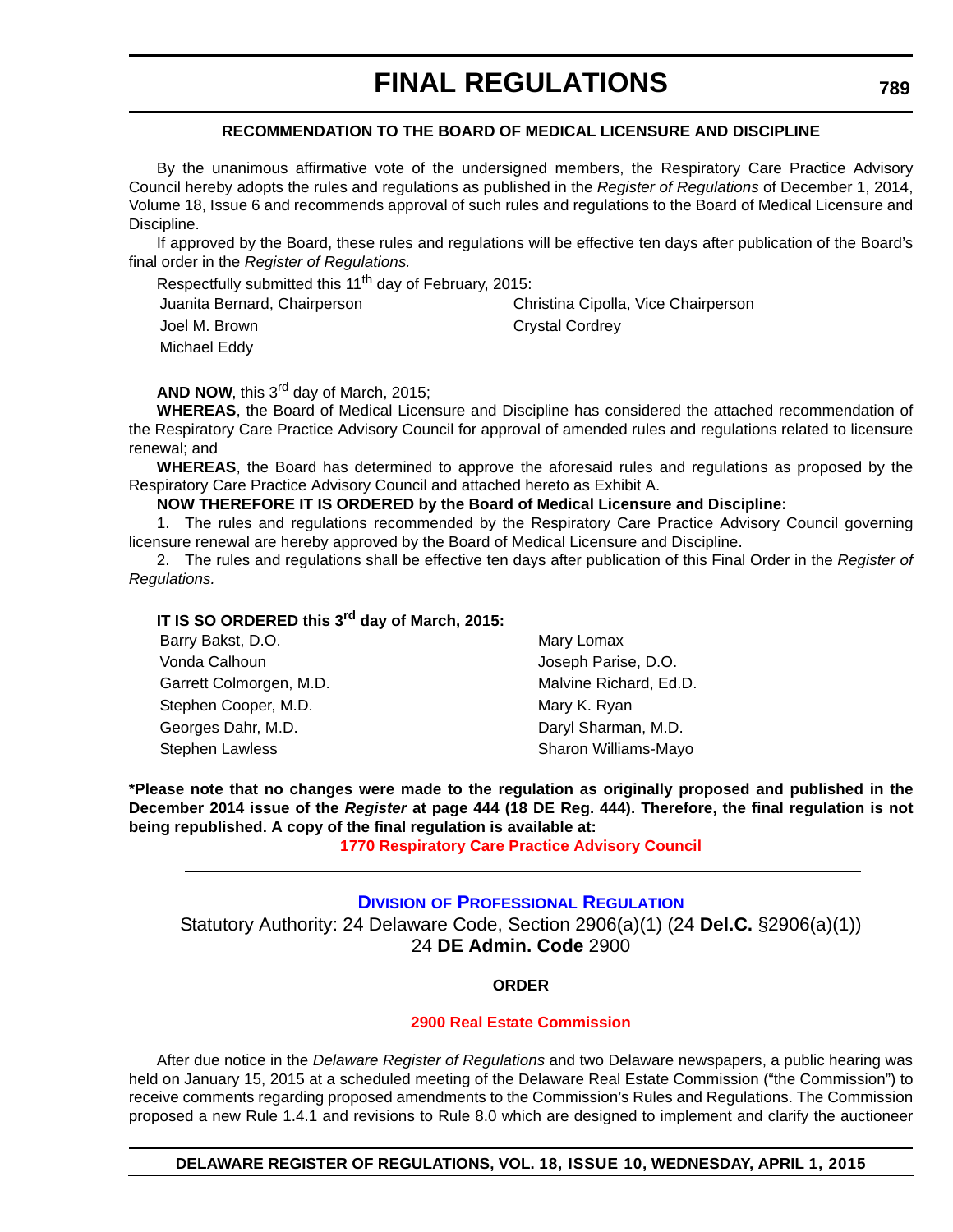### RECOMMENDATION TO THE BOARD OF MEDICAL LICENSURE AND DISCIPLINE

By the unanimous affirmative vote of the undersigned members, the Respiratory Care Practice Advisory Council hereby adopts the rules and regulations as published in the *Register of Regulations* of December 1, 2014, Volume 18, Issue 6 and recommends approval of such rules and regulations to the Board of Medical Licensure and Discipline.

If approved by the Board, these rules and regulations will be effective ten days after publication of the Board's final order in the *Register of Regulations.*

Respectfully submitted this 11th day of February, 2015:

Juanita Bernard, Chairperson
Christina Cipolla, Vice Chairperson
Joel M. Brown
Crystal Cordrey
Michael Eddy

**AND NOW**, this 3rd day of March, 2015;

**WHEREAS**, the Board of Medical Licensure and Discipline has considered the attached recommendation of the Respiratory Care Practice Advisory Council for approval of amended rules and regulations related to licensure renewal; and

**WHEREAS**, the Board has determined to approve the aforesaid rules and regulations as proposed by the Respiratory Care Practice Advisory Council and attached hereto as Exhibit A.

**NOW THEREFORE IT IS ORDERED by the Board of Medical Licensure and Discipline:**

1. The rules and regulations recommended by the Respiratory Care Practice Advisory Council governing licensure renewal are hereby approved by the Board of Medical Licensure and Discipline.

2. The rules and regulations shall be effective ten days after publication of this Final Order in the *Register of Regulations.*

**IT IS SO ORDERED this 3rd day of March, 2015:**

Barry Bakst, D.O.
Mary Lomax
Vonda Calhoun
Joseph Parise, D.O.
Garrett Colmorgen, M.D.
Malvine Richard, Ed.D.
Stephen Cooper, M.D.
Mary K. Ryan
Georges Dahr, M.D.
Daryl Sharman, M.D.
Stephen Lawless
Sharon Williams-Mayo

**\*Please note that no changes were made to the regulation as originally proposed and published in the December 2014 issue of the *Register* at page 444 (18 DE Reg. 444). Therefore, the final regulation is not being republished. A copy of the final regulation is available at:**

**1770 Respiratory Care Practice Advisory Council**

---

## DIVISION OF PROFESSIONAL REGULATION

Statutory Authority: 24 Delaware Code, Section 2906(a)(1) (24 **Del.C.** §2906(a)(1))
24 **DE Admin. Code** 2900

### ORDER

### 2900 Real Estate Commission

After due notice in the *Delaware Register of Regulations* and two Delaware newspapers, a public hearing was held on January 15, 2015 at a scheduled meeting of the Delaware Real Estate Commission ("the Commission") to receive comments regarding proposed amendments to the Commission's Rules and Regulations. The Commission proposed a new Rule 1.4.1 and revisions to Rule 8.0 which are designed to implement and clarify the auctioneer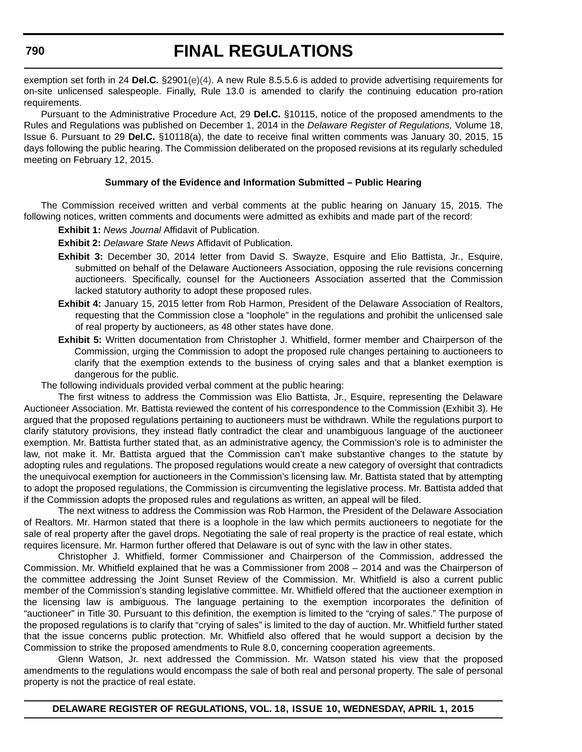exemption set forth in 24 **Del.C.** §2901(e)(4). A new Rule 8.5.5.6 is added to provide advertising requirements for on-site unlicensed salespeople. Finally, Rule 13.0 is amended to clarify the continuing education pro-ration requirements.

Pursuant to the Administrative Procedure Act, 29 **Del.C.** §10115, notice of the proposed amendments to the Rules and Regulations was published on December 1, 2014 in the *Delaware Register of Regulations,* Volume 18, Issue 6. Pursuant to 29 **Del.C.** §10118(a), the date to receive final written comments was January 30, 2015, 15 days following the public hearing. The Commission deliberated on the proposed revisions at its regularly scheduled meeting on February 12, 2015.

**Summary of the Evidence and Information Submitted – Public Hearing**

The Commission received written and verbal comments at the public hearing on January 15, 2015. The following notices, written comments and documents were admitted as exhibits and made part of the record:

**Exhibit 1:** *News Journal* Affidavit of Publication.

**Exhibit 2:** *Delaware State News* Affidavit of Publication.

**Exhibit 3:** December 30, 2014 letter from David S. Swayze, Esquire and Elio Battista, Jr., Esquire, submitted on behalf of the Delaware Auctioneers Association, opposing the rule revisions concerning auctioneers. Specifically, counsel for the Auctioneers Association asserted that the Commission lacked statutory authority to adopt these proposed rules.

**Exhibit 4:** January 15, 2015 letter from Rob Harmon, President of the Delaware Association of Realtors, requesting that the Commission close a "loophole" in the regulations and prohibit the unlicensed sale of real property by auctioneers, as 48 other states have done.

**Exhibit 5:** Written documentation from Christopher J. Whitfield, former member and Chairperson of the Commission, urging the Commission to adopt the proposed rule changes pertaining to auctioneers to clarify that the exemption extends to the business of crying sales and that a blanket exemption is dangerous for the public.

The following individuals provided verbal comment at the public hearing:

The first witness to address the Commission was Elio Battista, Jr., Esquire, representing the Delaware Auctioneer Association. Mr. Battista reviewed the content of his correspondence to the Commission (Exhibit 3). He argued that the proposed regulations pertaining to auctioneers must be withdrawn. While the regulations purport to clarify statutory provisions, they instead flatly contradict the clear and unambiguous language of the auctioneer exemption. Mr. Battista further stated that, as an administrative agency, the Commission's role is to administer the law, not make it. Mr. Battista argued that the Commission can't make substantive changes to the statute by adopting rules and regulations. The proposed regulations would create a new category of oversight that contradicts the unequivocal exemption for auctioneers in the Commission's licensing law. Mr. Battista stated that by attempting to adopt the proposed regulations, the Commission is circumventing the legislative process. Mr. Battista added that if the Commission adopts the proposed rules and regulations as written, an appeal will be filed.

The next witness to address the Commission was Rob Harmon, the President of the Delaware Association of Realtors. Mr. Harmon stated that there is a loophole in the law which permits auctioneers to negotiate for the sale of real property after the gavel drops. Negotiating the sale of real property is the practice of real estate, which requires licensure. Mr. Harmon further offered that Delaware is out of sync with the law in other states.

Christopher J. Whitfield, former Commissioner and Chairperson of the Commission, addressed the Commission. Mr. Whitfield explained that he was a Commissioner from 2008 – 2014 and was the Chairperson of the committee addressing the Joint Sunset Review of the Commission. Mr. Whitfield is also a current public member of the Commission's standing legislative committee. Mr. Whitfield offered that the auctioneer exemption in the licensing law is ambiguous. The language pertaining to the exemption incorporates the definition of "auctioneer" in Title 30. Pursuant to this definition, the exemption is limited to the "crying of sales." The purpose of the proposed regulations is to clarify that "crying of sales" is limited to the day of auction. Mr. Whitfield further stated that the issue concerns public protection. Mr. Whitfield also offered that he would support a decision by the Commission to strike the proposed amendments to Rule 8.0, concerning cooperation agreements.

Glenn Watson, Jr. next addressed the Commission. Mr. Watson stated his view that the proposed amendments to the regulations would encompass the sale of both real and personal property. The sale of personal property is not the practice of real estate.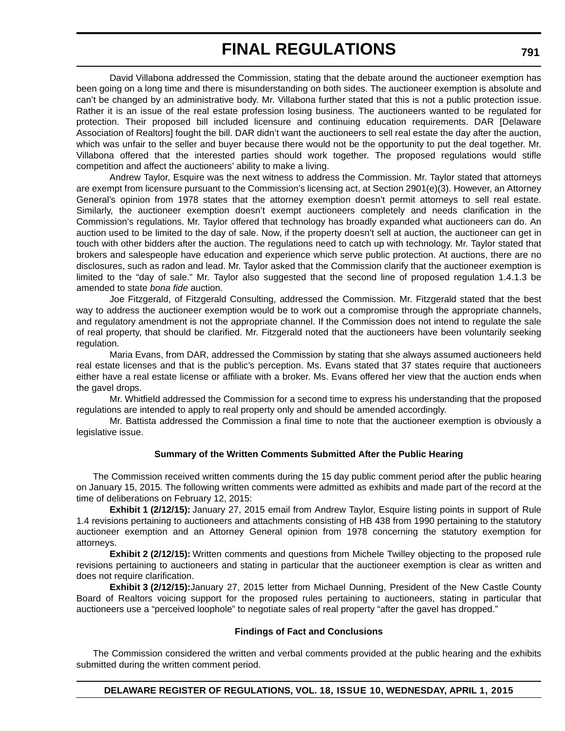David Villabona addressed the Commission, stating that the debate around the auctioneer exemption has been going on a long time and there is misunderstanding on both sides. The auctioneer exemption is absolute and can't be changed by an administrative body. Mr. Villabona further stated that this is not a public protection issue. Rather it is an issue of the real estate profession losing business. The auctioneers wanted to be regulated for protection. Their proposed bill included licensure and continuing education requirements. DAR [Delaware Association of Realtors] fought the bill. DAR didn't want the auctioneers to sell real estate the day after the auction, which was unfair to the seller and buyer because there would not be the opportunity to put the deal together. Mr. Villabona offered that the interested parties should work together. The proposed regulations would stifle competition and affect the auctioneers' ability to make a living.

Andrew Taylor, Esquire was the next witness to address the Commission. Mr. Taylor stated that attorneys are exempt from licensure pursuant to the Commission's licensing act, at Section 2901(e)(3). However, an Attorney General's opinion from 1978 states that the attorney exemption doesn't permit attorneys to sell real estate. Similarly, the auctioneer exemption doesn't exempt auctioneers completely and needs clarification in the Commission's regulations. Mr. Taylor offered that technology has broadly expanded what auctioneers can do. An auction used to be limited to the day of sale. Now, if the property doesn't sell at auction, the auctioneer can get in touch with other bidders after the auction. The regulations need to catch up with technology. Mr. Taylor stated that brokers and salespeople have education and experience which serve public protection. At auctions, there are no disclosures, such as radon and lead. Mr. Taylor asked that the Commission clarify that the auctioneer exemption is limited to the "day of sale." Mr. Taylor also suggested that the second line of proposed regulation 1.4.1.3 be amended to state *bona fide* auction.

Joe Fitzgerald, of Fitzgerald Consulting, addressed the Commission. Mr. Fitzgerald stated that the best way to address the auctioneer exemption would be to work out a compromise through the appropriate channels, and regulatory amendment is not the appropriate channel. If the Commission does not intend to regulate the sale of real property, that should be clarified. Mr. Fitzgerald noted that the auctioneers have been voluntarily seeking regulation.

Maria Evans, from DAR, addressed the Commission by stating that she always assumed auctioneers held real estate licenses and that is the public's perception. Ms. Evans stated that 37 states require that auctioneers either have a real estate license or affiliate with a broker. Ms. Evans offered her view that the auction ends when the gavel drops.

Mr. Whitfield addressed the Commission for a second time to express his understanding that the proposed regulations are intended to apply to real property only and should be amended accordingly.

Mr. Battista addressed the Commission a final time to note that the auctioneer exemption is obviously a legislative issue.

**Summary of the Written Comments Submitted After the Public Hearing**

The Commission received written comments during the 15 day public comment period after the public hearing on January 15, 2015. The following written comments were admitted as exhibits and made part of the record at the time of deliberations on February 12, 2015:

**Exhibit 1 (2/12/15):** January 27, 2015 email from Andrew Taylor, Esquire listing points in support of Rule 1.4 revisions pertaining to auctioneers and attachments consisting of HB 438 from 1990 pertaining to the statutory auctioneer exemption and an Attorney General opinion from 1978 concerning the statutory exemption for attorneys.

**Exhibit 2 (2/12/15):** Written comments and questions from Michele Twilley objecting to the proposed rule revisions pertaining to auctioneers and stating in particular that the auctioneer exemption is clear as written and does not require clarification.

**Exhibit 3 (2/12/15):** January 27, 2015 letter from Michael Dunning, President of the New Castle County Board of Realtors voicing support for the proposed rules pertaining to auctioneers, stating in particular that auctioneers use a "perceived loophole" to negotiate sales of real property "after the gavel has dropped."

**Findings of Fact and Conclusions**

The Commission considered the written and verbal comments provided at the public hearing and the exhibits submitted during the written comment period.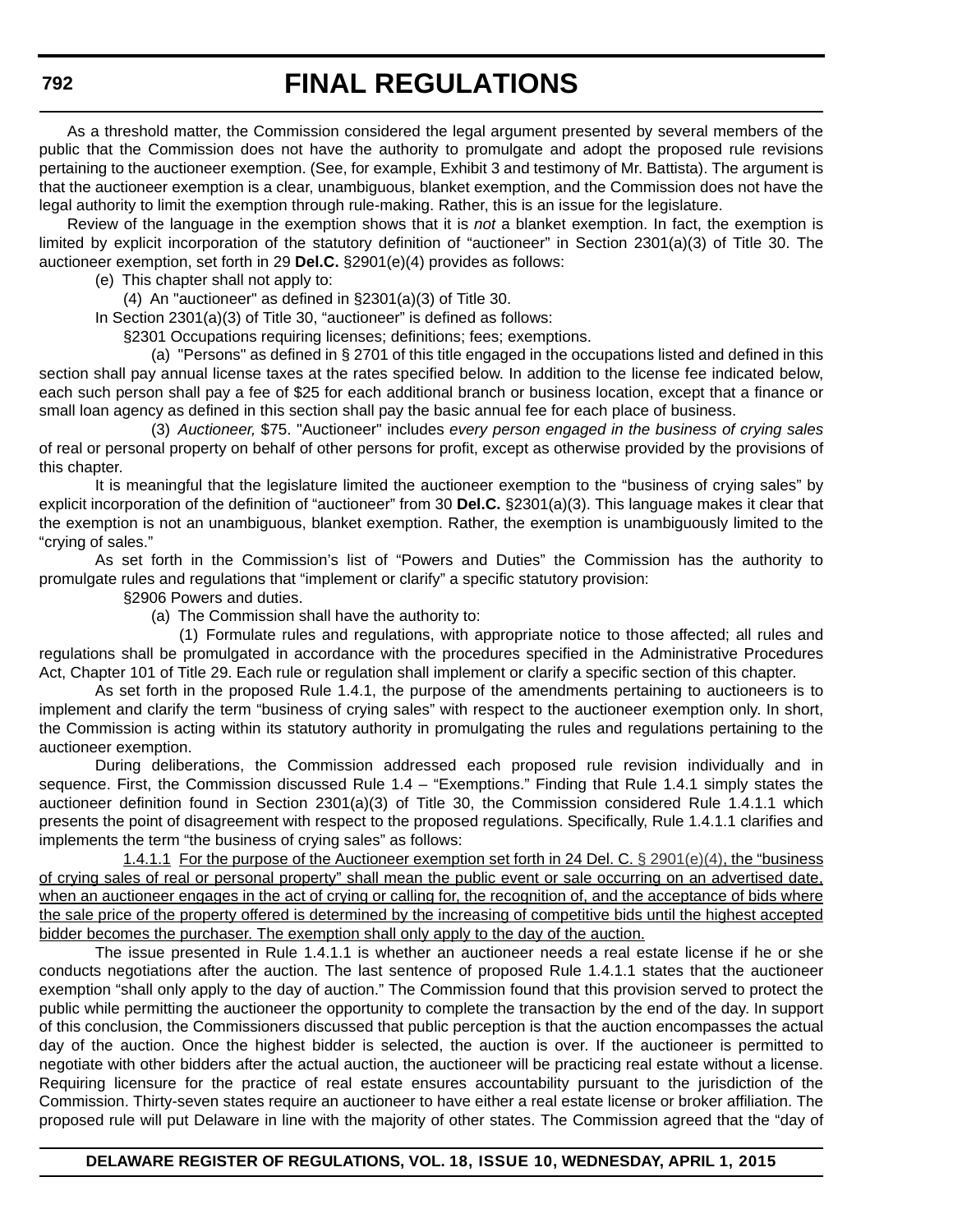As a threshold matter, the Commission considered the legal argument presented by several members of the public that the Commission does not have the authority to promulgate and adopt the proposed rule revisions pertaining to the auctioneer exemption. (See, for example, Exhibit 3 and testimony of Mr. Battista). The argument is that the auctioneer exemption is a clear, unambiguous, blanket exemption, and the Commission does not have the legal authority to limit the exemption through rule-making. Rather, this is an issue for the legislature.

Review of the language in the exemption shows that it is *not* a blanket exemption. In fact, the exemption is limited by explicit incorporation of the statutory definition of "auctioneer" in Section 2301(a)(3) of Title 30. The auctioneer exemption, set forth in 29 **Del.C.** §2901(e)(4) provides as follows:

(e) This chapter shall not apply to:

(4) An "auctioneer" as defined in §2301(a)(3) of Title 30.

In Section 2301(a)(3) of Title 30, "auctioneer" is defined as follows:

§2301 Occupations requiring licenses; definitions; fees; exemptions.

(a) "Persons" as defined in § 2701 of this title engaged in the occupations listed and defined in this section shall pay annual license taxes at the rates specified below. In addition to the license fee indicated below, each such person shall pay a fee of $25 for each additional branch or business location, except that a finance or small loan agency as defined in this section shall pay the basic annual fee for each place of business.

(3) *Auctioneer,* $75. "Auctioneer" includes *every person engaged in the business of crying sales* of real or personal property on behalf of other persons for profit, except as otherwise provided by the provisions of this chapter.

It is meaningful that the legislature limited the auctioneer exemption to the "business of crying sales" by explicit incorporation of the definition of "auctioneer" from 30 **Del.C.** §2301(a)(3). This language makes it clear that the exemption is not an unambiguous, blanket exemption. Rather, the exemption is unambiguously limited to the "crying of sales."

As set forth in the Commission's list of "Powers and Duties" the Commission has the authority to promulgate rules and regulations that "implement or clarify" a specific statutory provision:

§2906 Powers and duties.

(a) The Commission shall have the authority to:

(1) Formulate rules and regulations, with appropriate notice to those affected; all rules and regulations shall be promulgated in accordance with the procedures specified in the Administrative Procedures Act, Chapter 101 of Title 29. Each rule or regulation shall implement or clarify a specific section of this chapter.

As set forth in the proposed Rule 1.4.1, the purpose of the amendments pertaining to auctioneers is to implement and clarify the term "business of crying sales" with respect to the auctioneer exemption only. In short, the Commission is acting within its statutory authority in promulgating the rules and regulations pertaining to the auctioneer exemption.

During deliberations, the Commission addressed each proposed rule revision individually and in sequence. First, the Commission discussed Rule 1.4 – "Exemptions." Finding that Rule 1.4.1 simply states the auctioneer definition found in Section 2301(a)(3) of Title 30, the Commission considered Rule 1.4.1.1 which presents the point of disagreement with respect to the proposed regulations. Specifically, Rule 1.4.1.1 clarifies and implements the term "the business of crying sales" as follows:

<u>1.4.1.1 For the purpose of the Auctioneer exemption set forth in 24 Del. C. § 2901(e)(4), the "business of crying sales of real or personal property" shall mean the public event or sale occurring on an advertised date, when an auctioneer engages in the act of crying or calling for, the recognition of, and the acceptance of bids where the sale price of the property offered is determined by the increasing of competitive bids until the highest accepted bidder becomes the purchaser. The exemption shall only apply to the day of the auction.</u>

The issue presented in Rule 1.4.1.1 is whether an auctioneer needs a real estate license if he or she conducts negotiations after the auction. The last sentence of proposed Rule 1.4.1.1 states that the auctioneer exemption "shall only apply to the day of auction." The Commission found that this provision served to protect the public while permitting the auctioneer the opportunity to complete the transaction by the end of the day. In support of this conclusion, the Commissioners discussed that public perception is that the auction encompasses the actual day of the auction. Once the highest bidder is selected, the auction is over. If the auctioneer is permitted to negotiate with other bidders after the actual auction, the auctioneer will be practicing real estate without a license. Requiring licensure for the practice of real estate ensures accountability pursuant to the jurisdiction of the Commission. Thirty-seven states require an auctioneer to have either a real estate license or broker affiliation. The proposed rule will put Delaware in line with the majority of other states. The Commission agreed that the "day of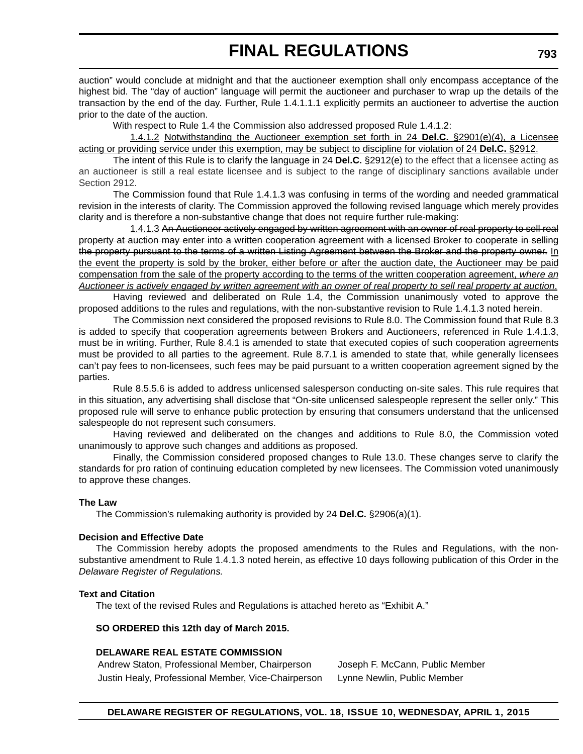auction" would conclude at midnight and that the auctioneer exemption shall only encompass acceptance of the highest bid. The "day of auction" language will permit the auctioneer and purchaser to wrap up the details of the transaction by the end of the day. Further, Rule 1.4.1.1.1 explicitly permits an auctioneer to advertise the auction prior to the date of the auction.

With respect to Rule 1.4 the Commission also addressed proposed Rule 1.4.1.2:

1.4.1.2 Notwithstanding the Auctioneer exemption set forth in 24 **Del.C.** §2901(e)(4), a Licensee acting or providing service under this exemption, may be subject to discipline for violation of 24 **Del.C.** §2912.

The intent of this Rule is to clarify the language in 24 **Del.C.** §2912(e) to the effect that a licensee acting as an auctioneer is still a real estate licensee and is subject to the range of disciplinary sanctions available under Section 2912.

The Commission found that Rule 1.4.1.3 was confusing in terms of the wording and needed grammatical revision in the interests of clarity. The Commission approved the following revised language which merely provides clarity and is therefore a non-substantive change that does not require further rule-making:

1.4.1.3 ~~An Auctioneer actively engaged by written agreement with an owner of real property to sell real property at auction may enter into a written cooperation agreement with a licensed Broker to cooperate in selling the property pursuant to the terms of a written Listing Agreement between the Broker and the property owner.~~ In the event the property is sold by the broker, either before or after the auction date, the Auctioneer may be paid compensation from the sale of the property according to the terms of the written cooperation agreement, *where an Auctioneer is actively engaged by written agreement with an owner of real property to sell real property at auction*.

Having reviewed and deliberated on Rule 1.4, the Commission unanimously voted to approve the proposed additions to the rules and regulations, with the non-substantive revision to Rule 1.4.1.3 noted herein.

The Commission next considered the proposed revisions to Rule 8.0. The Commission found that Rule 8.3 is added to specify that cooperation agreements between Brokers and Auctioneers, referenced in Rule 1.4.1.3, must be in writing. Further, Rule 8.4.1 is amended to state that executed copies of such cooperation agreements must be provided to all parties to the agreement. Rule 8.7.1 is amended to state that, while generally licensees can't pay fees to non-licensees, such fees may be paid pursuant to a written cooperation agreement signed by the parties.

Rule 8.5.5.6 is added to address unlicensed salesperson conducting on-site sales. This rule requires that in this situation, any advertising shall disclose that "On-site unlicensed salespeople represent the seller only." This proposed rule will serve to enhance public protection by ensuring that consumers understand that the unlicensed salespeople do not represent such consumers.

Having reviewed and deliberated on the changes and additions to Rule 8.0, the Commission voted unanimously to approve such changes and additions as proposed.

Finally, the Commission considered proposed changes to Rule 13.0. These changes serve to clarify the standards for pro ration of continuing education completed by new licensees. The Commission voted unanimously to approve these changes.

**The Law**

The Commission's rulemaking authority is provided by 24 **Del.C.** §2906(a)(1).

**Decision and Effective Date**

The Commission hereby adopts the proposed amendments to the Rules and Regulations, with the non-substantive amendment to Rule 1.4.1.3 noted herein, as effective 10 days following publication of this Order in the *Delaware Register of Regulations.*

**Text and Citation**

The text of the revised Rules and Regulations is attached hereto as "Exhibit A."

**SO ORDERED this 12th day of March 2015.**

**DELAWARE REAL ESTATE COMMISSION**

Andrew Staton, Professional Member, Chairperson | Joseph F. McCann, Public Member
Justin Healy, Professional Member, Vice-Chairperson | Lynne Newlin, Public Member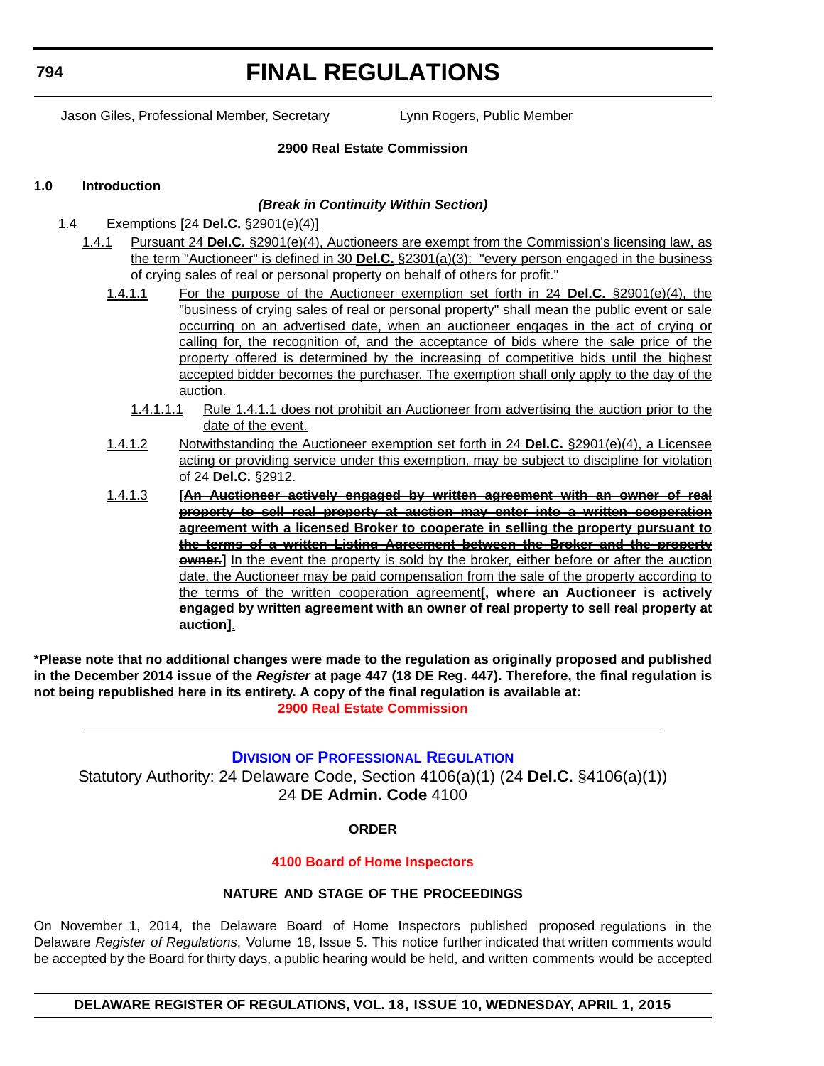Jason Giles, Professional Member, Secretary Lynn Rogers, Public Member

**2900 Real Estate Commission**

**1.0 Introduction**

***(Break in Continuity Within Section)***

<u>1.4 Exemptions [24 **Del.C.** §2901(e)(4)]</u>

<u>1.4.1 Pursuant 24 **Del.C.** §2901(e)(4), Auctioneers are exempt from the Commission's licensing law, as the term "Auctioneer" is defined in 30 **Del.C.** §2301(a)(3): "every person engaged in the business of crying sales of real or personal property on behalf of others for profit."</u>

<u>1.4.1.1 For the purpose of the Auctioneer exemption set forth in 24 **Del.C.** §2901(e)(4), the "business of crying sales of real or personal property" shall mean the public event or sale occurring on an advertised date, when an auctioneer engages in the act of crying or calling for, the recognition of, and the acceptance of bids where the sale price of the property offered is determined by the increasing of competitive bids until the highest accepted bidder becomes the purchaser. The exemption shall only apply to the day of the auction.</u>

<u>1.4.1.1.1 Rule 1.4.1.1 does not prohibit an Auctioneer from advertising the auction prior to the date of the event.</u>

<u>1.4.1.2 Notwithstanding the Auctioneer exemption set forth in 24 **Del.C.** §2901(e)(4), a Licensee acting or providing service under this exemption, may be subject to discipline for violation of 24 **Del.C.** §2912.</u>

<u>1.4.1.3</u> **[~~An Auctioneer actively engaged by written agreement with an owner of real property to sell real property at auction may enter into a written cooperation agreement with a licensed Broker to cooperate in selling the property pursuant to the terms of a written Listing Agreement between the Broker and the property owner.~~]** <u>In the event the property is sold by the broker, either before or after the auction date, the Auctioneer may be paid compensation from the sale of the property according to the terms of the written cooperation agreement</u>**[, where an Auctioneer is actively engaged by written agreement with an owner of real property to sell real property at auction]**<u>.</u>

**\*Please note that no additional changes were made to the regulation as originally proposed and published in the December 2014 issue of the *Register* at page 447 (18 DE Reg. 447). Therefore, the final regulation is not being republished here in its entirety. A copy of the final regulation is available at:**

**2900 Real Estate Commission**

---

## DIVISION OF PROFESSIONAL REGULATION

Statutory Authority: 24 Delaware Code, Section 4106(a)(1) (24 **Del.C.** §4106(a)(1))
24 **DE Admin. Code** 4100

**ORDER**

**4100 Board of Home Inspectors**

**NATURE AND STAGE OF THE PROCEEDINGS**

On November 1, 2014, the Delaware Board of Home Inspectors published proposed regulations in the Delaware *Register of Regulations*, Volume 18, Issue 5. This notice further indicated that written comments would be accepted by the Board for thirty days, a public hearing would be held, and written comments would be accepted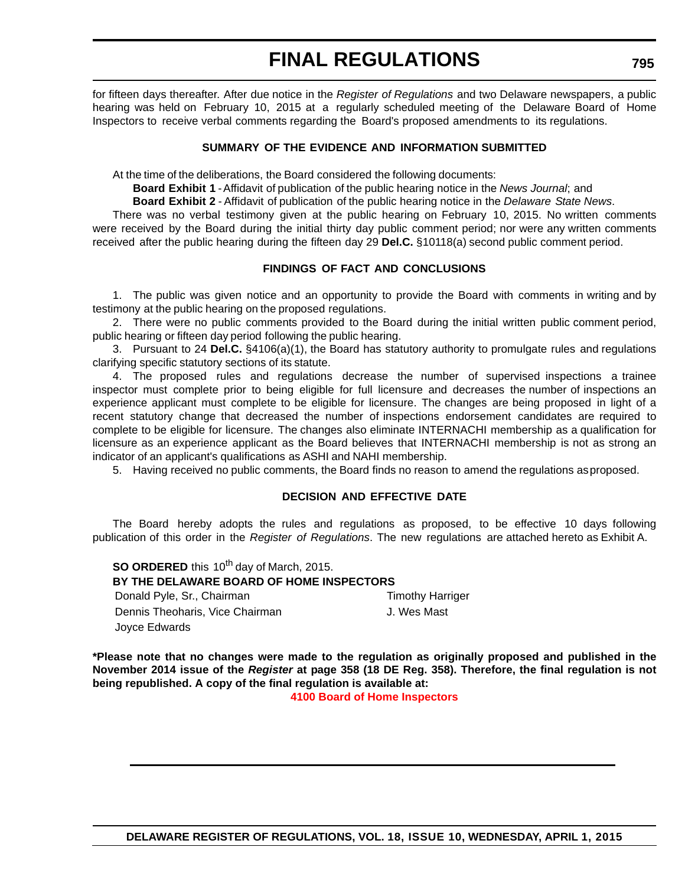for fifteen days thereafter. After due notice in the *Register of Regulations* and two Delaware newspapers, a public hearing was held on February 10, 2015 at a regularly scheduled meeting of the Delaware Board of Home Inspectors to receive verbal comments regarding the Board's proposed amendments to its regulations.

### SUMMARY OF THE EVIDENCE AND INFORMATION SUBMITTED

At the time of the deliberations, the Board considered the following documents:

**Board Exhibit 1** - Affidavit of publication of the public hearing notice in the *News Journal*; and

**Board Exhibit 2** - Affidavit of publication of the public hearing notice in the *Delaware State News*.

There was no verbal testimony given at the public hearing on February 10, 2015. No written comments were received by the Board during the initial thirty day public comment period; nor were any written comments received after the public hearing during the fifteen day 29 **Del.C.** §10118(a) second public comment period.

### FINDINGS OF FACT AND CONCLUSIONS

1. The public was given notice and an opportunity to provide the Board with comments in writing and by testimony at the public hearing on the proposed regulations.

2. There were no public comments provided to the Board during the initial written public comment period, public hearing or fifteen day period following the public hearing.

3. Pursuant to 24 **Del.C.** §4106(a)(1), the Board has statutory authority to promulgate rules and regulations clarifying specific statutory sections of its statute.

4. The proposed rules and regulations decrease the number of supervised inspections a trainee inspector must complete prior to being eligible for full licensure and decreases the number of inspections an experience applicant must complete to be eligible for licensure. The changes are being proposed in light of a recent statutory change that decreased the number of inspections endorsement candidates are required to complete to be eligible for licensure. The changes also eliminate INTERNACHI membership as a qualification for licensure as an experience applicant as the Board believes that INTERNACHI membership is not as strong an indicator of an applicant's qualifications as ASHI and NAHI membership.

5. Having received no public comments, the Board finds no reason to amend the regulations as proposed.

### DECISION AND EFFECTIVE DATE

The Board hereby adopts the rules and regulations as proposed, to be effective 10 days following publication of this order in the *Register of Regulations*. The new regulations are attached hereto as Exhibit A.

**SO ORDERED** this 10th day of March, 2015.

**BY THE DELAWARE BOARD OF HOME INSPECTORS**

| | |
|---|---|
| Donald Pyle, Sr., Chairman | Timothy Harriger |
| Dennis Theoharis, Vice Chairman | J. Wes Mast |
| Joyce Edwards | |

**\*Please note that no changes were made to the regulation as originally proposed and published in the November 2014 issue of the *Register* at page 358 (18 DE Reg. 358). Therefore, the final regulation is not being republished. A copy of the final regulation is available at:**

**4100 Board of Home Inspectors**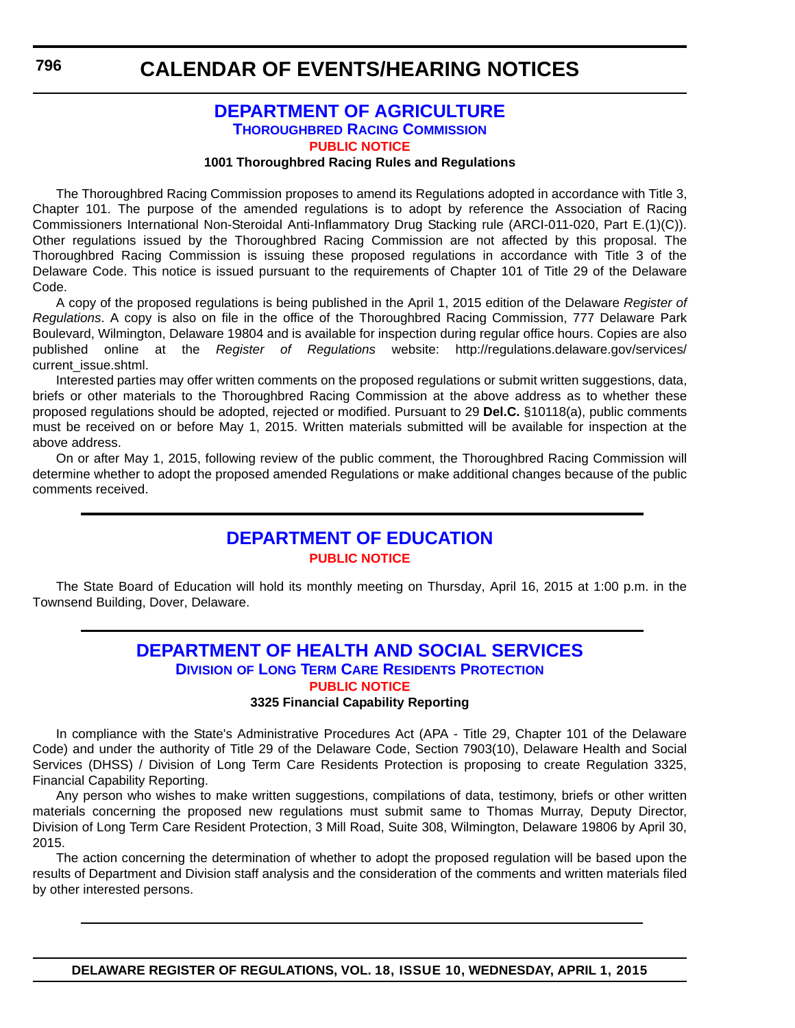# CALENDAR OF EVENTS/HEARING NOTICES

## DEPARTMENT OF AGRICULTURE

### Thoroughbred Racing Commission

### PUBLIC NOTICE

**1001 Thoroughbred Racing Rules and Regulations**

The Thoroughbred Racing Commission proposes to amend its Regulations adopted in accordance with Title 3, Chapter 101. The purpose of the amended regulations is to adopt by reference the Association of Racing Commissioners International Non-Steroidal Anti-Inflammatory Drug Stacking rule (ARCI-011-020, Part E.(1)(C)). Other regulations issued by the Thoroughbred Racing Commission are not affected by this proposal. The Thoroughbred Racing Commission is issuing these proposed regulations in accordance with Title 3 of the Delaware Code. This notice is issued pursuant to the requirements of Chapter 101 of Title 29 of the Delaware Code.

A copy of the proposed regulations is being published in the April 1, 2015 edition of the Delaware *Register of Regulations*. A copy is also on file in the office of the Thoroughbred Racing Commission, 777 Delaware Park Boulevard, Wilmington, Delaware 19804 and is available for inspection during regular office hours. Copies are also published online at the *Register of Regulations* website: http://regulations.delaware.gov/services/current_issue.shtml.

Interested parties may offer written comments on the proposed regulations or submit written suggestions, data, briefs or other materials to the Thoroughbred Racing Commission at the above address as to whether these proposed regulations should be adopted, rejected or modified. Pursuant to 29 **Del.C.** §10118(a), public comments must be received on or before May 1, 2015. Written materials submitted will be available for inspection at the above address.

On or after May 1, 2015, following review of the public comment, the Thoroughbred Racing Commission will determine whether to adopt the proposed amended Regulations or make additional changes because of the public comments received.

---

## DEPARTMENT OF EDUCATION

### PUBLIC NOTICE

The State Board of Education will hold its monthly meeting on Thursday, April 16, 2015 at 1:00 p.m. in the Townsend Building, Dover, Delaware.

---

## DEPARTMENT OF HEALTH AND SOCIAL SERVICES

### Division of Long Term Care Residents Protection

### PUBLIC NOTICE

**3325 Financial Capability Reporting**

In compliance with the State's Administrative Procedures Act (APA - Title 29, Chapter 101 of the Delaware Code) and under the authority of Title 29 of the Delaware Code, Section 7903(10), Delaware Health and Social Services (DHSS) / Division of Long Term Care Residents Protection is proposing to create Regulation 3325, Financial Capability Reporting.

Any person who wishes to make written suggestions, compilations of data, testimony, briefs or other written materials concerning the proposed new regulations must submit same to Thomas Murray, Deputy Director, Division of Long Term Care Resident Protection, 3 Mill Road, Suite 308, Wilmington, Delaware 19806 by April 30, 2015.

The action concerning the determination of whether to adopt the proposed regulation will be based upon the results of Department and Division staff analysis and the consideration of the comments and written materials filed by other interested persons.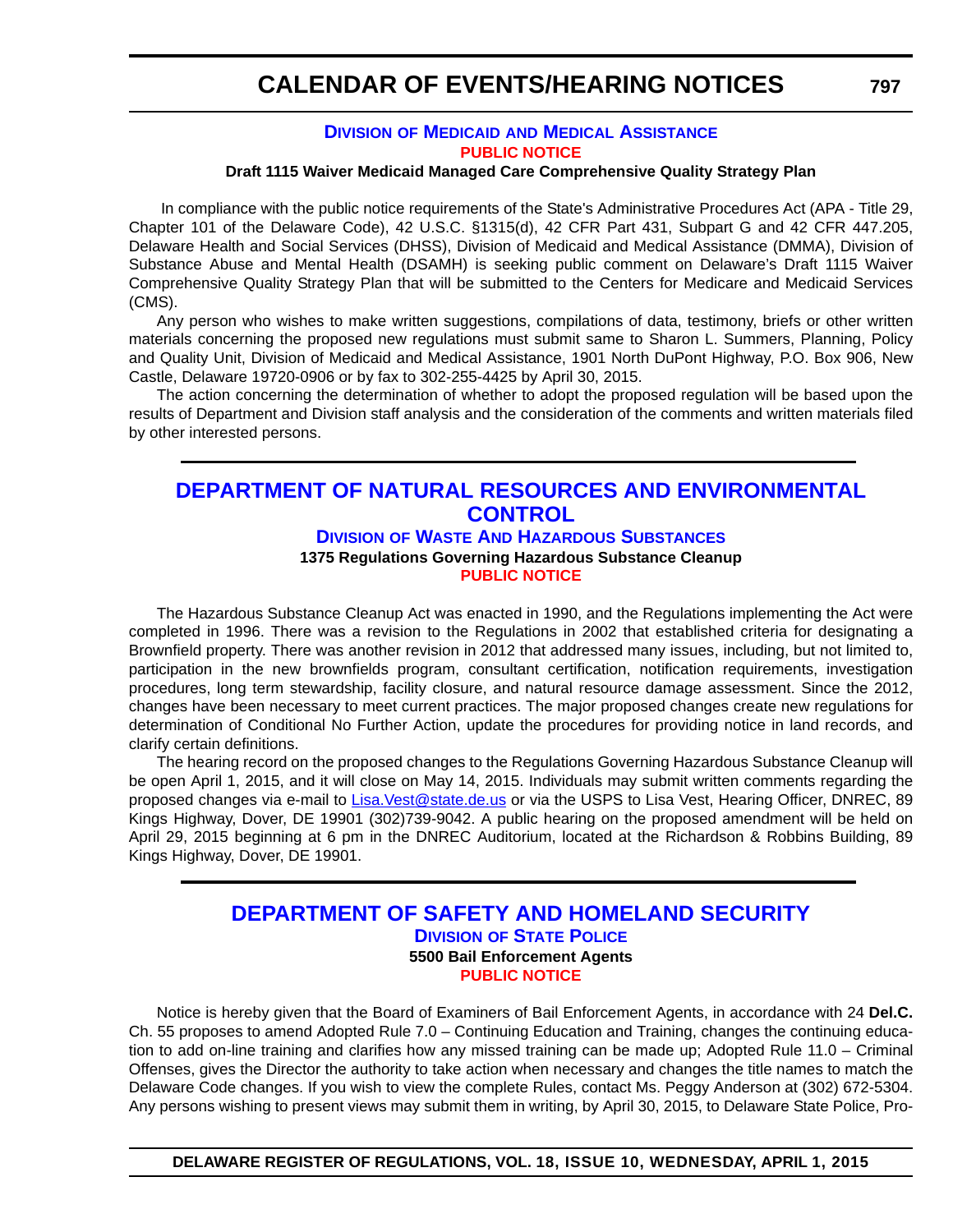# CALENDAR OF EVENTS/HEARING NOTICES

### DIVISION OF MEDICAID AND MEDICAL ASSISTANCE
**PUBLIC NOTICE**

**Draft 1115 Waiver Medicaid Managed Care Comprehensive Quality Strategy Plan**

In compliance with the public notice requirements of the State's Administrative Procedures Act (APA - Title 29, Chapter 101 of the Delaware Code), 42 U.S.C. §1315(d), 42 CFR Part 431, Subpart G and 42 CFR 447.205, Delaware Health and Social Services (DHSS), Division of Medicaid and Medical Assistance (DMMA), Division of Substance Abuse and Mental Health (DSAMH) is seeking public comment on Delaware's Draft 1115 Waiver Comprehensive Quality Strategy Plan that will be submitted to the Centers for Medicare and Medicaid Services (CMS).

Any person who wishes to make written suggestions, compilations of data, testimony, briefs or other written materials concerning the proposed new regulations must submit same to Sharon L. Summers, Planning, Policy and Quality Unit, Division of Medicaid and Medical Assistance, 1901 North DuPont Highway, P.O. Box 906, New Castle, Delaware 19720-0906 or by fax to 302-255-4425 by April 30, 2015.

The action concerning the determination of whether to adopt the proposed regulation will be based upon the results of Department and Division staff analysis and the consideration of the comments and written materials filed by other interested persons.

## DEPARTMENT OF NATURAL RESOURCES AND ENVIRONMENTAL CONTROL

### DIVISION OF WASTE AND HAZARDOUS SUBSTANCES

**1375 Regulations Governing Hazardous Substance Cleanup**

**PUBLIC NOTICE**

The Hazardous Substance Cleanup Act was enacted in 1990, and the Regulations implementing the Act were completed in 1996. There was a revision to the Regulations in 2002 that established criteria for designating a Brownfield property. There was another revision in 2012 that addressed many issues, including, but not limited to, participation in the new brownfields program, consultant certification, notification requirements, investigation procedures, long term stewardship, facility closure, and natural resource damage assessment. Since the 2012, changes have been necessary to meet current practices. The major proposed changes create new regulations for determination of Conditional No Further Action, update the procedures for providing notice in land records, and clarify certain definitions.

The hearing record on the proposed changes to the Regulations Governing Hazardous Substance Cleanup will be open April 1, 2015, and it will close on May 14, 2015. Individuals may submit written comments regarding the proposed changes via e-mail to Lisa.Vest@state.de.us or via the USPS to Lisa Vest, Hearing Officer, DNREC, 89 Kings Highway, Dover, DE 19901 (302)739-9042. A public hearing on the proposed amendment will be held on April 29, 2015 beginning at 6 pm in the DNREC Auditorium, located at the Richardson & Robbins Building, 89 Kings Highway, Dover, DE 19901.

## DEPARTMENT OF SAFETY AND HOMELAND SECURITY

### DIVISION OF STATE POLICE

**5500 Bail Enforcement Agents**

**PUBLIC NOTICE**

Notice is hereby given that the Board of Examiners of Bail Enforcement Agents, in accordance with 24 **Del.C.** Ch. 55 proposes to amend Adopted Rule 7.0 – Continuing Education and Training, changes the continuing education to add on-line training and clarifies how any missed training can be made up; Adopted Rule 11.0 – Criminal Offenses, gives the Director the authority to take action when necessary and changes the title names to match the Delaware Code changes. If you wish to view the complete Rules, contact Ms. Peggy Anderson at (302) 672-5304. Any persons wishing to present views may submit them in writing, by April 30, 2015, to Delaware State Police, Pro-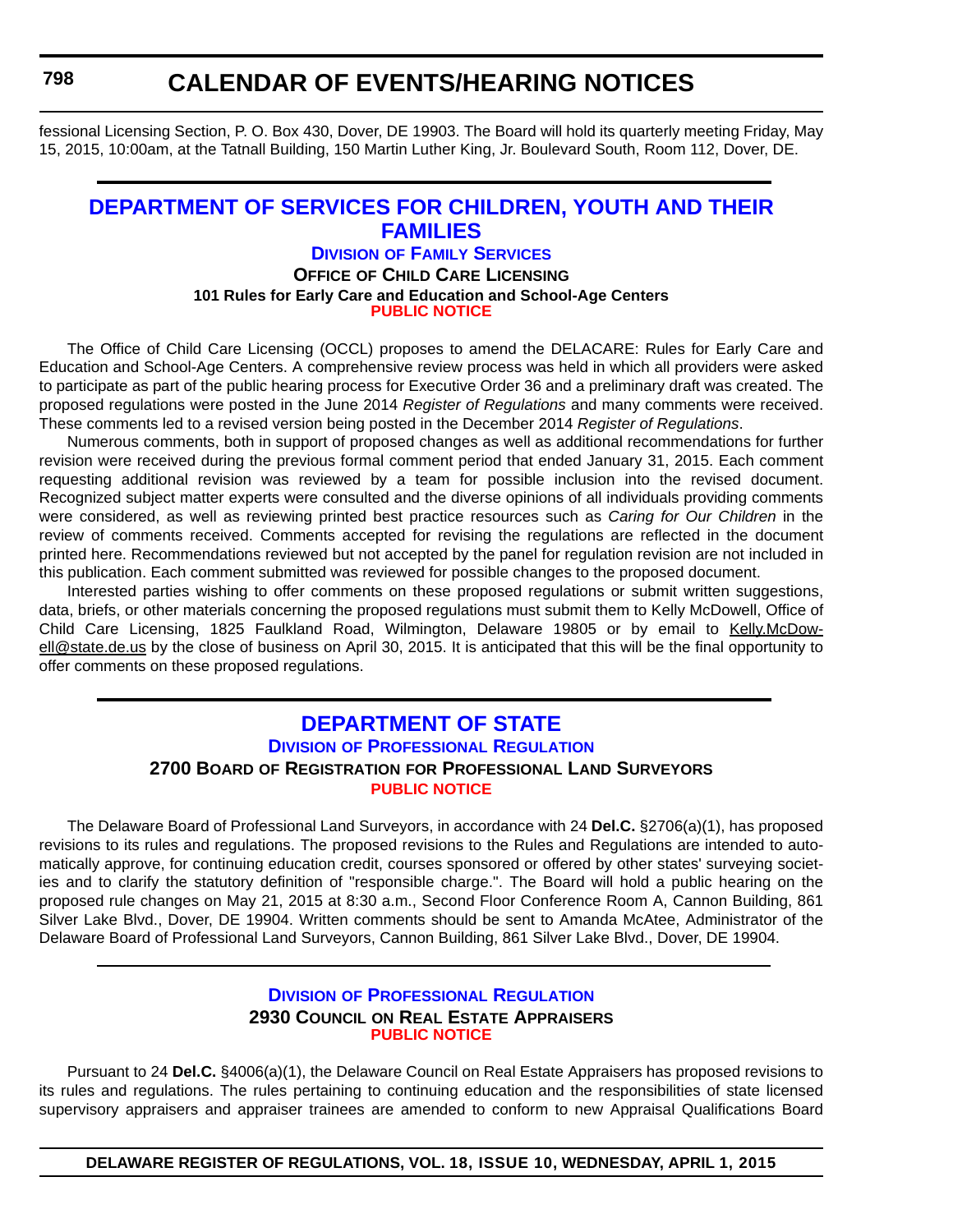fessional Licensing Section, P. O. Box 430, Dover, DE 19903. The Board will hold its quarterly meeting Friday, May 15, 2015, 10:00am, at the Tatnall Building, 150 Martin Luther King, Jr. Boulevard South, Room 112, Dover, DE.

## DEPARTMENT OF SERVICES FOR CHILDREN, YOUTH AND THEIR FAMILIES

### Division of Family Services

**Office of Child Care Licensing**

**101 Rules for Early Care and Education and School-Age Centers**

**PUBLIC NOTICE**

The Office of Child Care Licensing (OCCL) proposes to amend the DELACARE: Rules for Early Care and Education and School-Age Centers. A comprehensive review process was held in which all providers were asked to participate as part of the public hearing process for Executive Order 36 and a preliminary draft was created. The proposed regulations were posted in the June 2014 *Register of Regulations* and many comments were received. These comments led to a revised version being posted in the December 2014 *Register of Regulations*.

Numerous comments, both in support of proposed changes as well as additional recommendations for further revision were received during the previous formal comment period that ended January 31, 2015. Each comment requesting additional revision was reviewed by a team for possible inclusion into the revised document. Recognized subject matter experts were consulted and the diverse opinions of all individuals providing comments were considered, as well as reviewing printed best practice resources such as *Caring for Our Children* in the review of comments received. Comments accepted for revising the regulations are reflected in the document printed here. Recommendations reviewed but not accepted by the panel for regulation revision are not included in this publication. Each comment submitted was reviewed for possible changes to the proposed document.

Interested parties wishing to offer comments on these proposed regulations or submit written suggestions, data, briefs, or other materials concerning the proposed regulations must submit them to Kelly McDowell, Office of Child Care Licensing, 1825 Faulkland Road, Wilmington, Delaware 19805 or by email to Kelly.McDowell@state.de.us by the close of business on April 30, 2015. It is anticipated that this will be the final opportunity to offer comments on these proposed regulations.

## DEPARTMENT OF STATE

### Division of Professional Regulation

**2700 Board of Registration for Professional Land Surveyors**

**PUBLIC NOTICE**

The Delaware Board of Professional Land Surveyors, in accordance with 24 **Del.C.** §2706(a)(1), has proposed revisions to its rules and regulations. The proposed revisions to the Rules and Regulations are intended to automatically approve, for continuing education credit, courses sponsored or offered by other states' surveying societies and to clarify the statutory definition of "responsible charge.". The Board will hold a public hearing on the proposed rule changes on May 21, 2015 at 8:30 a.m., Second Floor Conference Room A, Cannon Building, 861 Silver Lake Blvd., Dover, DE 19904. Written comments should be sent to Amanda McAtee, Administrator of the Delaware Board of Professional Land Surveyors, Cannon Building, 861 Silver Lake Blvd., Dover, DE 19904.

### Division of Professional Regulation

**2930 Council on Real Estate Appraisers**

**PUBLIC NOTICE**

Pursuant to 24 **Del.C.** §4006(a)(1), the Delaware Council on Real Estate Appraisers has proposed revisions to its rules and regulations. The rules pertaining to continuing education and the responsibilities of state licensed supervisory appraisers and appraiser trainees are amended to conform to new Appraisal Qualifications Board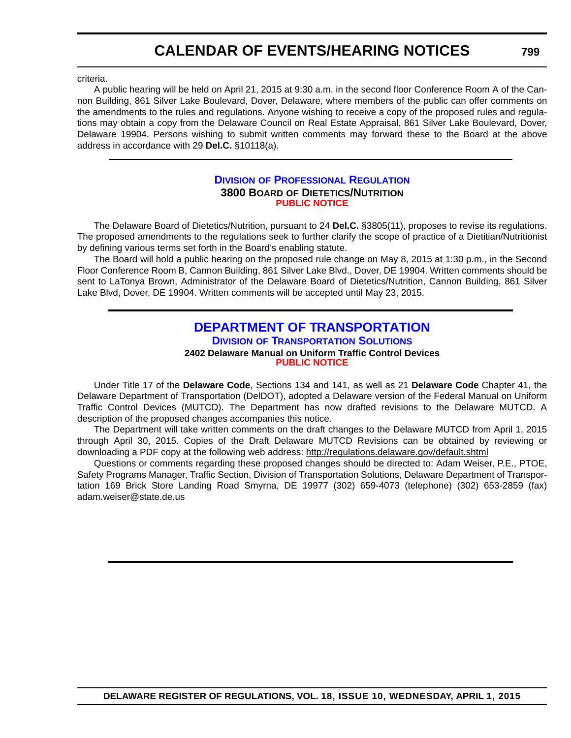criteria.

A public hearing will be held on April 21, 2015 at 9:30 a.m. in the second floor Conference Room A of the Cannon Building, 861 Silver Lake Boulevard, Dover, Delaware, where members of the public can offer comments on the amendments to the rules and regulations. Anyone wishing to receive a copy of the proposed rules and regulations may obtain a copy from the Delaware Council on Real Estate Appraisal, 861 Silver Lake Boulevard, Dover, Delaware 19904. Persons wishing to submit written comments may forward these to the Board at the above address in accordance with 29 **Del.C.** §10118(a).

---

### Division of Professional Regulation
### 3800 Board of Dietetics/Nutrition
### Public Notice

The Delaware Board of Dietetics/Nutrition, pursuant to 24 **Del.C.** §3805(11), proposes to revise its regulations. The proposed amendments to the regulations seek to further clarify the scope of practice of a Dietitian/Nutritionist by defining various terms set forth in the Board's enabling statute.

The Board will hold a public hearing on the proposed rule change on May 8, 2015 at 1:30 p.m., in the Second Floor Conference Room B, Cannon Building, 861 Silver Lake Blvd., Dover, DE 19904. Written comments should be sent to LaTonya Brown, Administrator of the Delaware Board of Dietetics/Nutrition, Cannon Building, 861 Silver Lake Blvd, Dover, DE 19904. Written comments will be accepted until May 23, 2015.

---

## Department of Transportation
### Division of Transportation Solutions
### 2402 Delaware Manual on Uniform Traffic Control Devices
### Public Notice

Under Title 17 of the **Delaware Code**, Sections 134 and 141, as well as 21 **Delaware Code** Chapter 41, the Delaware Department of Transportation (DelDOT), adopted a Delaware version of the Federal Manual on Uniform Traffic Control Devices (MUTCD). The Department has now drafted revisions to the Delaware MUTCD. A description of the proposed changes accompanies this notice.

The Department will take written comments on the draft changes to the Delaware MUTCD from April 1, 2015 through April 30, 2015. Copies of the Draft Delaware MUTCD Revisions can be obtained by reviewing or downloading a PDF copy at the following web address: http://regulations.delaware.gov/default.shtml

Questions or comments regarding these proposed changes should be directed to: Adam Weiser, P.E., PTOE, Safety Programs Manager, Traffic Section, Division of Transportation Solutions, Delaware Department of Transportation 169 Brick Store Landing Road Smyrna, DE 19977 (302) 659-4073 (telephone) (302) 653-2859 (fax) adam.weiser@state.de.us